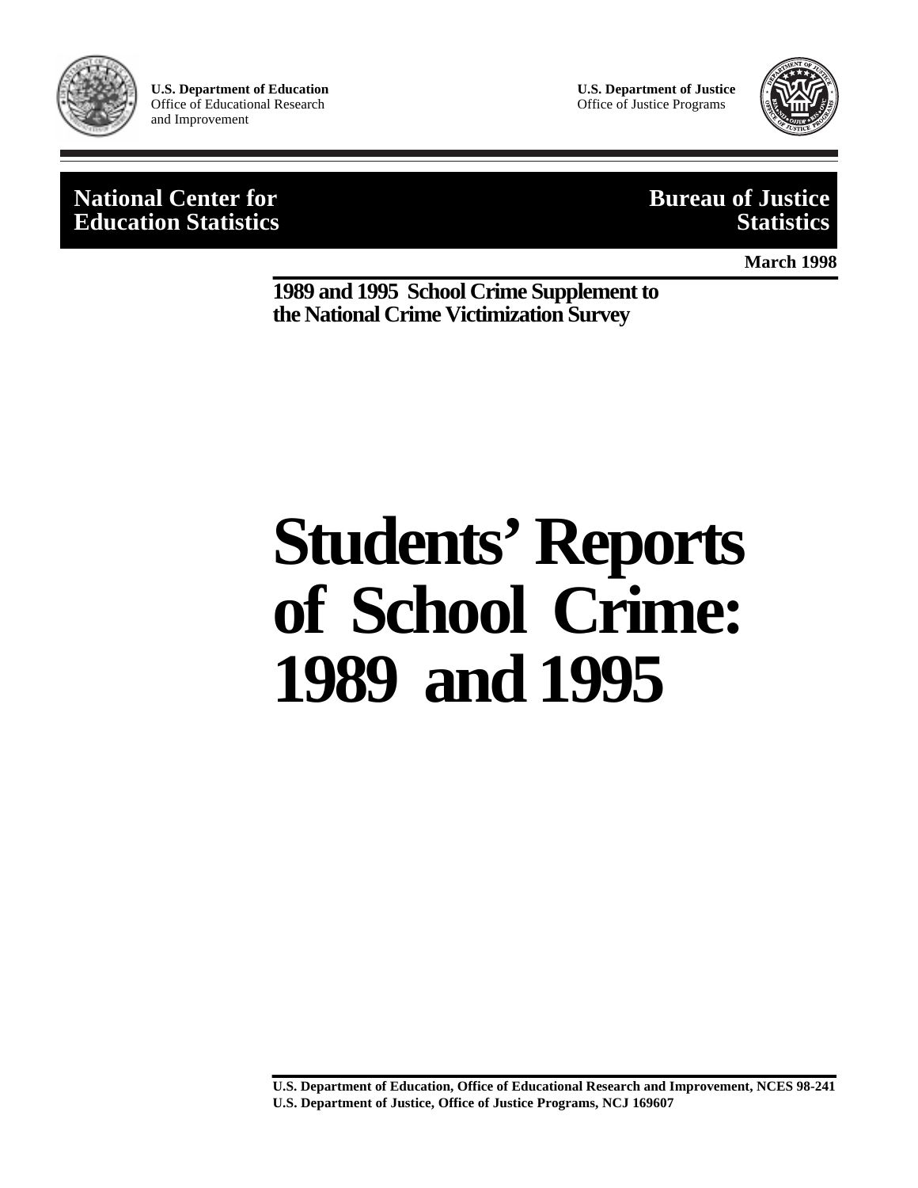**U.S. Department of Education**
Office of Educational Research
and Improvement

**U.S. Department of Justice**
Office of Justice Programs

**National Center for Education Statistics**

**Bureau of Justice Statistics**

**March 1998**

**1989 and 1995 School Crime Supplement to the National Crime Victimization Survey**

# Students' Reports of School Crime: 1989 and 1995

**U.S. Department of Education, Office of Educational Research and Improvement, NCES 98-241**
**U.S. Department of Justice, Office of Justice Programs, NCJ 169607**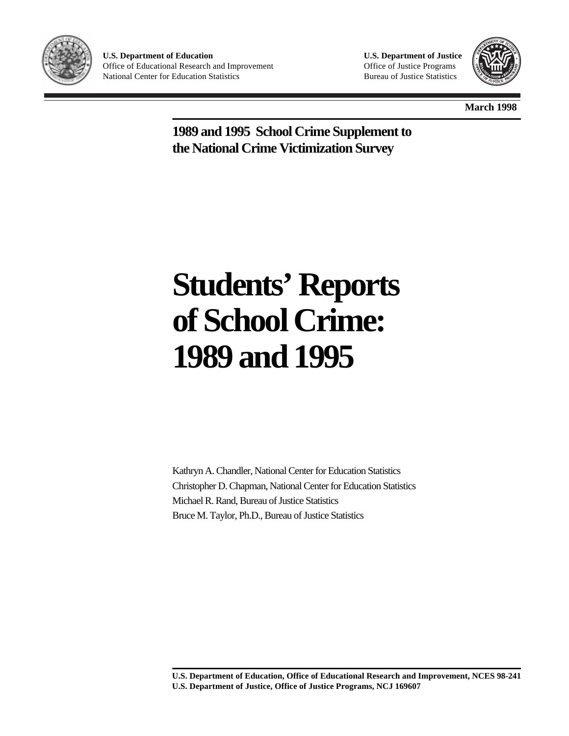**U.S. Department of Education**
Office of Educational Research and Improvement
National Center for Education Statistics

**U.S. Department of Justice**
Office of Justice Programs
Bureau of Justice Statistics

**March 1998**

**1989 and 1995 School Crime Supplement to the National Crime Victimization Survey**

# Students' Reports of School Crime: 1989 and 1995

Kathryn A. Chandler, National Center for Education Statistics
Christopher D. Chapman, National Center for Education Statistics
Michael R. Rand, Bureau of Justice Statistics
Bruce M. Taylor, Ph.D., Bureau of Justice Statistics

**U.S. Department of Education, Office of Educational Research and Improvement, NCES 98-241**
**U.S. Department of Justice, Office of Justice Programs, NCJ 169607**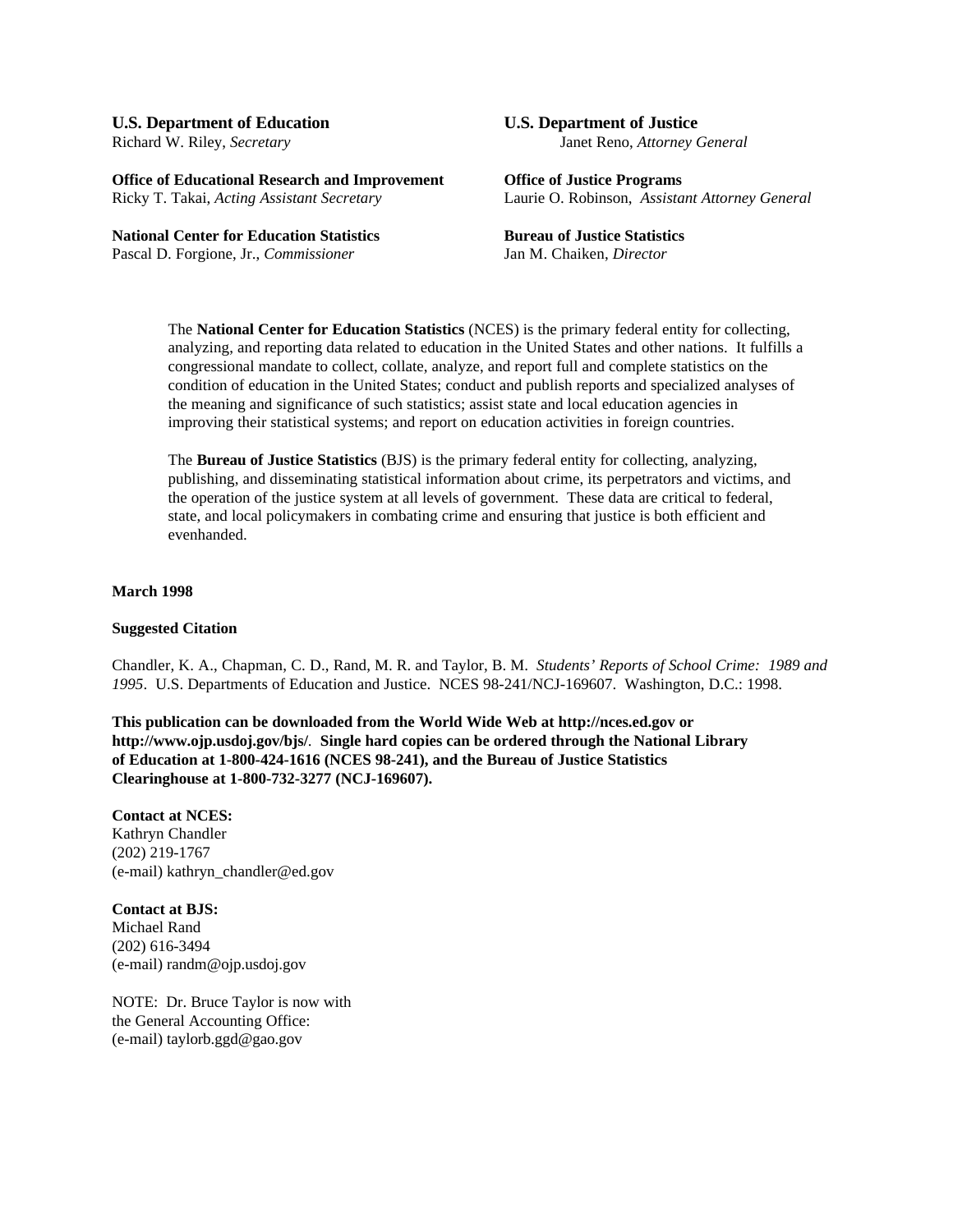**U.S. Department of Education**
Richard W. Riley, *Secretary*

**Office of Educational Research and Improvement**
Ricky T. Takai, *Acting Assistant Secretary*

**National Center for Education Statistics**
Pascal D. Forgione, Jr., *Commissioner*

**U.S. Department of Justice**
Janet Reno, *Attorney General*

**Office of Justice Programs**
Laurie O. Robinson, *Assistant Attorney General*

**Bureau of Justice Statistics**
Jan M. Chaiken, *Director*

The **National Center for Education Statistics** (NCES) is the primary federal entity for collecting, analyzing, and reporting data related to education in the United States and other nations. It fulfills a congressional mandate to collect, collate, analyze, and report full and complete statistics on the condition of education in the United States; conduct and publish reports and specialized analyses of the meaning and significance of such statistics; assist state and local education agencies in improving their statistical systems; and report on education activities in foreign countries.

The **Bureau of Justice Statistics** (BJS) is the primary federal entity for collecting, analyzing, publishing, and disseminating statistical information about crime, its perpetrators and victims, and the operation of the justice system at all levels of government. These data are critical to federal, state, and local policymakers in combating crime and ensuring that justice is both efficient and evenhanded.

**March 1998**

**Suggested Citation**

Chandler, K. A., Chapman, C. D., Rand, M. R. and Taylor, B. M. *Students' Reports of School Crime: 1989 and 1995*. U.S. Departments of Education and Justice. NCES 98-241/NCJ-169607. Washington, D.C.: 1998.

**This publication can be downloaded from the World Wide Web at http://nces.ed.gov or http://www.ojp.usdoj.gov/bjs/. Single hard copies can be ordered through the National Library of Education at 1-800-424-1616 (NCES 98-241), and the Bureau of Justice Statistics Clearinghouse at 1-800-732-3277 (NCJ-169607).**

**Contact at NCES:**
Kathryn Chandler
(202) 219-1767
(e-mail) kathryn_chandler@ed.gov

**Contact at BJS:**
Michael Rand
(202) 616-3494
(e-mail) randm@ojp.usdoj.gov

NOTE: Dr. Bruce Taylor is now with
the General Accounting Office:
(e-mail) taylorb.ggd@gao.gov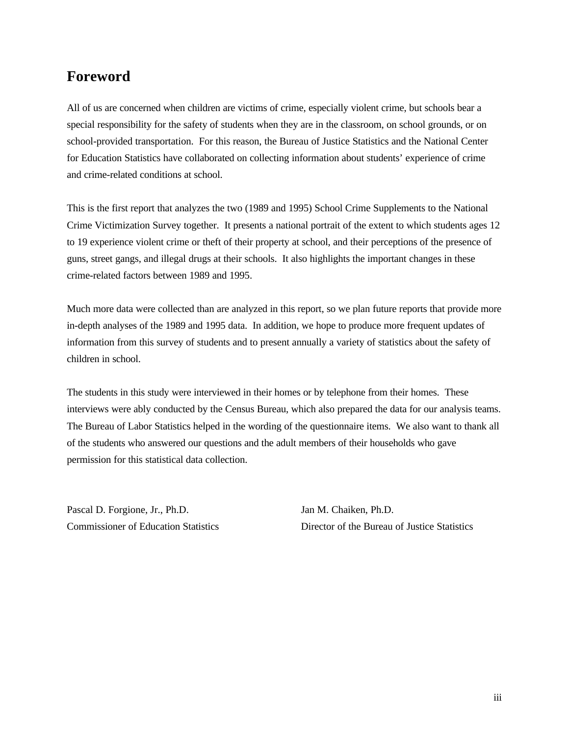# Foreword

All of us are concerned when children are victims of crime, especially violent crime, but schools bear a special responsibility for the safety of students when they are in the classroom, on school grounds, or on school-provided transportation. For this reason, the Bureau of Justice Statistics and the National Center for Education Statistics have collaborated on collecting information about students' experience of crime and crime-related conditions at school.

This is the first report that analyzes the two (1989 and 1995) School Crime Supplements to the National Crime Victimization Survey together. It presents a national portrait of the extent to which students ages 12 to 19 experience violent crime or theft of their property at school, and their perceptions of the presence of guns, street gangs, and illegal drugs at their schools. It also highlights the important changes in these crime-related factors between 1989 and 1995.

Much more data were collected than are analyzed in this report, so we plan future reports that provide more in-depth analyses of the 1989 and 1995 data. In addition, we hope to produce more frequent updates of information from this survey of students and to present annually a variety of statistics about the safety of children in school.

The students in this study were interviewed in their homes or by telephone from their homes. These interviews were ably conducted by the Census Bureau, which also prepared the data for our analysis teams. The Bureau of Labor Statistics helped in the wording of the questionnaire items. We also want to thank all of the students who answered our questions and the adult members of their households who gave permission for this statistical data collection.

Pascal D. Forgione, Jr., Ph.D.
Commissioner of Education Statistics

Jan M. Chaiken, Ph.D.
Director of the Bureau of Justice Statistics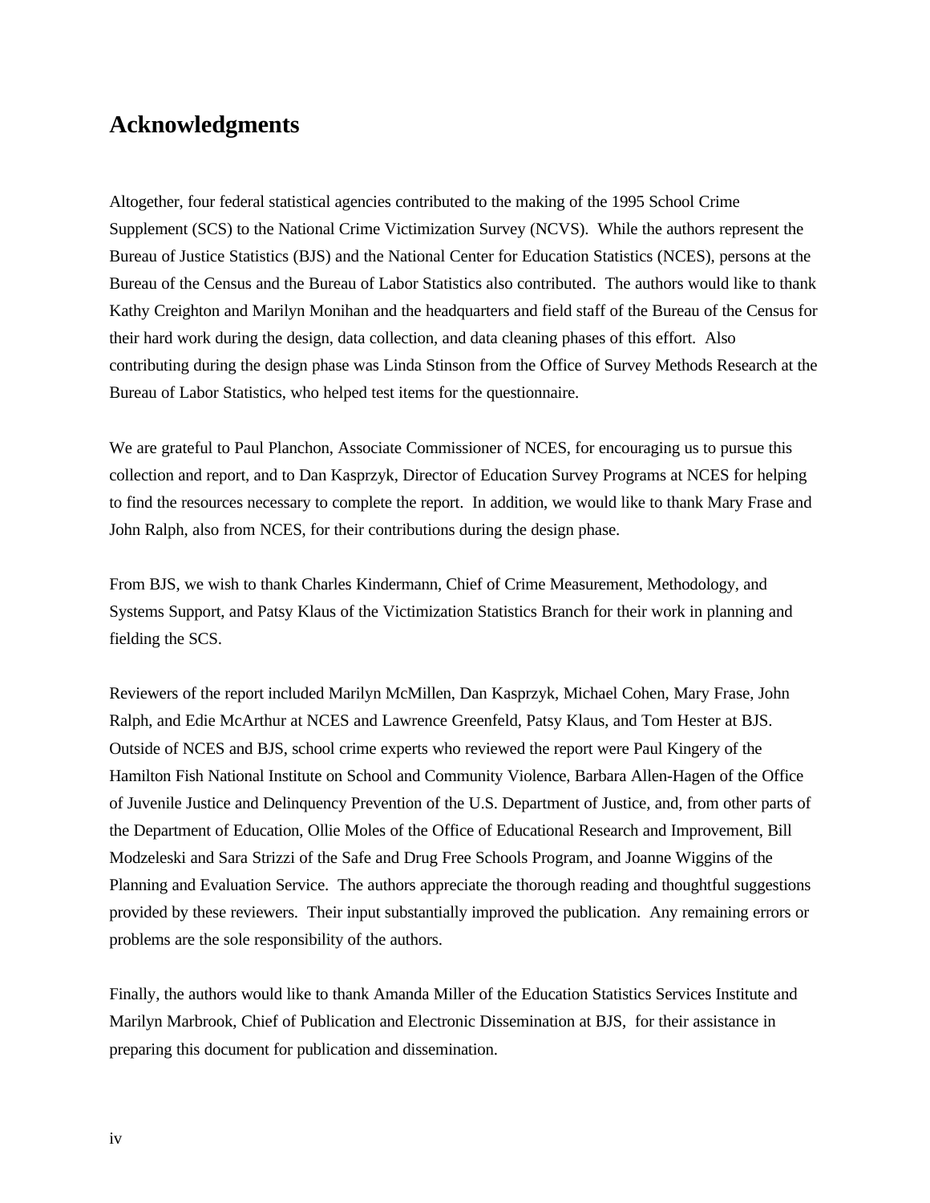# Acknowledgments

Altogether, four federal statistical agencies contributed to the making of the 1995 School Crime Supplement (SCS) to the National Crime Victimization Survey (NCVS). While the authors represent the Bureau of Justice Statistics (BJS) and the National Center for Education Statistics (NCES), persons at the Bureau of the Census and the Bureau of Labor Statistics also contributed. The authors would like to thank Kathy Creighton and Marilyn Monihan and the headquarters and field staff of the Bureau of the Census for their hard work during the design, data collection, and data cleaning phases of this effort. Also contributing during the design phase was Linda Stinson from the Office of Survey Methods Research at the Bureau of Labor Statistics, who helped test items for the questionnaire.

We are grateful to Paul Planchon, Associate Commissioner of NCES, for encouraging us to pursue this collection and report, and to Dan Kasprzyk, Director of Education Survey Programs at NCES for helping to find the resources necessary to complete the report. In addition, we would like to thank Mary Frase and John Ralph, also from NCES, for their contributions during the design phase.

From BJS, we wish to thank Charles Kindermann, Chief of Crime Measurement, Methodology, and Systems Support, and Patsy Klaus of the Victimization Statistics Branch for their work in planning and fielding the SCS.

Reviewers of the report included Marilyn McMillen, Dan Kasprzyk, Michael Cohen, Mary Frase, John Ralph, and Edie McArthur at NCES and Lawrence Greenfeld, Patsy Klaus, and Tom Hester at BJS. Outside of NCES and BJS, school crime experts who reviewed the report were Paul Kingery of the Hamilton Fish National Institute on School and Community Violence, Barbara Allen-Hagen of the Office of Juvenile Justice and Delinquency Prevention of the U.S. Department of Justice, and, from other parts of the Department of Education, Ollie Moles of the Office of Educational Research and Improvement, Bill Modzeleski and Sara Strizzi of the Safe and Drug Free Schools Program, and Joanne Wiggins of the Planning and Evaluation Service. The authors appreciate the thorough reading and thoughtful suggestions provided by these reviewers. Their input substantially improved the publication. Any remaining errors or problems are the sole responsibility of the authors.

Finally, the authors would like to thank Amanda Miller of the Education Statistics Services Institute and Marilyn Marbrook, Chief of Publication and Electronic Dissemination at BJS, for their assistance in preparing this document for publication and dissemination.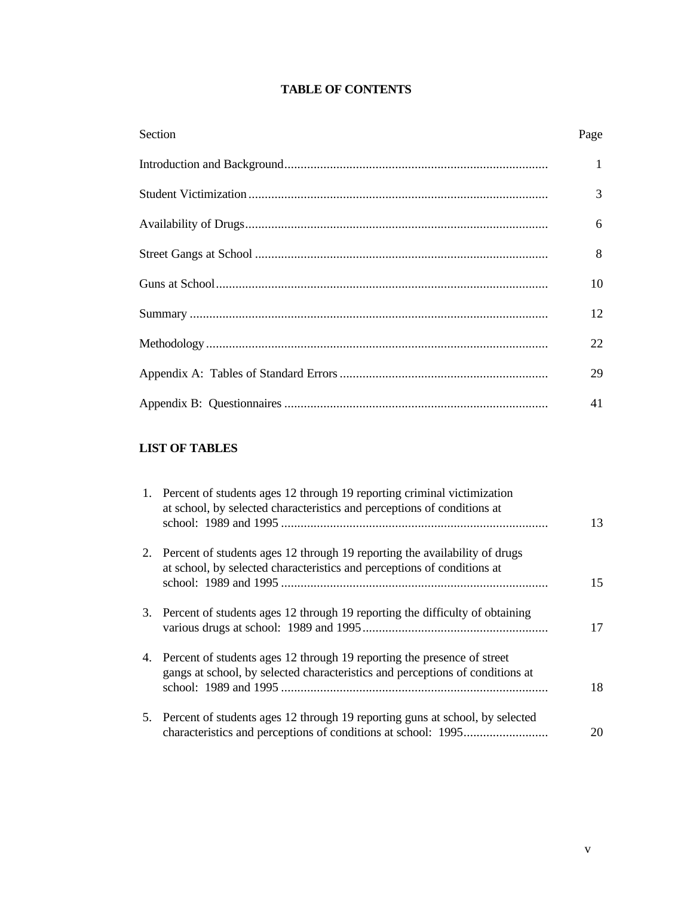# TABLE OF CONTENTS

| Section | Page |
|---|---|
| Introduction and Background | 1 |
| Student Victimization | 3 |
| Availability of Drugs | 6 |
| Street Gangs at School | 8 |
| Guns at School | 10 |
| Summary | 12 |
| Methodology | 22 |
| Appendix A: Tables of Standard Errors | 29 |
| Appendix B: Questionnaires | 41 |

## LIST OF TABLES

| | | |
|---|---|---|
| 1. | Percent of students ages 12 through 19 reporting criminal victimization at school, by selected characteristics and perceptions of conditions at school: 1989 and 1995 | 13 |
| 2. | Percent of students ages 12 through 19 reporting the availability of drugs at school, by selected characteristics and perceptions of conditions at school: 1989 and 1995 | 15 |
| 3. | Percent of students ages 12 through 19 reporting the difficulty of obtaining various drugs at school: 1989 and 1995 | 17 |
| 4. | Percent of students ages 12 through 19 reporting the presence of street gangs at school, by selected characteristics and perceptions of conditions at school: 1989 and 1995 | 18 |
| 5. | Percent of students ages 12 through 19 reporting guns at school, by selected characteristics and perceptions of conditions at school: 1995 | 20 |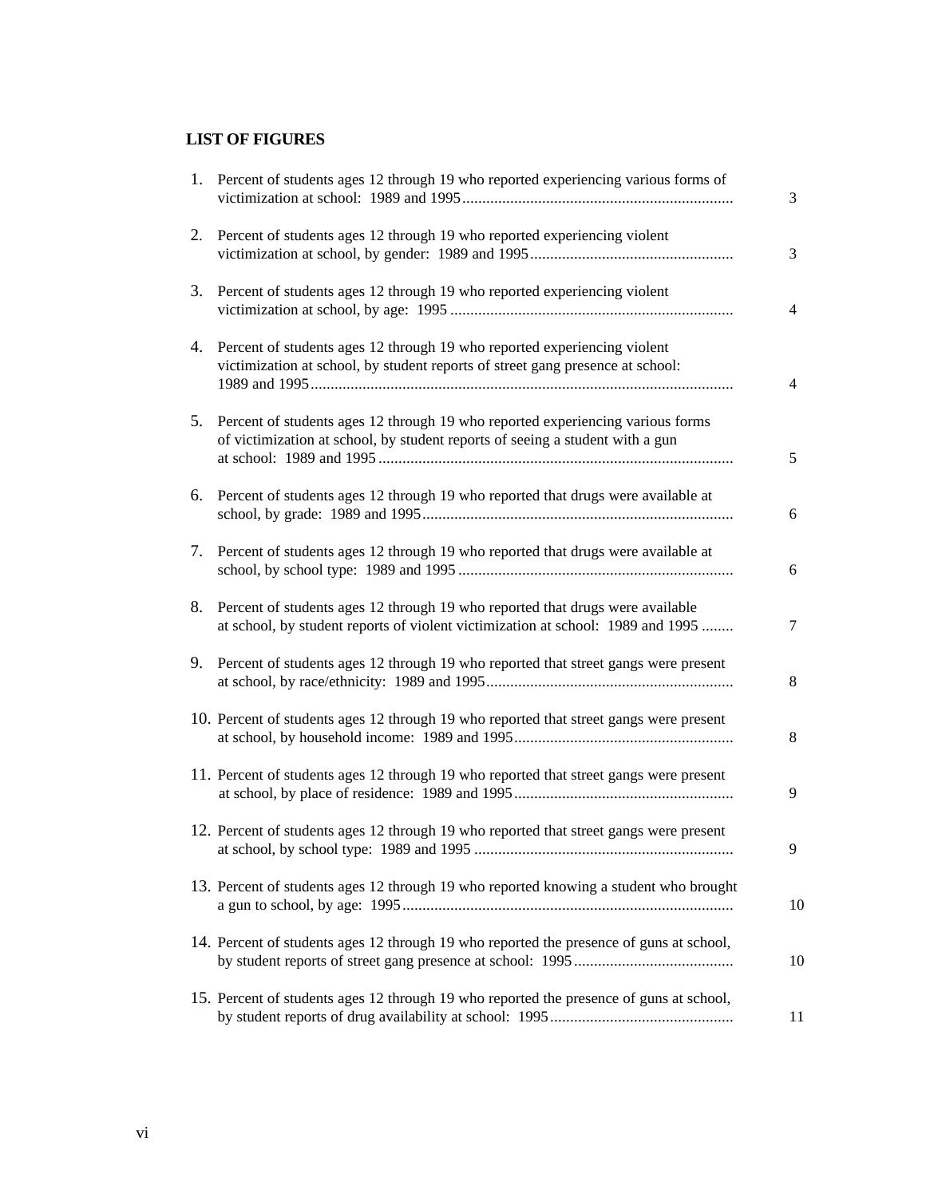## LIST OF FIGURES

1. Percent of students ages 12 through 19 who reported experiencing various forms of victimization at school: 1989 and 1995 .................................................................... 3

2. Percent of students ages 12 through 19 who reported experiencing violent victimization at school, by gender: 1989 and 1995 .................................................. 3

3. Percent of students ages 12 through 19 who reported experiencing violent victimization at school, by age: 1995 ....................................................................... 4

4. Percent of students ages 12 through 19 who reported experiencing violent victimization at school, by student reports of street gang presence at school: 1989 and 1995 ......................................................................................................... 4

5. Percent of students ages 12 through 19 who reported experiencing various forms of victimization at school, by student reports of seeing a student with a gun at school: 1989 and 1995 ......................................................................................... 5

6. Percent of students ages 12 through 19 who reported that drugs were available at school, by grade: 1989 and 1995 .............................................................................. 6

7. Percent of students ages 12 through 19 who reported that drugs were available at school, by school type: 1989 and 1995 ..................................................................... 6

8. Percent of students ages 12 through 19 who reported that drugs were available at school, by student reports of violent victimization at school: 1989 and 1995 ........ 7

9. Percent of students ages 12 through 19 who reported that street gangs were present at school, by race/ethnicity: 1989 and 1995 ............................................................. 8

10. Percent of students ages 12 through 19 who reported that street gangs were present at school, by household income: 1989 and 1995 ...................................................... 8

11. Percent of students ages 12 through 19 who reported that street gangs were present at school, by place of residence: 1989 and 1995 ...................................................... 9

12. Percent of students ages 12 through 19 who reported that street gangs were present at school, by school type: 1989 and 1995 ................................................................ 9

13. Percent of students ages 12 through 19 who reported knowing a student who brought a gun to school, by age: 1995 .................................................................................. 10

14. Percent of students ages 12 through 19 who reported the presence of guns at school, by student reports of street gang presence at school: 1995 ........................................ 10

15. Percent of students ages 12 through 19 who reported the presence of guns at school, by student reports of drug availability at school: 1995 ............................................. 11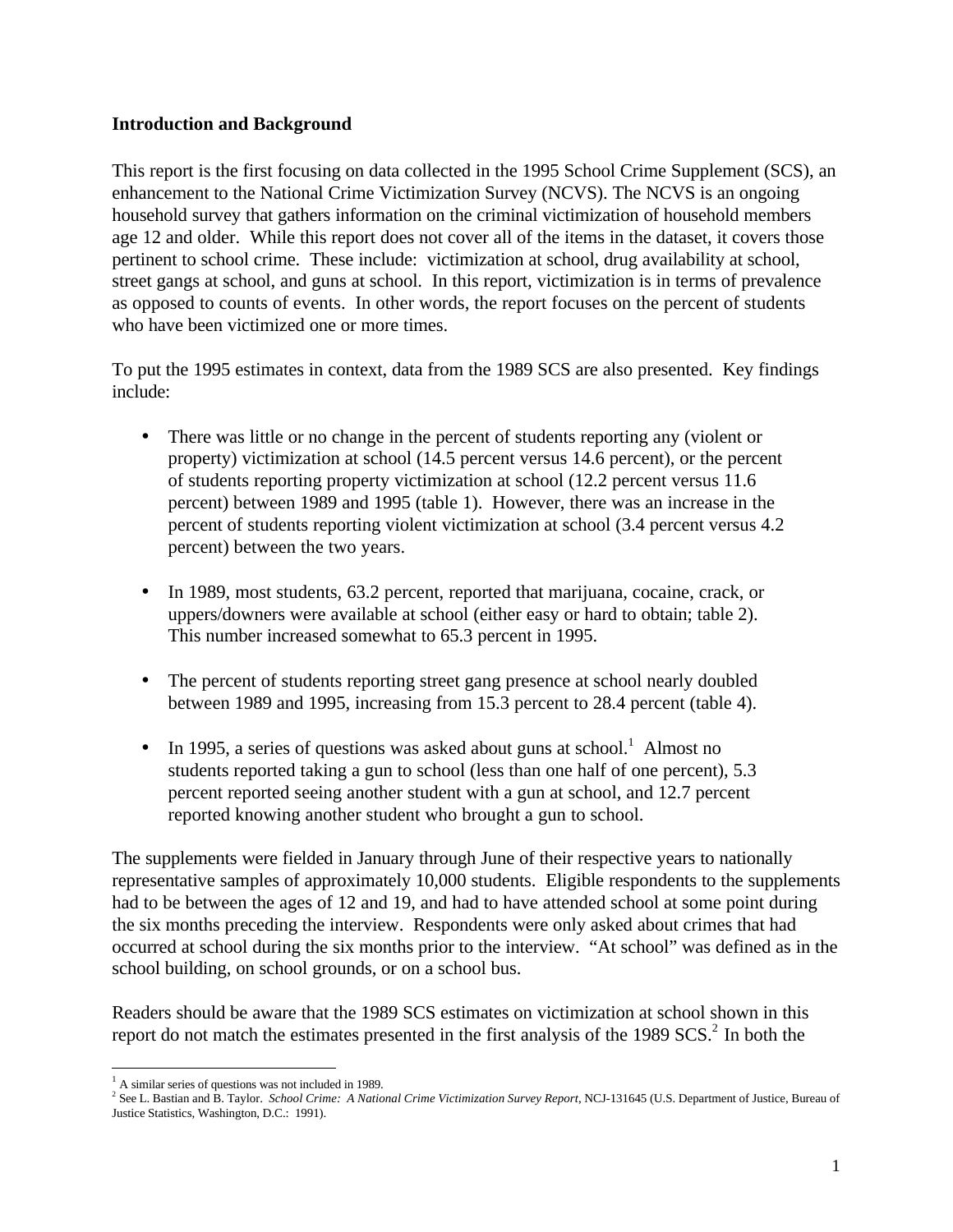**Introduction and Background**

This report is the first focusing on data collected in the 1995 School Crime Supplement (SCS), an enhancement to the National Crime Victimization Survey (NCVS). The NCVS is an ongoing household survey that gathers information on the criminal victimization of household members age 12 and older. While this report does not cover all of the items in the dataset, it covers those pertinent to school crime. These include: victimization at school, drug availability at school, street gangs at school, and guns at school. In this report, victimization is in terms of prevalence as opposed to counts of events. In other words, the report focuses on the percent of students who have been victimized one or more times.

To put the 1995 estimates in context, data from the 1989 SCS are also presented. Key findings include:

- There was little or no change in the percent of students reporting any (violent or property) victimization at school (14.5 percent versus 14.6 percent), or the percent of students reporting property victimization at school (12.2 percent versus 11.6 percent) between 1989 and 1995 (table 1). However, there was an increase in the percent of students reporting violent victimization at school (3.4 percent versus 4.2 percent) between the two years.

- In 1989, most students, 63.2 percent, reported that marijuana, cocaine, crack, or uppers/downers were available at school (either easy or hard to obtain; table 2). This number increased somewhat to 65.3 percent in 1995.

- The percent of students reporting street gang presence at school nearly doubled between 1989 and 1995, increasing from 15.3 percent to 28.4 percent (table 4).

- In 1995, a series of questions was asked about guns at school.[1] Almost no students reported taking a gun to school (less than one half of one percent), 5.3 percent reported seeing another student with a gun at school, and 12.7 percent reported knowing another student who brought a gun to school.

The supplements were fielded in January through June of their respective years to nationally representative samples of approximately 10,000 students. Eligible respondents to the supplements had to be between the ages of 12 and 19, and had to have attended school at some point during the six months preceding the interview. Respondents were only asked about crimes that had occurred at school during the six months prior to the interview. "At school" was defined as in the school building, on school grounds, or on a school bus.

Readers should be aware that the 1989 SCS estimates on victimization at school shown in this report do not match the estimates presented in the first analysis of the 1989 SCS.[2] In both the

[1] A similar series of questions was not included in 1989.

[2] See L. Bastian and B. Taylor. *School Crime: A National Crime Victimization Survey Report*, NCJ-131645 (U.S. Department of Justice, Bureau of Justice Statistics, Washington, D.C.: 1991).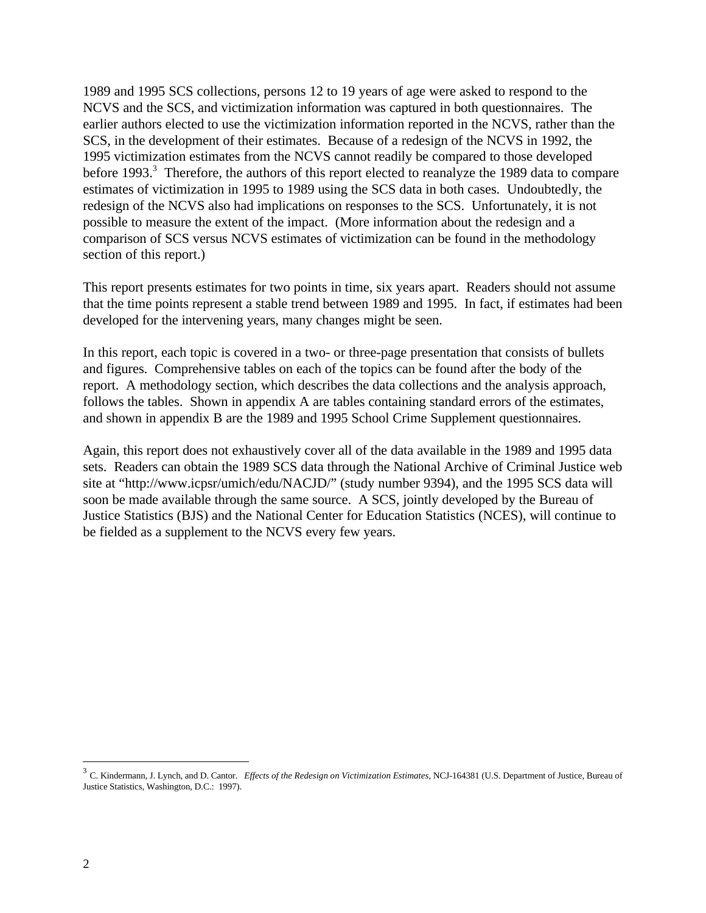1989 and 1995 SCS collections, persons 12 to 19 years of age were asked to respond to the NCVS and the SCS, and victimization information was captured in both questionnaires. The earlier authors elected to use the victimization information reported in the NCVS, rather than the SCS, in the development of their estimates. Because of a redesign of the NCVS in 1992, the 1995 victimization estimates from the NCVS cannot readily be compared to those developed before 1993.[3] Therefore, the authors of this report elected to reanalyze the 1989 data to compare estimates of victimization in 1995 to 1989 using the SCS data in both cases. Undoubtedly, the redesign of the NCVS also had implications on responses to the SCS. Unfortunately, it is not possible to measure the extent of the impact. (More information about the redesign and a comparison of SCS versus NCVS estimates of victimization can be found in the methodology section of this report.)

This report presents estimates for two points in time, six years apart. Readers should not assume that the time points represent a stable trend between 1989 and 1995. In fact, if estimates had been developed for the intervening years, many changes might be seen.

In this report, each topic is covered in a two- or three-page presentation that consists of bullets and figures. Comprehensive tables on each of the topics can be found after the body of the report. A methodology section, which describes the data collections and the analysis approach, follows the tables. Shown in appendix A are tables containing standard errors of the estimates, and shown in appendix B are the 1989 and 1995 School Crime Supplement questionnaires.

Again, this report does not exhaustively cover all of the data available in the 1989 and 1995 data sets. Readers can obtain the 1989 SCS data through the National Archive of Criminal Justice web site at "http://www.icpsr/umich/edu/NACJD/" (study number 9394), and the 1995 SCS data will soon be made available through the same source. A SCS, jointly developed by the Bureau of Justice Statistics (BJS) and the National Center for Education Statistics (NCES), will continue to be fielded as a supplement to the NCVS every few years.

---

[3] C. Kindermann, J. Lynch, and D. Cantor. *Effects of the Redesign on Victimization Estimates*, NCJ-164381 (U.S. Department of Justice, Bureau of Justice Statistics, Washington, D.C.: 1997).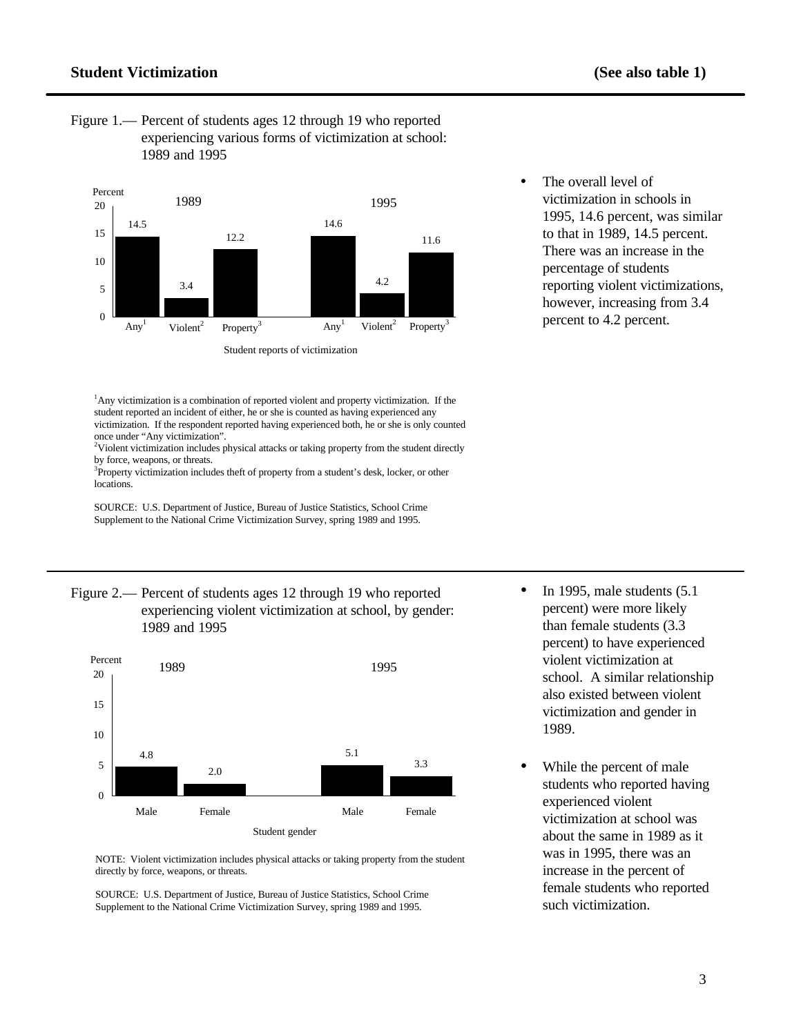## Student Victimization

**(See also table 1)**

Figure 1.— Percent of students ages 12 through 19 who reported experiencing various forms of victimization at school: 1989 and 1995

| Student reports of victimization | 1989 | 1995 |
|---|---|---|
| Any[1] | 14.5 | 14.6 |
| Violent[2] | 3.4 | 4.2 |
| Property[3] | 12.2 | 11.6 |

[1]Any victimization is a combination of reported violent and property victimization. If the student reported an incident of either, he or she is counted as having experienced any victimization. If the respondent reported having experienced both, he or she is only counted once under "Any victimization".
[2]Violent victimization includes physical attacks or taking property from the student directly by force, weapons, or threats.
[3]Property victimization includes theft of property from a student's desk, locker, or other locations.

SOURCE: U.S. Department of Justice, Bureau of Justice Statistics, School Crime Supplement to the National Crime Victimization Survey, spring 1989 and 1995.

- The overall level of victimization in schools in 1995, 14.6 percent, was similar to that in 1989, 14.5 percent. There was an increase in the percentage of students reporting violent victimizations, however, increasing from 3.4 percent to 4.2 percent.

Figure 2.— Percent of students ages 12 through 19 who reported experiencing violent victimization at school, by gender: 1989 and 1995

| Student gender | 1989 | 1995 |
|---|---|---|
| Male | 4.8 | 5.1 |
| Female | 2.0 | 3.3 |

NOTE: Violent victimization includes physical attacks or taking property from the student directly by force, weapons, or threats.

SOURCE: U.S. Department of Justice, Bureau of Justice Statistics, School Crime Supplement to the National Crime Victimization Survey, spring 1989 and 1995.

- In 1995, male students (5.1 percent) were more likely than female students (3.3 percent) to have experienced violent victimization at school. A similar relationship also existed between violent victimization and gender in 1989.

- While the percent of male students who reported having experienced violent victimization at school was about the same in 1989 as it was in 1995, there was an increase in the percent of female students who reported such victimization.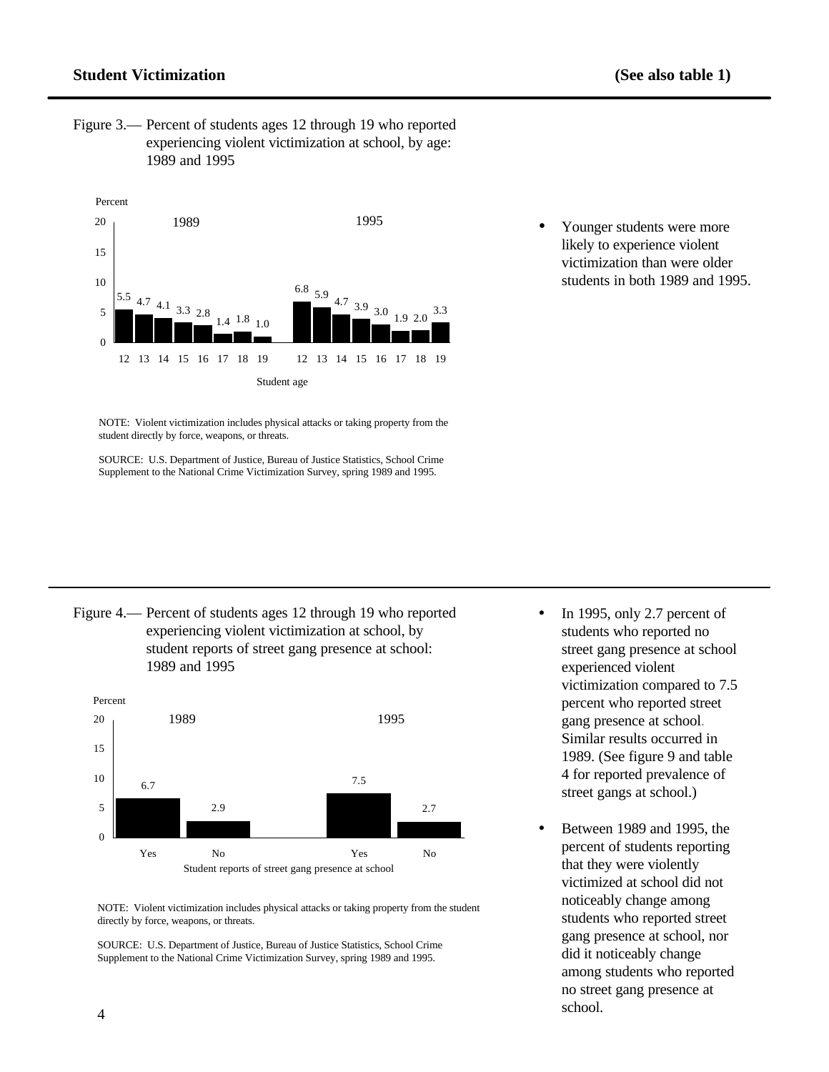## Student Victimization

**(See also table 1)**

Figure 3.— Percent of students ages 12 through 19 who reported experiencing violent victimization at school, by age: 1989 and 1995

| Student age | 1989 | 1995 |
|---|---|---|
| 12 | 5.5 | 6.8 |
| 13 | 4.7 | 5.9 |
| 14 | 4.1 | 4.7 |
| 15 | 3.3 | 3.9 |
| 16 | 2.8 | 3.0 |
| 17 | 1.4 | 1.9 |
| 18 | 1.8 | 2.0 |
| 19 | 1.0 | 3.3 |

NOTE: Violent victimization includes physical attacks or taking property from the student directly by force, weapons, or threats.

SOURCE: U.S. Department of Justice, Bureau of Justice Statistics, School Crime Supplement to the National Crime Victimization Survey, spring 1989 and 1995.

- Younger students were more likely to experience violent victimization than were older students in both 1989 and 1995.

---

Figure 4.— Percent of students ages 12 through 19 who reported experiencing violent victimization at school, by student reports of street gang presence at school: 1989 and 1995

| Student reports of street gang presence at school | 1989 | 1995 |
|---|---|---|
| Yes | 6.7 | 7.5 |
| No | 2.9 | 2.7 |

NOTE: Violent victimization includes physical attacks or taking property from the student directly by force, weapons, or threats.

SOURCE: U.S. Department of Justice, Bureau of Justice Statistics, School Crime Supplement to the National Crime Victimization Survey, spring 1989 and 1995.

- In 1995, only 2.7 percent of students who reported no street gang presence at school experienced violent victimization compared to 7.5 percent who reported street gang presence at school. Similar results occurred in 1989. (See figure 9 and table 4 for reported prevalence of street gangs at school.)

- Between 1989 and 1995, the percent of students reporting that they were violently victimized at school did not noticeably change among students who reported street gang presence at school, nor did it noticeably change among students who reported no street gang presence at school.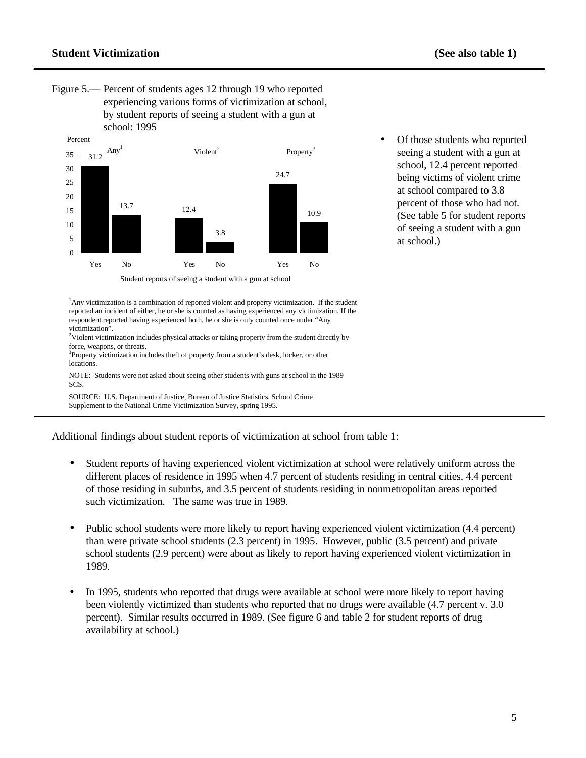## Student Victimization (See also table 1)

Figure 5.— Percent of students ages 12 through 19 who reported experiencing various forms of victimization at school, by student reports of seeing a student with a gun at school: 1995

| Student reports of seeing a student with a gun at school | Any[1] | Violent[2] | Property[3] |
|---|---|---|---|
| Yes | 31.2 | 12.4 | 24.7 |
| No | 13.7 | 3.8 | 10.9 |

[1]Any victimization is a combination of reported violent and property victimization. If the student reported an incident of either, he or she is counted as having experienced any victimization. If the respondent reported having experienced both, he or she is only counted once under "Any victimization".

[2]Violent victimization includes physical attacks or taking property from the student directly by force, weapons, or threats.

[3]Property victimization includes theft of property from a student's desk, locker, or other locations.

NOTE: Students were not asked about seeing other students with guns at school in the 1989 SCS.

SOURCE: U.S. Department of Justice, Bureau of Justice Statistics, School Crime Supplement to the National Crime Victimization Survey, spring 1995.

- Of those students who reported seeing a student with a gun at school, 12.4 percent reported being victims of violent crime at school compared to 3.8 percent of those who had not. (See table 5 for student reports of seeing a student with a gun at school.)

Additional findings about student reports of victimization at school from table 1:

- Student reports of having experienced violent victimization at school were relatively uniform across the different places of residence in 1995 when 4.7 percent of students residing in central cities, 4.4 percent of those residing in suburbs, and 3.5 percent of students residing in nonmetropolitan areas reported such victimization. The same was true in 1989.

- Public school students were more likely to report having experienced violent victimization (4.4 percent) than were private school students (2.3 percent) in 1995. However, public (3.5 percent) and private school students (2.9 percent) were about as likely to report having experienced violent victimization in 1989.

- In 1995, students who reported that drugs were available at school were more likely to report having been violently victimized than students who reported that no drugs were available (4.7 percent v. 3.0 percent). Similar results occurred in 1989. (See figure 6 and table 2 for student reports of drug availability at school.)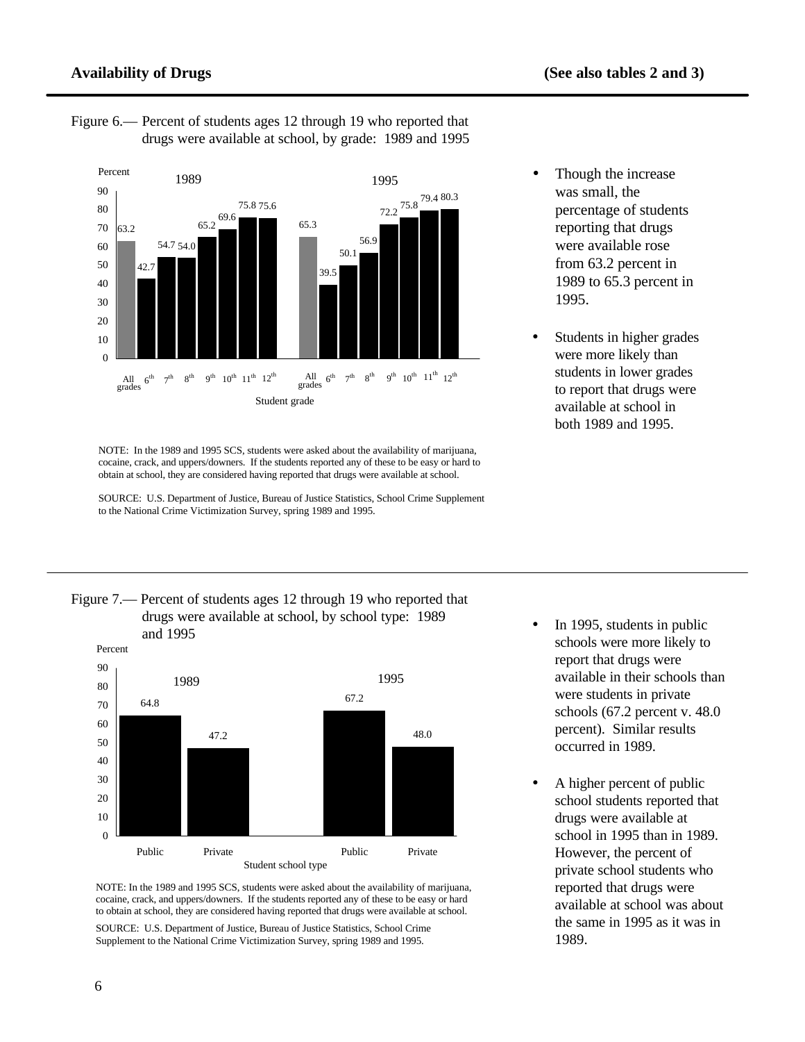## Availability of Drugs

**(See also tables 2 and 3)**

Figure 6.— Percent of students ages 12 through 19 who reported that drugs were available at school, by grade: 1989 and 1995

| Student grade | 1989 | 1995 |
|---|---|---|
| All grades | 63.2 | 65.3 |
| 6th | 42.7 | 39.5 |
| 7th | 54.7 | 50.1 |
| 8th | 54.0 | 56.9 |
| 9th | 65.2 | 72.2 |
| 10th | 69.6 | 75.8 |
| 11th | 75.8 | 79.4 |
| 12th | 75.6 | 80.3 |

NOTE: In the 1989 and 1995 SCS, students were asked about the availability of marijuana, cocaine, crack, and uppers/downers. If the students reported any of these to be easy or hard to obtain at school, they are considered having reported that drugs were available at school.

SOURCE: U.S. Department of Justice, Bureau of Justice Statistics, School Crime Supplement to the National Crime Victimization Survey, spring 1989 and 1995.

- Though the increase was small, the percentage of students reporting that drugs were available rose from 63.2 percent in 1989 to 65.3 percent in 1995.
- Students in higher grades were more likely than students in lower grades to report that drugs were available at school in both 1989 and 1995.

---

Figure 7.— Percent of students ages 12 through 19 who reported that drugs were available at school, by school type: 1989 and 1995

| Student school type | 1989 | 1995 |
|---|---|---|
| Public | 64.8 | 67.2 |
| Private | 47.2 | 48.0 |

NOTE: In the 1989 and 1995 SCS, students were asked about the availability of marijuana, cocaine, crack, and uppers/downers. If the students reported any of these to be easy or hard to obtain at school, they are considered having reported that drugs were available at school.

SOURCE: U.S. Department of Justice, Bureau of Justice Statistics, School Crime Supplement to the National Crime Victimization Survey, spring 1989 and 1995.

- In 1995, students in public schools were more likely to report that drugs were available in their schools than were students in private schools (67.2 percent v. 48.0 percent). Similar results occurred in 1989.
- A higher percent of public school students reported that drugs were available at school in 1995 than in 1989. However, the percent of private school students who reported that drugs were available at school was about the same in 1995 as it was in 1989.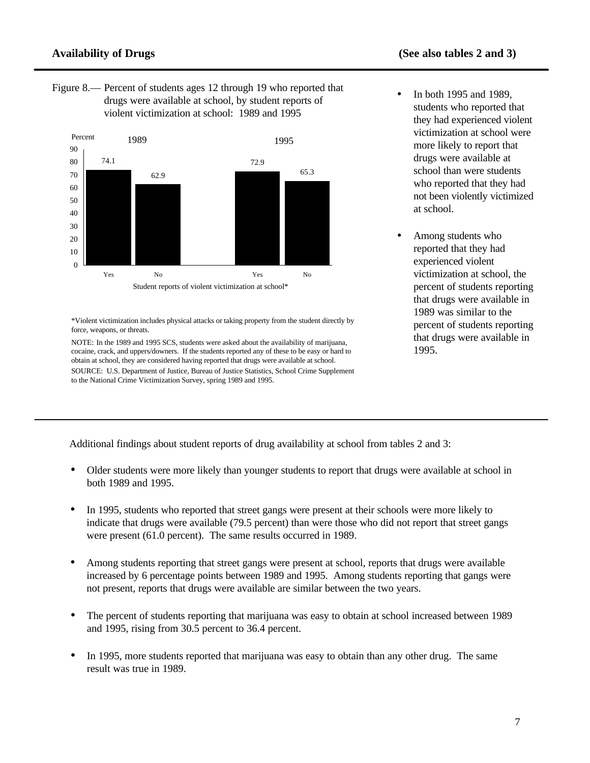## Availability of Drugs (See also tables 2 and 3)

Figure 8.— Percent of students ages 12 through 19 who reported that drugs were available at school, by student reports of violent victimization at school: 1989 and 1995

| Student reports of violent victimization at school* | 1989 | 1995 |
|---|---|---|
| Yes | 74.1 | 72.9 |
| No | 62.9 | 65.3 |

*Violent victimization includes physical attacks or taking property from the student directly by force, weapons, or threats.

NOTE: In the 1989 and 1995 SCS, students were asked about the availability of marijuana, cocaine, crack, and uppers/downers. If the students reported any of these to be easy or hard to obtain at school, they are considered having reported that drugs were available at school.

SOURCE: U.S. Department of Justice, Bureau of Justice Statistics, School Crime Supplement to the National Crime Victimization Survey, spring 1989 and 1995.

- In both 1995 and 1989, students who reported that they had experienced violent victimization at school were more likely to report that drugs were available at school than were students who reported that they had not been violently victimized at school.
- Among students who reported that they had experienced violent victimization at school, the percent of students reporting that drugs were available in 1989 was similar to the percent of students reporting that drugs were available in 1995.

Additional findings about student reports of drug availability at school from tables 2 and 3:

- Older students were more likely than younger students to report that drugs were available at school in both 1989 and 1995.
- In 1995, students who reported that street gangs were present at their schools were more likely to indicate that drugs were available (79.5 percent) than were those who did not report that street gangs were present (61.0 percent). The same results occurred in 1989.
- Among students reporting that street gangs were present at school, reports that drugs were available increased by 6 percentage points between 1989 and 1995. Among students reporting that gangs were not present, reports that drugs were available are similar between the two years.
- The percent of students reporting that marijuana was easy to obtain at school increased between 1989 and 1995, rising from 30.5 percent to 36.4 percent.
- In 1995, more students reported that marijuana was easy to obtain than any other drug. The same result was true in 1989.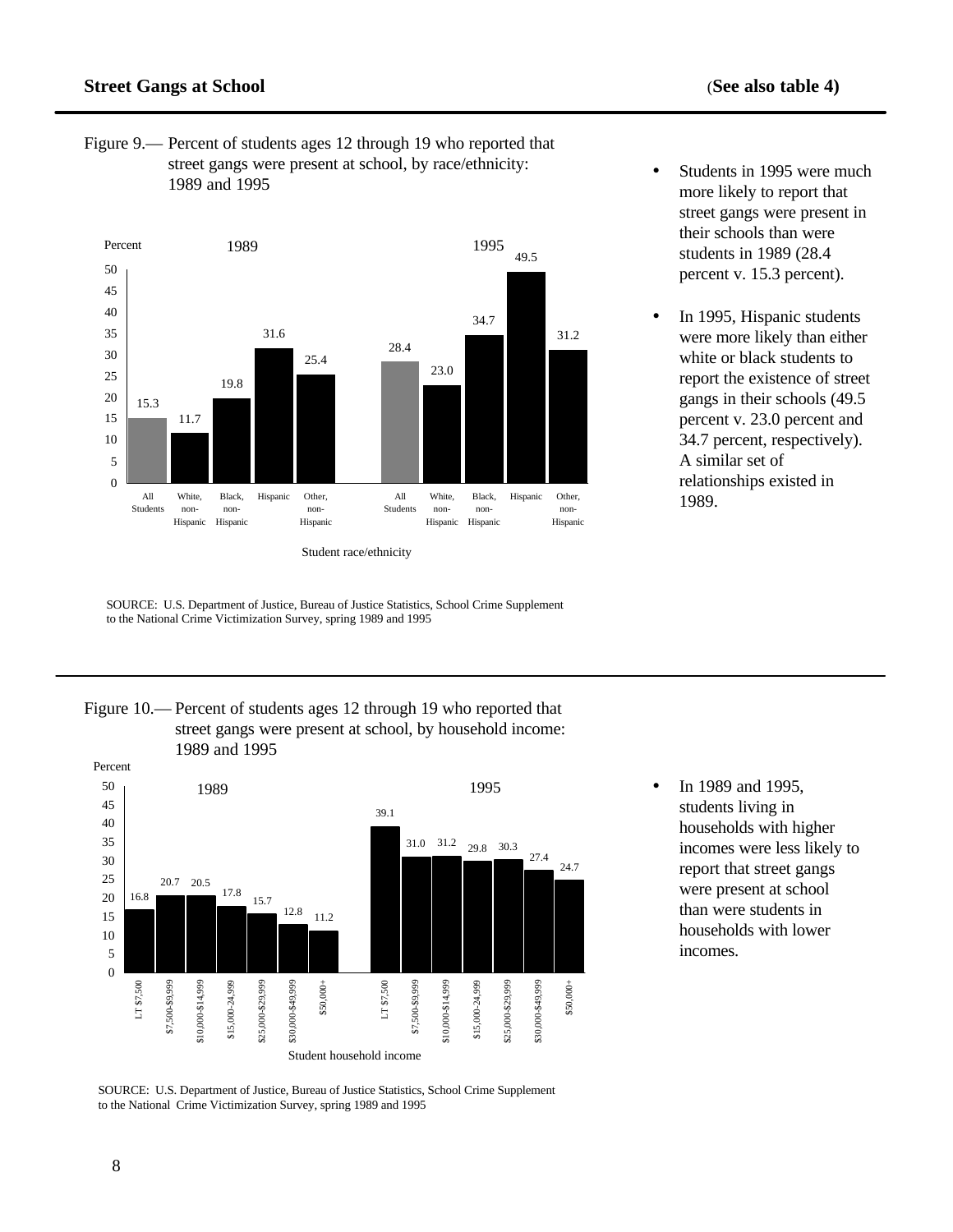## Street Gangs at School

(**See also table 4)**

Figure 9.— Percent of students ages 12 through 19 who reported that street gangs were present at school, by race/ethnicity: 1989 and 1995

| Student race/ethnicity | 1989 | 1995 |
|---|---|---|
| All Students | 15.3 | 28.4 |
| White, non-Hispanic | 11.7 | 23.0 |
| Black, non-Hispanic | 19.8 | 34.7 |
| Hispanic | 31.6 | 49.5 |
| Other, non-Hispanic | 25.4 | 31.2 |

SOURCE: U.S. Department of Justice, Bureau of Justice Statistics, School Crime Supplement to the National Crime Victimization Survey, spring 1989 and 1995

- Students in 1995 were much more likely to report that street gangs were present in their schools than were students in 1989 (28.4 percent v. 15.3 percent).
- In 1995, Hispanic students were more likely than either white or black students to report the existence of street gangs in their schools (49.5 percent v. 23.0 percent and 34.7 percent, respectively). A similar set of relationships existed in 1989.

Figure 10.— Percent of students ages 12 through 19 who reported that street gangs were present at school, by household income: 1989 and 1995

| Student household income | 1989 | 1995 |
|---|---|---|
| LT $7,500 | 16.8 | 39.1 |
| $7,500-$9,999 | 20.7 | 31.0 |
| $10,000-$14,999 | 20.5 | 31.2 |
| $15,000-24,999 | 17.8 | 29.8 |
| $25,000-$29,999 | 15.7 | 30.3 |
| $30,000-$49,999 | 12.8 | 27.4 |
| $50,000+ | 11.2 | 24.7 |

SOURCE: U.S. Department of Justice, Bureau of Justice Statistics, School Crime Supplement to the National Crime Victimization Survey, spring 1989 and 1995

- In 1989 and 1995, students living in households with higher incomes were less likely to report that street gangs were present at school than were students in households with lower incomes.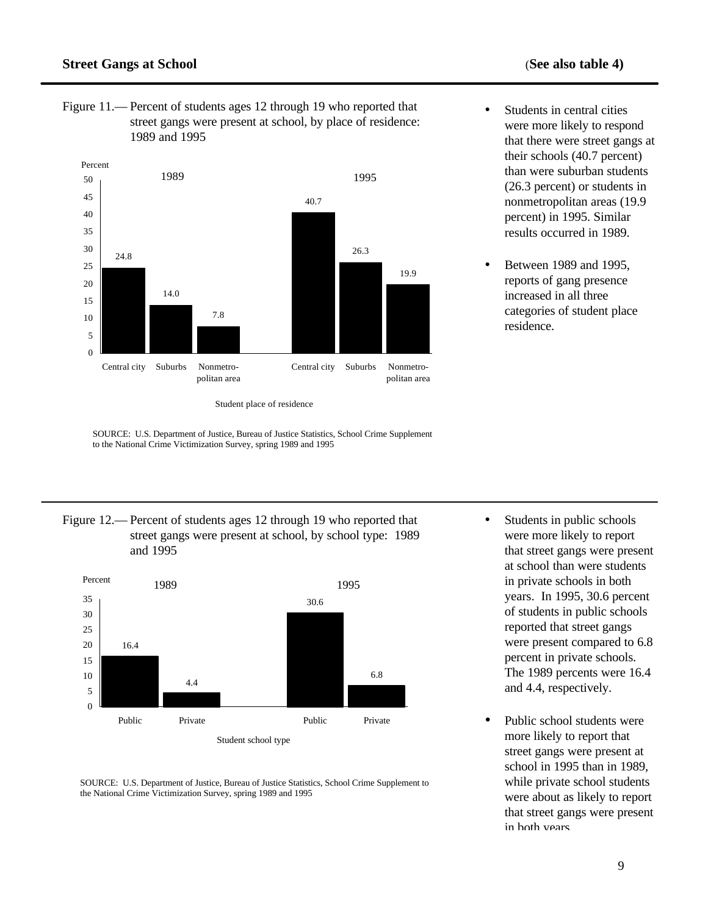## Street Gangs at School

**(See also table 4)**

Figure 11.— Percent of students ages 12 through 19 who reported that street gangs were present at school, by place of residence: 1989 and 1995

| Student place of residence | 1989 | 1995 |
|---|---|---|
| Central city | 24.8 | 40.7 |
| Suburbs | 14.0 | 26.3 |
| Nonmetropolitan area | 7.8 | 19.9 |

SOURCE: U.S. Department of Justice, Bureau of Justice Statistics, School Crime Supplement to the National Crime Victimization Survey, spring 1989 and 1995

- Students in central cities were more likely to respond that there were street gangs at their schools (40.7 percent) than were suburban students (26.3 percent) or students in nonmetropolitan areas (19.9 percent) in 1995. Similar results occurred in 1989.
- Between 1989 and 1995, reports of gang presence increased in all three categories of student place residence.

Figure 12.— Percent of students ages 12 through 19 who reported that street gangs were present at school, by school type: 1989 and 1995

| Student school type | 1989 | 1995 |
|---|---|---|
| Public | 16.4 | 30.6 |
| Private | 4.4 | 6.8 |

SOURCE: U.S. Department of Justice, Bureau of Justice Statistics, School Crime Supplement to the National Crime Victimization Survey, spring 1989 and 1995

- Students in public schools were more likely to report that street gangs were present at school than were students in private schools in both years. In 1995, 30.6 percent of students in public schools reported that street gangs were present compared to 6.8 percent in private schools. The 1989 percents were 16.4 and 4.4, respectively.
- Public school students were more likely to report that street gangs were present at school in 1995 than in 1989, while private school students were about as likely to report that street gangs were present in both years.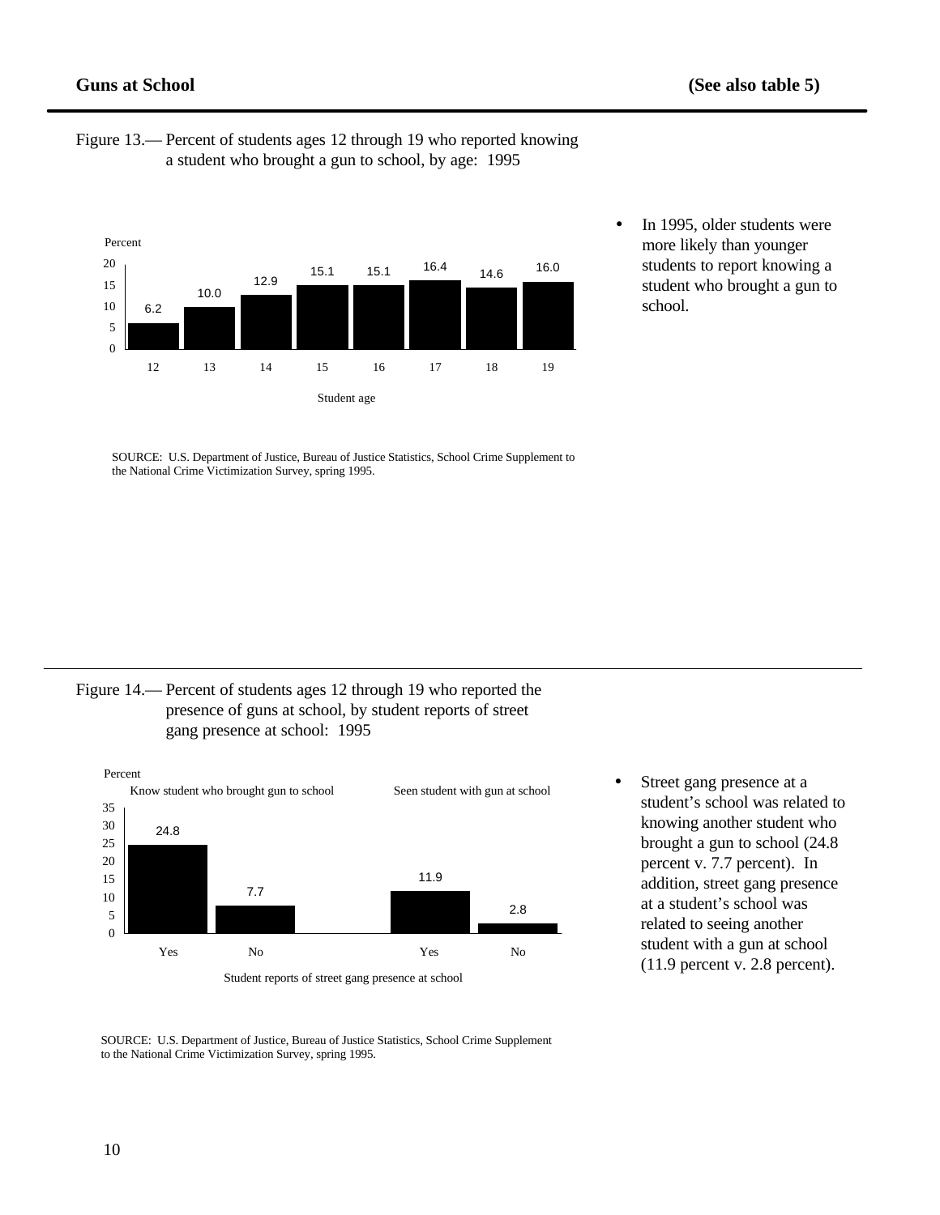## Guns at School

**(See also table 5)**

Figure 13.— Percent of students ages 12 through 19 who reported knowing a student who brought a gun to school, by age: 1995

| Student age | Percent |
|---|---|
| 12 | 6.2 |
| 13 | 10.0 |
| 14 | 12.9 |
| 15 | 15.1 |
| 16 | 15.1 |
| 17 | 16.4 |
| 18 | 14.6 |
| 19 | 16.0 |

SOURCE: U.S. Department of Justice, Bureau of Justice Statistics, School Crime Supplement to the National Crime Victimization Survey, spring 1995.

- In 1995, older students were more likely than younger students to report knowing a student who brought a gun to school.

---

Figure 14.— Percent of students ages 12 through 19 who reported the presence of guns at school, by student reports of street gang presence at school: 1995

| Student reports of street gang presence at school | Know student who brought gun to school (Percent) | Seen student with gun at school (Percent) |
|---|---|---|
| Yes | 24.8 | 11.9 |
| No | 7.7 | 2.8 |

SOURCE: U.S. Department of Justice, Bureau of Justice Statistics, School Crime Supplement to the National Crime Victimization Survey, spring 1995.

- Street gang presence at a student's school was related to knowing another student who brought a gun to school (24.8 percent v. 7.7 percent). In addition, street gang presence at a student's school was related to seeing another student with a gun at school (11.9 percent v. 2.8 percent).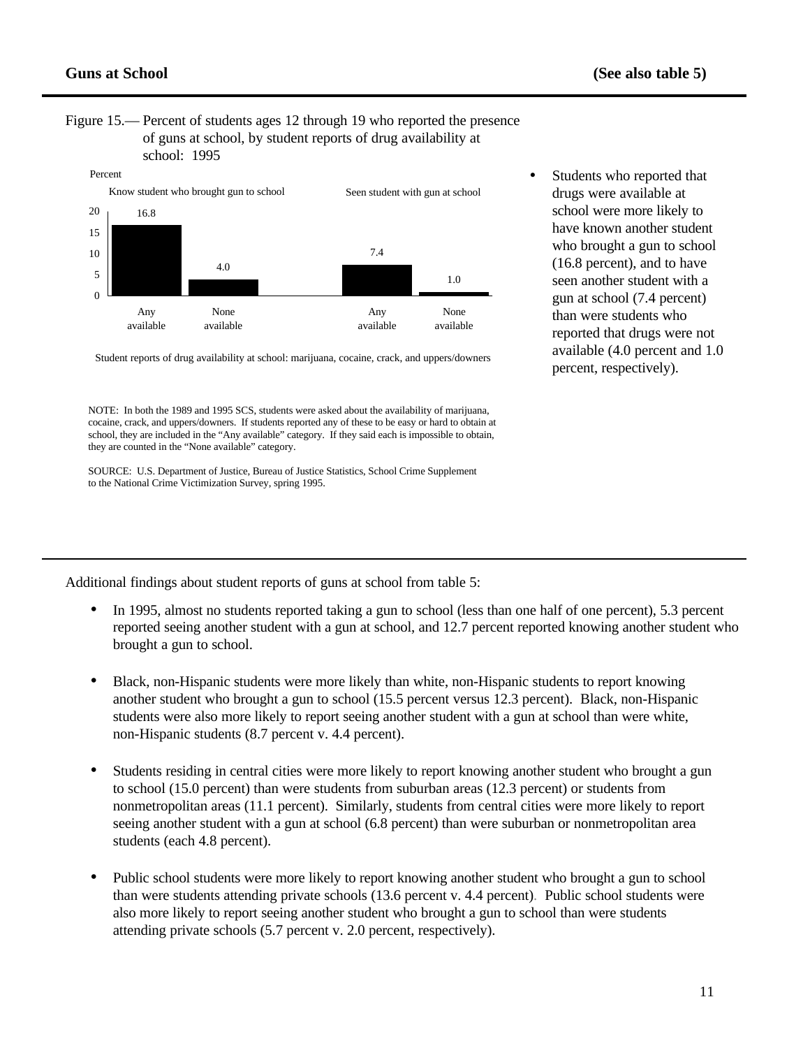## Guns at School

**(See also table 5)**

Figure 15.— Percent of students ages 12 through 19 who reported the presence of guns at school, by student reports of drug availability at school: 1995

| Student reports of drug availability at school: marijuana, cocaine, crack, and uppers/downers | Know student who brought gun to school (Percent) | Seen student with gun at school (Percent) |
|---|---|---|
| Any available | 16.8 | 7.4 |
| None available | 4.0 | 1.0 |

NOTE: In both the 1989 and 1995 SCS, students were asked about the availability of marijuana, cocaine, crack, and uppers/downers. If students reported any of these to be easy or hard to obtain at school, they are included in the "Any available" category. If they said each is impossible to obtain, they are counted in the "None available" category.

SOURCE: U.S. Department of Justice, Bureau of Justice Statistics, School Crime Supplement to the National Crime Victimization Survey, spring 1995.

- Students who reported that drugs were available at school were more likely to have known another student who brought a gun to school (16.8 percent), and to have seen another student with a gun at school (7.4 percent) than were students who reported that drugs were not available (4.0 percent and 1.0 percent, respectively).

Additional findings about student reports of guns at school from table 5:

- In 1995, almost no students reported taking a gun to school (less than one half of one percent), 5.3 percent reported seeing another student with a gun at school, and 12.7 percent reported knowing another student who brought a gun to school.

- Black, non-Hispanic students were more likely than white, non-Hispanic students to report knowing another student who brought a gun to school (15.5 percent versus 12.3 percent). Black, non-Hispanic students were also more likely to report seeing another student with a gun at school than were white, non-Hispanic students (8.7 percent v. 4.4 percent).

- Students residing in central cities were more likely to report knowing another student who brought a gun to school (15.0 percent) than were students from suburban areas (12.3 percent) or students from nonmetropolitan areas (11.1 percent). Similarly, students from central cities were more likely to report seeing another student with a gun at school (6.8 percent) than were suburban or nonmetropolitan area students (each 4.8 percent).

- Public school students were more likely to report knowing another student who brought a gun to school than were students attending private schools (13.6 percent v. 4.4 percent). Public school students were also more likely to report seeing another student who brought a gun to school than were students attending private schools (5.7 percent v. 2.0 percent, respectively).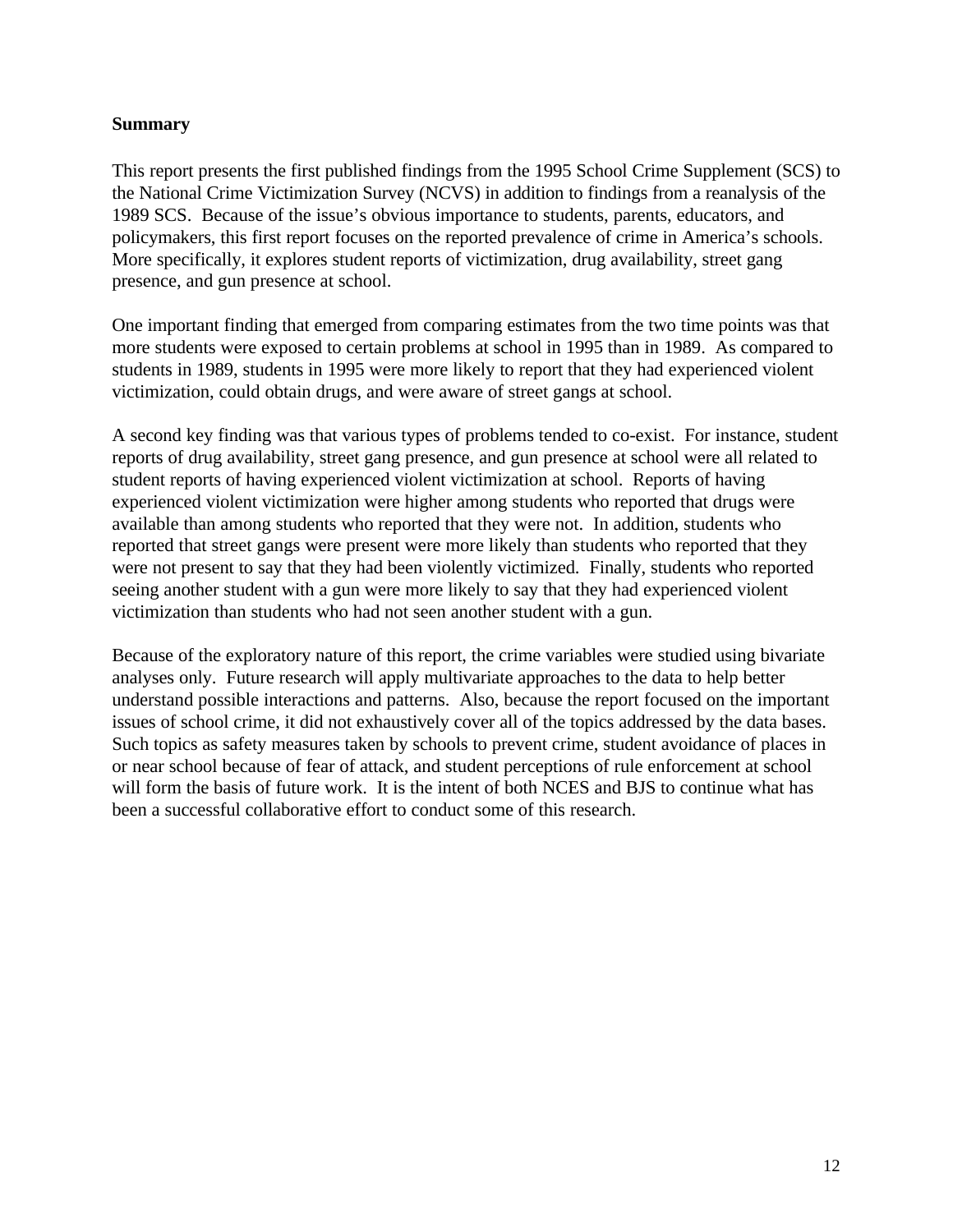## Summary

This report presents the first published findings from the 1995 School Crime Supplement (SCS) to the National Crime Victimization Survey (NCVS) in addition to findings from a reanalysis of the 1989 SCS. Because of the issue's obvious importance to students, parents, educators, and policymakers, this first report focuses on the reported prevalence of crime in America's schools. More specifically, it explores student reports of victimization, drug availability, street gang presence, and gun presence at school.

One important finding that emerged from comparing estimates from the two time points was that more students were exposed to certain problems at school in 1995 than in 1989. As compared to students in 1989, students in 1995 were more likely to report that they had experienced violent victimization, could obtain drugs, and were aware of street gangs at school.

A second key finding was that various types of problems tended to co-exist. For instance, student reports of drug availability, street gang presence, and gun presence at school were all related to student reports of having experienced violent victimization at school. Reports of having experienced violent victimization were higher among students who reported that drugs were available than among students who reported that they were not. In addition, students who reported that street gangs were present were more likely than students who reported that they were not present to say that they had been violently victimized. Finally, students who reported seeing another student with a gun were more likely to say that they had experienced violent victimization than students who had not seen another student with a gun.

Because of the exploratory nature of this report, the crime variables were studied using bivariate analyses only. Future research will apply multivariate approaches to the data to help better understand possible interactions and patterns. Also, because the report focused on the important issues of school crime, it did not exhaustively cover all of the topics addressed by the data bases. Such topics as safety measures taken by schools to prevent crime, student avoidance of places in or near school because of fear of attack, and student perceptions of rule enforcement at school will form the basis of future work. It is the intent of both NCES and BJS to continue what has been a successful collaborative effort to conduct some of this research.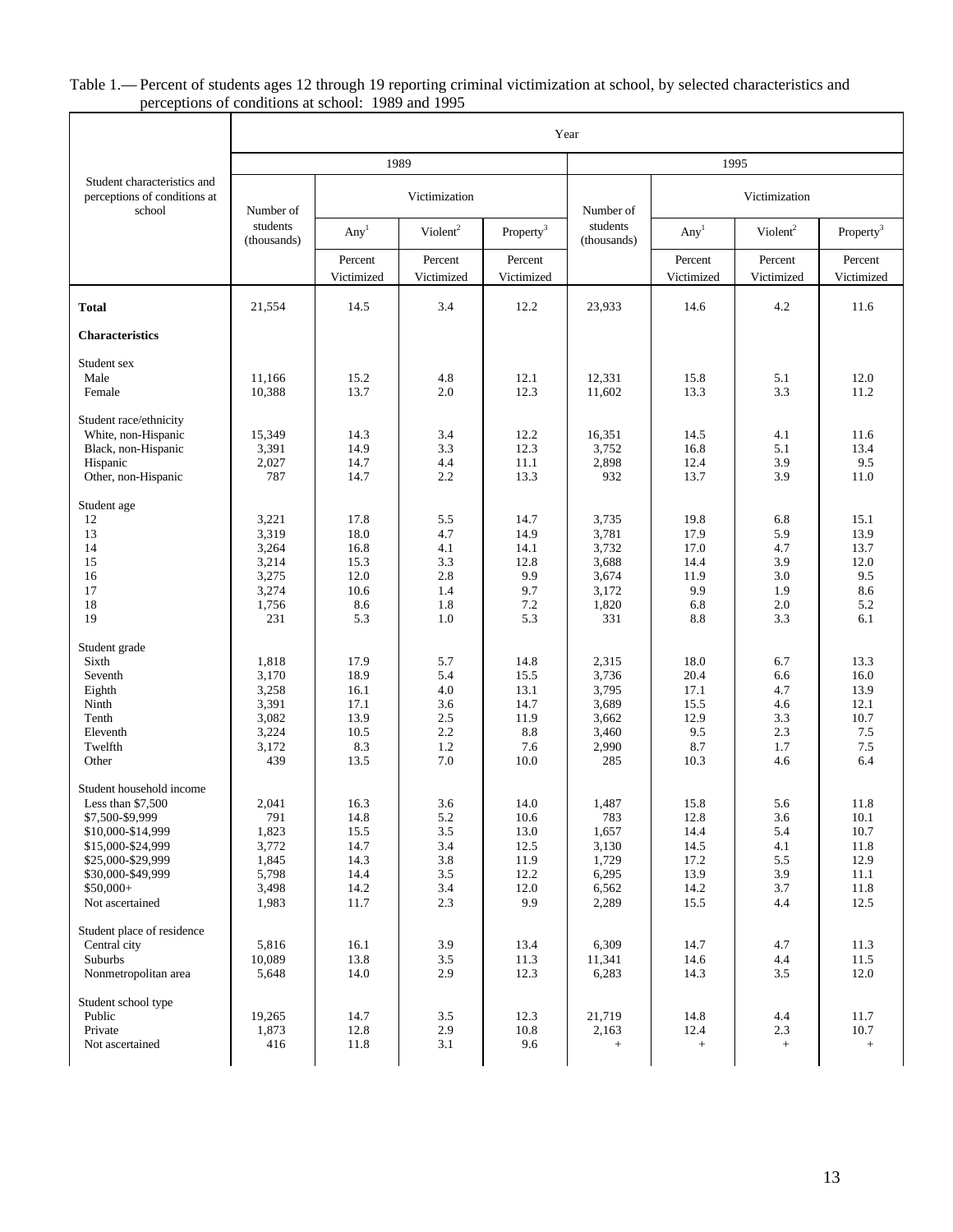Table 1.— Percent of students ages 12 through 19 reporting criminal victimization at school, by selected characteristics and perceptions of conditions at school: 1989 and 1995

| Student characteristics and perceptions of conditions at school | 1989 | | | | 1995 | | | |
|---|---|---|---|---|---|---|---|---|
| | Number of students (thousands) | Victimization | | | Number of students (thousands) | Victimization | | |
| | | Any[1] | Violent[2] | Property[3] | | Any[1] | Violent[2] | Property[3] |
| | | Percent Victimized | Percent Victimized | Percent Victimized | | Percent Victimized | Percent Victimized | Percent Victimized |
| **Total** | 21,554 | 14.5 | 3.4 | 12.2 | 23,933 | 14.6 | 4.2 | 11.6 |
| **Characteristics** | | | | | | | | |
| Student sex | | | | | | | | |
| Male | 11,166 | 15.2 | 4.8 | 12.1 | 12,331 | 15.8 | 5.1 | 12.0 |
| Female | 10,388 | 13.7 | 2.0 | 12.3 | 11,602 | 13.3 | 3.3 | 11.2 |
| Student race/ethnicity | | | | | | | | |
| White, non-Hispanic | 15,349 | 14.3 | 3.4 | 12.2 | 16,351 | 14.5 | 4.1 | 11.6 |
| Black, non-Hispanic | 3,391 | 14.9 | 3.3 | 12.3 | 3,752 | 16.8 | 5.1 | 13.4 |
| Hispanic | 2,027 | 14.7 | 4.4 | 11.1 | 2,898 | 12.4 | 3.9 | 9.5 |
| Other, non-Hispanic | 787 | 14.7 | 2.2 | 13.3 | 932 | 13.7 | 3.9 | 11.0 |
| Student age | | | | | | | | |
| 12 | 3,221 | 17.8 | 5.5 | 14.7 | 3,735 | 19.8 | 6.8 | 15.1 |
| 13 | 3,319 | 18.0 | 4.7 | 14.9 | 3,781 | 17.9 | 5.9 | 13.9 |
| 14 | 3,264 | 16.8 | 4.1 | 14.1 | 3,732 | 17.0 | 4.7 | 13.7 |
| 15 | 3,214 | 15.3 | 3.3 | 12.8 | 3,688 | 14.4 | 3.9 | 12.0 |
| 16 | 3,275 | 12.0 | 2.8 | 9.9 | 3,674 | 11.9 | 3.0 | 9.5 |
| 17 | 3,274 | 10.6 | 1.4 | 9.7 | 3,172 | 9.9 | 1.9 | 8.6 |
| 18 | 1,756 | 8.6 | 1.8 | 7.2 | 1,820 | 6.8 | 2.0 | 5.2 |
| 19 | 231 | 5.3 | 1.0 | 5.3 | 331 | 8.8 | 3.3 | 6.1 |
| Student grade | | | | | | | | |
| Sixth | 1,818 | 17.9 | 5.7 | 14.8 | 2,315 | 18.0 | 6.7 | 13.3 |
| Seventh | 3,170 | 18.9 | 5.4 | 15.5 | 3,736 | 20.4 | 6.6 | 16.0 |
| Eighth | 3,258 | 16.1 | 4.0 | 13.1 | 3,795 | 17.1 | 4.7 | 13.9 |
| Ninth | 3,391 | 17.1 | 3.6 | 14.7 | 3,689 | 15.5 | 4.6 | 12.1 |
| Tenth | 3,082 | 13.9 | 2.5 | 11.9 | 3,662 | 12.9 | 3.3 | 10.7 |
| Eleventh | 3,224 | 10.5 | 2.2 | 8.8 | 3,460 | 9.5 | 2.3 | 7.5 |
| Twelfth | 3,172 | 8.3 | 1.2 | 7.6 | 2,990 | 8.7 | 1.7 | 7.5 |
| Other | 439 | 13.5 | 7.0 | 10.0 | 285 | 10.3 | 4.6 | 6.4 |
| Student household income | | | | | | | | |
| Less than $7,500 | 2,041 | 16.3 | 3.6 | 14.0 | 1,487 | 15.8 | 5.6 | 11.8 |
| $7,500-$9,999 | 791 | 14.8 | 5.2 | 10.6 | 783 | 12.8 | 3.6 | 10.1 |
| $10,000-$14,999 | 1,823 | 15.5 | 3.5 | 13.0 | 1,657 | 14.4 | 5.4 | 10.7 |
| $15,000-$24,999 | 3,772 | 14.7 | 3.4 | 12.5 | 3,130 | 14.5 | 4.1 | 11.8 |
| $25,000-$29,999 | 1,845 | 14.3 | 3.8 | 11.9 | 1,729 | 17.2 | 5.5 | 12.9 |
| $30,000-$49,999 | 5,798 | 14.4 | 3.5 | 12.2 | 6,295 | 13.9 | 3.9 | 11.1 |
| $50,000+ | 3,498 | 14.2 | 3.4 | 12.0 | 6,562 | 14.2 | 3.7 | 11.8 |
| Not ascertained | 1,983 | 11.7 | 2.3 | 9.9 | 2,289 | 15.5 | 4.4 | 12.5 |
| Student place of residence | | | | | | | | |
| Central city | 5,816 | 16.1 | 3.9 | 13.4 | 6,309 | 14.7 | 4.7 | 11.3 |
| Suburbs | 10,089 | 13.8 | 3.5 | 11.3 | 11,341 | 14.6 | 4.4 | 11.5 |
| Nonmetropolitan area | 5,648 | 14.0 | 2.9 | 12.3 | 6,283 | 14.3 | 3.5 | 12.0 |
| Student school type | | | | | | | | |
| Public | 19,265 | 14.7 | 3.5 | 12.3 | 21,719 | 14.8 | 4.4 | 11.7 |
| Private | 1,873 | 12.8 | 2.9 | 10.8 | 2,163 | 12.4 | 2.3 | 10.7 |
| Not ascertained | 416 | 11.8 | 3.1 | 9.6 | + | + | + | + |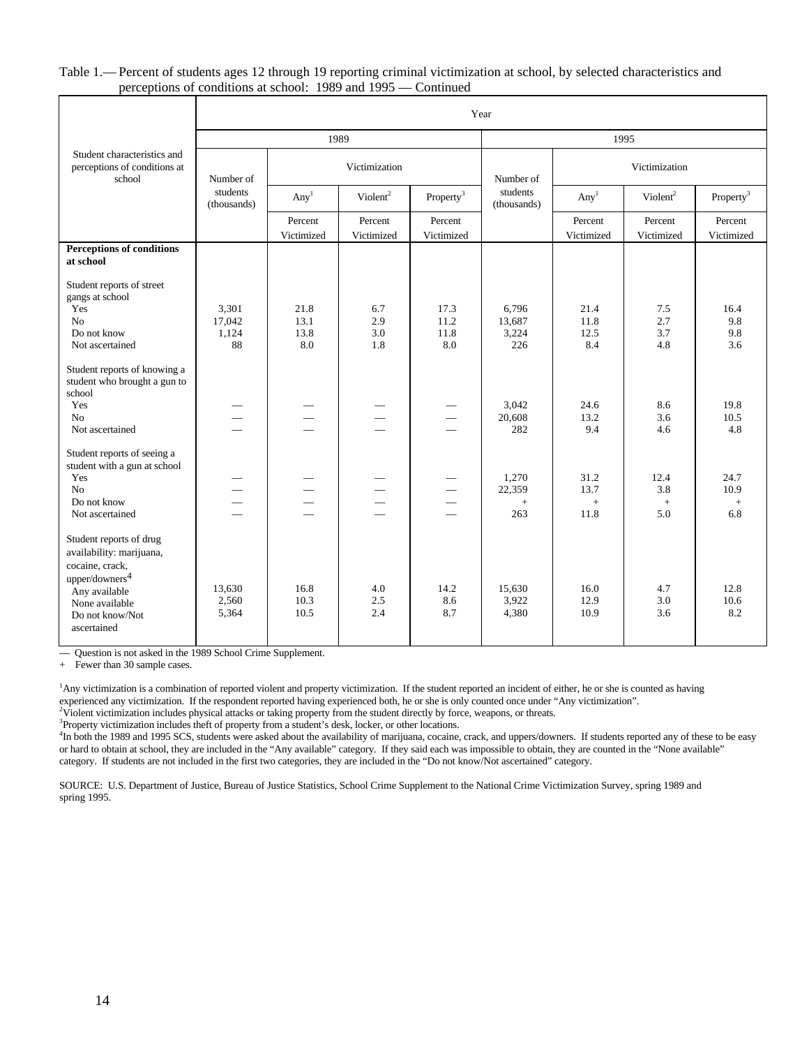Table 1.— Percent of students ages 12 through 19 reporting criminal victimization at school, by selected characteristics and perceptions of conditions at school: 1989 and 1995 — Continued

| Student characteristics and perceptions of conditions at school | 1989 | | | | 1995 | | | |
|---|---|---|---|---|---|---|---|---|
| | Number of students (thousands) | Victimization | | | Number of students (thousands) | Victimization | | |
| | | Any[1] | Violent[2] | Property[3] | | Any[1] | Violent[2] | Property[3] |
| | | Percent Victimized | Percent Victimized | Percent Victimized | | Percent Victimized | Percent Victimized | Percent Victimized |
| **Perceptions of conditions at school** | | | | | | | | |
| Student reports of street gangs at school | | | | | | | | |
| Yes | 3,301 | 21.8 | 6.7 | 17.3 | 6,796 | 21.4 | 7.5 | 16.4 |
| No | 17,042 | 13.1 | 2.9 | 11.2 | 13,687 | 11.8 | 2.7 | 9.8 |
| Do not know | 1,124 | 13.8 | 3.0 | 11.8 | 3,224 | 12.5 | 3.7 | 9.8 |
| Not ascertained | 88 | 8.0 | 1.8 | 8.0 | 226 | 8.4 | 4.8 | 3.6 |
| Student reports of knowing a student who brought a gun to school | | | | | | | | |
| Yes | — | — | — | — | 3,042 | 24.6 | 8.6 | 19.8 |
| No | — | — | — | — | 20,608 | 13.2 | 3.6 | 10.5 |
| Not ascertained | — | — | — | — | 282 | 9.4 | 4.6 | 4.8 |
| Student reports of seeing a student with a gun at school | | | | | | | | |
| Yes | — | — | — | — | 1,270 | 31.2 | 12.4 | 24.7 |
| No | — | — | — | — | 22,359 | 13.7 | 3.8 | 10.9 |
| Do not know | — | — | — | — | + | + | + | + |
| Not ascertained | — | — | — | — | 263 | 11.8 | 5.0 | 6.8 |
| Student reports of drug availability: marijuana, cocaine, crack, upper/downers[4] | | | | | | | | |
| Any available | 13,630 | 16.8 | 4.0 | 14.2 | 15,630 | 16.0 | 4.7 | 12.8 |
| None available | 2,560 | 10.3 | 2.5 | 8.6 | 3,922 | 12.9 | 3.0 | 10.6 |
| Do not know/Not ascertained | 5,364 | 10.5 | 2.4 | 8.7 | 4,380 | 10.9 | 3.6 | 8.2 |

— Question is not asked in the 1989 School Crime Supplement.
\+ Fewer than 30 sample cases.

[1]Any victimization is a combination of reported violent and property victimization. If the student reported an incident of either, he or she is counted as having experienced any victimization. If the respondent reported having experienced both, he or she is only counted once under "Any victimization".
[2]Violent victimization includes physical attacks or taking property from the student directly by force, weapons, or threats.
[3]Property victimization includes theft of property from a student's desk, locker, or other locations.
[4]In both the 1989 and 1995 SCS, students were asked about the availability of marijuana, cocaine, crack, and uppers/downers. If students reported any of these to be easy or hard to obtain at school, they are included in the "Any available" category. If they said each was impossible to obtain, they are counted in the "None available" category. If students are not included in the first two categories, they are included in the "Do not know/Not ascertained" category.

SOURCE: U.S. Department of Justice, Bureau of Justice Statistics, School Crime Supplement to the National Crime Victimization Survey, spring 1989 and spring 1995.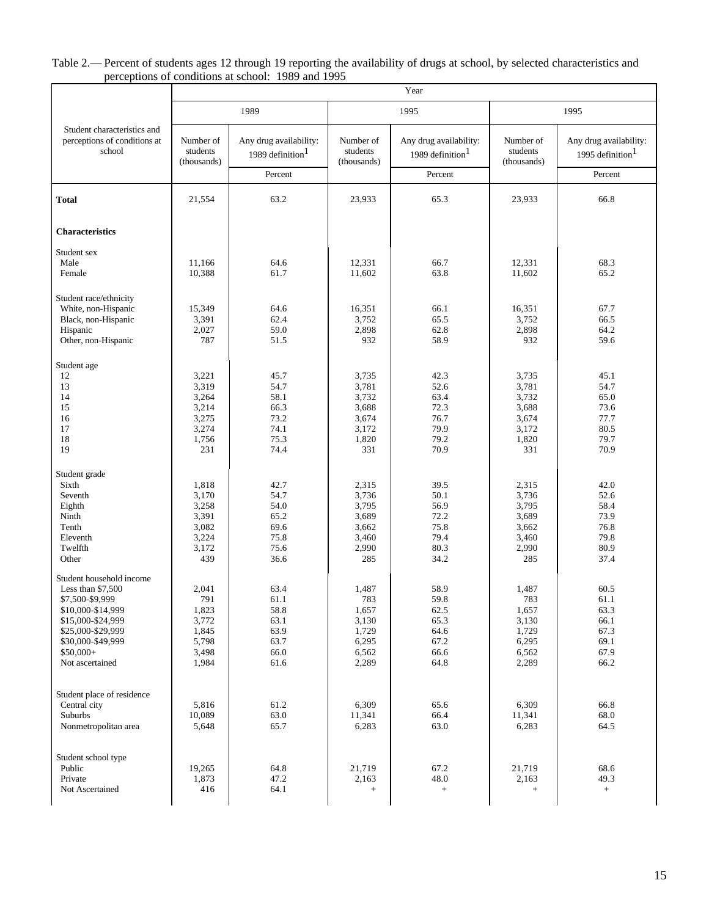Table 2.— Percent of students ages 12 through 19 reporting the availability of drugs at school, by selected characteristics and perceptions of conditions at school: 1989 and 1995

| Student characteristics and perceptions of conditions at school | Year | | | | | |
|---|---|---|---|---|---|---|
| | 1989 | | 1995 | | 1995 | |
| | Number of students (thousands) | Any drug availability: 1989 definition[1] | Number of students (thousands) | Any drug availability: 1989 definition[1] | Number of students (thousands) | Any drug availability: 1995 definition[1] |
| | | Percent | | Percent | | Percent |
| **Total** | 21,554 | 63.2 | 23,933 | 65.3 | 23,933 | 66.8 |
| **Characteristics** | | | | | | |
| Student sex | | | | | | |
| Male | 11,166 | 64.6 | 12,331 | 66.7 | 12,331 | 68.3 |
| Female | 10,388 | 61.7 | 11,602 | 63.8 | 11,602 | 65.2 |
| Student race/ethnicity | | | | | | |
| White, non-Hispanic | 15,349 | 64.6 | 16,351 | 66.1 | 16,351 | 67.7 |
| Black, non-Hispanic | 3,391 | 62.4 | 3,752 | 65.5 | 3,752 | 66.5 |
| Hispanic | 2,027 | 59.0 | 2,898 | 62.8 | 2,898 | 64.2 |
| Other, non-Hispanic | 787 | 51.5 | 932 | 58.9 | 932 | 59.6 |
| Student age | | | | | | |
| 12 | 3,221 | 45.7 | 3,735 | 42.3 | 3,735 | 45.1 |
| 13 | 3,319 | 54.7 | 3,781 | 52.6 | 3,781 | 54.7 |
| 14 | 3,264 | 58.1 | 3,732 | 63.4 | 3,732 | 65.0 |
| 15 | 3,214 | 66.3 | 3,688 | 72.3 | 3,688 | 73.6 |
| 16 | 3,275 | 73.2 | 3,674 | 76.7 | 3,674 | 77.7 |
| 17 | 3,274 | 74.1 | 3,172 | 79.9 | 3,172 | 80.5 |
| 18 | 1,756 | 75.3 | 1,820 | 79.2 | 1,820 | 79.7 |
| 19 | 231 | 74.4 | 331 | 70.9 | 331 | 70.9 |
| Student grade | | | | | | |
| Sixth | 1,818 | 42.7 | 2,315 | 39.5 | 2,315 | 42.0 |
| Seventh | 3,170 | 54.7 | 3,736 | 50.1 | 3,736 | 52.6 |
| Eighth | 3,258 | 54.0 | 3,795 | 56.9 | 3,795 | 58.4 |
| Ninth | 3,391 | 65.2 | 3,689 | 72.2 | 3,689 | 73.9 |
| Tenth | 3,082 | 69.6 | 3,662 | 75.8 | 3,662 | 76.8 |
| Eleventh | 3,224 | 75.8 | 3,460 | 79.4 | 3,460 | 79.8 |
| Twelfth | 3,172 | 75.6 | 2,990 | 80.3 | 2,990 | 80.9 |
| Other | 439 | 36.6 | 285 | 34.2 | 285 | 37.4 |
| Student household income | | | | | | |
| Less than $7,500 | 2,041 | 63.4 | 1,487 | 58.9 | 1,487 | 60.5 |
| $7,500-$9,999 | 791 | 61.1 | 783 | 59.8 | 783 | 61.1 |
| $10,000-$14,999 | 1,823 | 58.8 | 1,657 | 62.5 | 1,657 | 63.3 |
| $15,000-$24,999 | 3,772 | 63.1 | 3,130 | 65.3 | 3,130 | 66.1 |
| $25,000-$29,999 | 1,845 | 63.9 | 1,729 | 64.6 | 1,729 | 67.3 |
| $30,000-$49,999 | 5,798 | 63.7 | 6,295 | 67.2 | 6,295 | 69.1 |
| $50,000+ | 3,498 | 66.0 | 6,562 | 66.6 | 6,562 | 67.9 |
| Not ascertained | 1,984 | 61.6 | 2,289 | 64.8 | 2,289 | 66.2 |
| Student place of residence | | | | | | |
| Central city | 5,816 | 61.2 | 6,309 | 65.6 | 6,309 | 66.8 |
| Suburbs | 10,089 | 63.0 | 11,341 | 66.4 | 11,341 | 68.0 |
| Nonmetropolitan area | 5,648 | 65.7 | 6,283 | 63.0 | 6,283 | 64.5 |
| Student school type | | | | | | |
| Public | 19,265 | 64.8 | 21,719 | 67.2 | 21,719 | 68.6 |
| Private | 1,873 | 47.2 | 2,163 | 48.0 | 2,163 | 49.3 |
| Not Ascertained | 416 | 64.1 | + | + | + | + |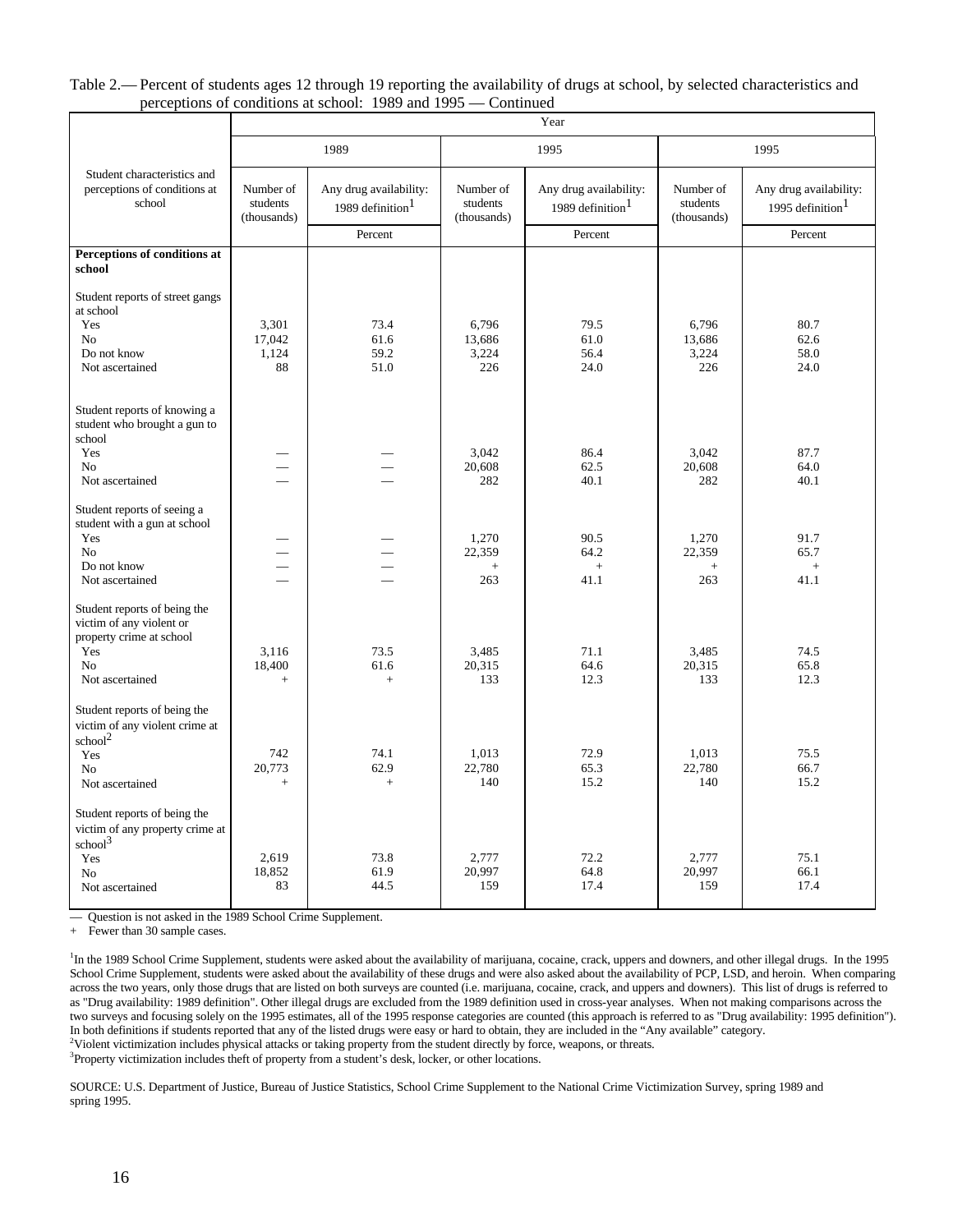Table 2.— Percent of students ages 12 through 19 reporting the availability of drugs at school, by selected characteristics and perceptions of conditions at school: 1989 and 1995 — Continued

| Student characteristics and perceptions of conditions at school | 1989 | | 1995 | | 1995 | |
|---|---|---|---|---|---|---|
| | Number of students (thousands) | Any drug availability: 1989 definition[1] | Number of students (thousands) | Any drug availability: 1989 definition[1] | Number of students (thousands) | Any drug availability: 1995 definition[1] |
| | | Percent | | Percent | | Percent |
| **Perceptions of conditions at school** | | | | | | |
| Student reports of street gangs at school | | | | | | |
| Yes | 3,301 | 73.4 | 6,796 | 79.5 | 6,796 | 80.7 |
| No | 17,042 | 61.6 | 13,686 | 61.0 | 13,686 | 62.6 |
| Do not know | 1,124 | 59.2 | 3,224 | 56.4 | 3,224 | 58.0 |
| Not ascertained | 88 | 51.0 | 226 | 24.0 | 226 | 24.0 |
| Student reports of knowing a student who brought a gun to school | | | | | | |
| Yes | — | — | 3,042 | 86.4 | 3,042 | 87.7 |
| No | — | — | 20,608 | 62.5 | 20,608 | 64.0 |
| Not ascertained | — | — | 282 | 40.1 | 282 | 40.1 |
| Student reports of seeing a student with a gun at school | | | | | | |
| Yes | — | — | 1,270 | 90.5 | 1,270 | 91.7 |
| No | — | — | 22,359 | 64.2 | 22,359 | 65.7 |
| Do not know | — | — | + | + | + | + |
| Not ascertained | — | — | 263 | 41.1 | 263 | 41.1 |
| Student reports of being the victim of any violent or property crime at school | | | | | | |
| Yes | 3,116 | 73.5 | 3,485 | 71.1 | 3,485 | 74.5 |
| No | 18,400 | 61.6 | 20,315 | 64.6 | 20,315 | 65.8 |
| Not ascertained | + | + | 133 | 12.3 | 133 | 12.3 |
| Student reports of being the victim of any violent crime at school[2] | | | | | | |
| Yes | 742 | 74.1 | 1,013 | 72.9 | 1,013 | 75.5 |
| No | 20,773 | 62.9 | 22,780 | 65.3 | 22,780 | 66.7 |
| Not ascertained | + | + | 140 | 15.2 | 140 | 15.2 |
| Student reports of being the victim of any property crime at school[3] | | | | | | |
| Yes | 2,619 | 73.8 | 2,777 | 72.2 | 2,777 | 75.1 |
| No | 18,852 | 61.9 | 20,997 | 64.8 | 20,997 | 66.1 |
| Not ascertained | 83 | 44.5 | 159 | 17.4 | 159 | 17.4 |

— Question is not asked in the 1989 School Crime Supplement.

\+ Fewer than 30 sample cases.

[1]In the 1989 School Crime Supplement, students were asked about the availability of marijuana, cocaine, crack, uppers and downers, and other illegal drugs. In the 1995 School Crime Supplement, students were asked about the availability of these drugs and were also asked about the availability of PCP, LSD, and heroin. When comparing across the two years, only those drugs that are listed on both surveys are counted (i.e. marijuana, cocaine, crack, and uppers and downers). This list of drugs is referred to as "Drug availability: 1989 definition". Other illegal drugs are excluded from the 1989 definition used in cross-year analyses. When not making comparisons across the two surveys and focusing solely on the 1995 estimates, all of the 1995 response categories are counted (this approach is referred to as "Drug availability: 1995 definition"). In both definitions if students reported that any of the listed drugs were easy or hard to obtain, they are included in the "Any available" category.

[2]Violent victimization includes physical attacks or taking property from the student directly by force, weapons, or threats.

[3]Property victimization includes theft of property from a student's desk, locker, or other locations.

SOURCE: U.S. Department of Justice, Bureau of Justice Statistics, School Crime Supplement to the National Crime Victimization Survey, spring 1989 and spring 1995.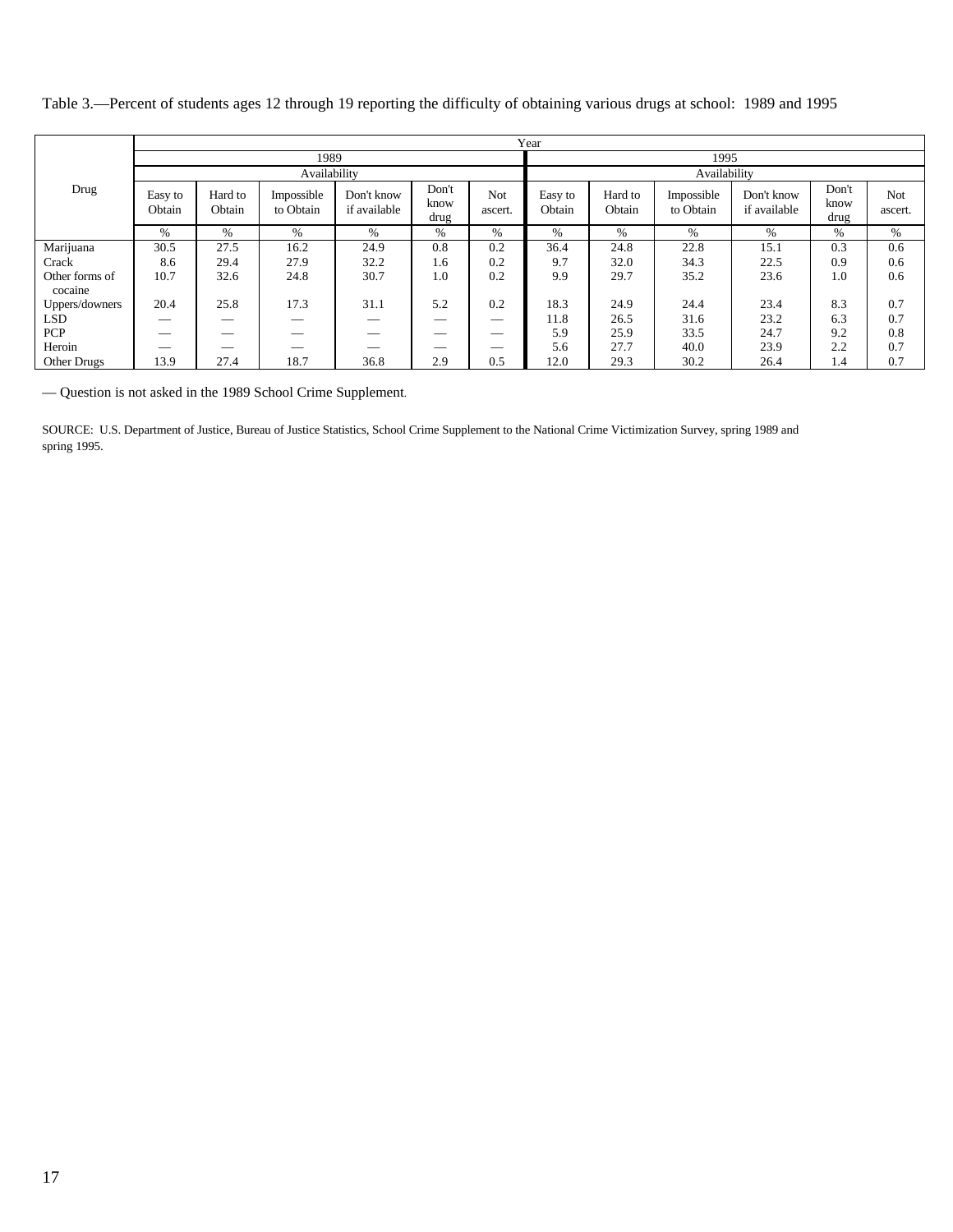Table 3.—Percent of students ages 12 through 19 reporting the difficulty of obtaining various drugs at school: 1989 and 1995

| Drug | Year | | | | | | | | | | | |
|---|---|---|---|---|---|---|---|---|---|---|---|---|
| | 1989 | | | | | | 1995 | | | | | |
| | Availability | | | | | | Availability | | | | | |
| | Easy to Obtain | Hard to Obtain | Impossible to Obtain | Don't know if available | Don't know drug | Not ascert. | Easy to Obtain | Hard to Obtain | Impossible to Obtain | Don't know if available | Don't know drug | Not ascert. |
| | % | % | % | % | % | % | % | % | % | % | % | % |
| Marijuana | 30.5 | 27.5 | 16.2 | 24.9 | 0.8 | 0.2 | 36.4 | 24.8 | 22.8 | 15.1 | 0.3 | 0.6 |
| Crack | 8.6 | 29.4 | 27.9 | 32.2 | 1.6 | 0.2 | 9.7 | 32.0 | 34.3 | 22.5 | 0.9 | 0.6 |
| Other forms of cocaine | 10.7 | 32.6 | 24.8 | 30.7 | 1.0 | 0.2 | 9.9 | 29.7 | 35.2 | 23.6 | 1.0 | 0.6 |
| Uppers/downers | 20.4 | 25.8 | 17.3 | 31.1 | 5.2 | 0.2 | 18.3 | 24.9 | 24.4 | 23.4 | 8.3 | 0.7 |
| LSD | — | — | — | — | — | — | 11.8 | 26.5 | 31.6 | 23.2 | 6.3 | 0.7 |
| PCP | — | — | — | — | — | — | 5.9 | 25.9 | 33.5 | 24.7 | 9.2 | 0.8 |
| Heroin | — | — | — | — | — | — | 5.6 | 27.7 | 40.0 | 23.9 | 2.2 | 0.7 |
| Other Drugs | 13.9 | 27.4 | 18.7 | 36.8 | 2.9 | 0.5 | 12.0 | 29.3 | 30.2 | 26.4 | 1.4 | 0.7 |

— Question is not asked in the 1989 School Crime Supplement.

SOURCE: U.S. Department of Justice, Bureau of Justice Statistics, School Crime Supplement to the National Crime Victimization Survey, spring 1989 and spring 1995.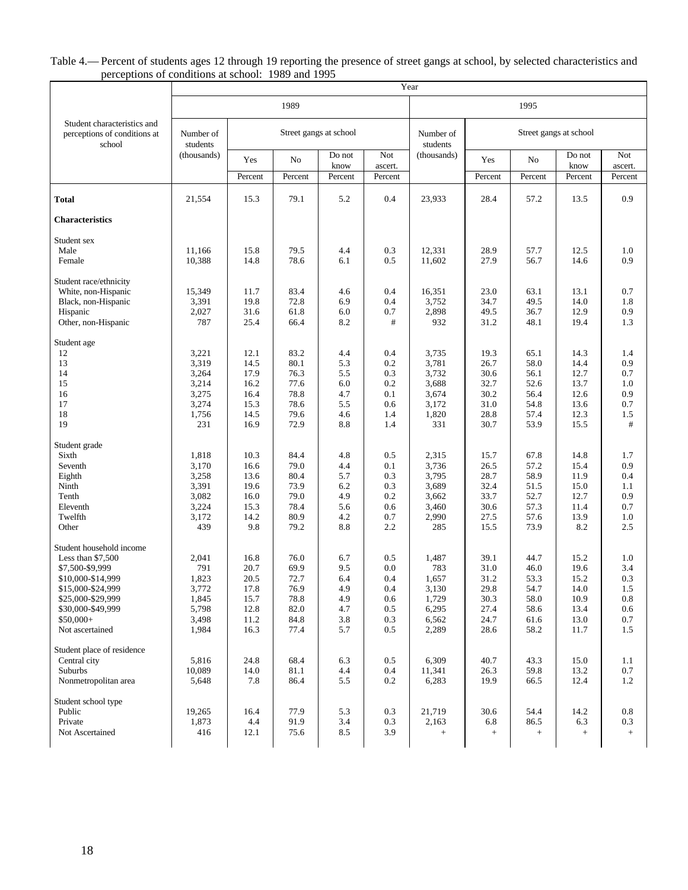Table 4.— Percent of students ages 12 through 19 reporting the presence of street gangs at school, by selected characteristics and perceptions of conditions at school: 1989 and 1995

| Student characteristics and perceptions of conditions at school | 1989 | | | | | 1995 | | | | |
|---|---|---|---|---|---|---|---|---|---|---|
| | Number of students (thousands) | Street gangs at school | | | | Number of students (thousands) | Street gangs at school | | | |
| | | Yes | No | Do not know | Not ascert. | | Yes | No | Do not know | Not ascert. |
| | | Percent | Percent | Percent | Percent | | Percent | Percent | Percent | Percent |
| **Total** | 21,554 | 15.3 | 79.1 | 5.2 | 0.4 | 23,933 | 28.4 | 57.2 | 13.5 | 0.9 |
| **Characteristics** | | | | | | | | | | |
| Student sex | | | | | | | | | | |
| Male | 11,166 | 15.8 | 79.5 | 4.4 | 0.3 | 12,331 | 28.9 | 57.7 | 12.5 | 1.0 |
| Female | 10,388 | 14.8 | 78.6 | 6.1 | 0.5 | 11,602 | 27.9 | 56.7 | 14.6 | 0.9 |
| Student race/ethnicity | | | | | | | | | | |
| White, non-Hispanic | 15,349 | 11.7 | 83.4 | 4.6 | 0.4 | 16,351 | 23.0 | 63.1 | 13.1 | 0.7 |
| Black, non-Hispanic | 3,391 | 19.8 | 72.8 | 6.9 | 0.4 | 3,752 | 34.7 | 49.5 | 14.0 | 1.8 |
| Hispanic | 2,027 | 31.6 | 61.8 | 6.0 | 0.7 | 2,898 | 49.5 | 36.7 | 12.9 | 0.9 |
| Other, non-Hispanic | 787 | 25.4 | 66.4 | 8.2 | # | 932 | 31.2 | 48.1 | 19.4 | 1.3 |
| Student age | | | | | | | | | | |
| 12 | 3,221 | 12.1 | 83.2 | 4.4 | 0.4 | 3,735 | 19.3 | 65.1 | 14.3 | 1.4 |
| 13 | 3,319 | 14.5 | 80.1 | 5.3 | 0.2 | 3,781 | 26.7 | 58.0 | 14.4 | 0.9 |
| 14 | 3,264 | 17.9 | 76.3 | 5.5 | 0.3 | 3,732 | 30.6 | 56.1 | 12.7 | 0.7 |
| 15 | 3,214 | 16.2 | 77.6 | 6.0 | 0.2 | 3,688 | 32.7 | 52.6 | 13.7 | 1.0 |
| 16 | 3,275 | 16.4 | 78.8 | 4.7 | 0.1 | 3,674 | 30.2 | 56.4 | 12.6 | 0.9 |
| 17 | 3,274 | 15.3 | 78.6 | 5.5 | 0.6 | 3,172 | 31.0 | 54.8 | 13.6 | 0.7 |
| 18 | 1,756 | 14.5 | 79.6 | 4.6 | 1.4 | 1,820 | 28.8 | 57.4 | 12.3 | 1.5 |
| 19 | 231 | 16.9 | 72.9 | 8.8 | 1.4 | 331 | 30.7 | 53.9 | 15.5 | # |
| Student grade | | | | | | | | | | |
| Sixth | 1,818 | 10.3 | 84.4 | 4.8 | 0.5 | 2,315 | 15.7 | 67.8 | 14.8 | 1.7 |
| Seventh | 3,170 | 16.6 | 79.0 | 4.4 | 0.1 | 3,736 | 26.5 | 57.2 | 15.4 | 0.9 |
| Eighth | 3,258 | 13.6 | 80.4 | 5.7 | 0.3 | 3,795 | 28.7 | 58.9 | 11.9 | 0.4 |
| Ninth | 3,391 | 19.6 | 73.9 | 6.2 | 0.3 | 3,689 | 32.4 | 51.5 | 15.0 | 1.1 |
| Tenth | 3,082 | 16.0 | 79.0 | 4.9 | 0.2 | 3,662 | 33.7 | 52.7 | 12.7 | 0.9 |
| Eleventh | 3,224 | 15.3 | 78.4 | 5.6 | 0.6 | 3,460 | 30.6 | 57.3 | 11.4 | 0.7 |
| Twelfth | 3,172 | 14.2 | 80.9 | 4.2 | 0.7 | 2,990 | 27.5 | 57.6 | 13.9 | 1.0 |
| Other | 439 | 9.8 | 79.2 | 8.8 | 2.2 | 285 | 15.5 | 73.9 | 8.2 | 2.5 |
| Student household income | | | | | | | | | | |
| Less than $7,500 | 2,041 | 16.8 | 76.0 | 6.7 | 0.5 | 1,487 | 39.1 | 44.7 | 15.2 | 1.0 |
| $7,500-$9,999 | 791 | 20.7 | 69.9 | 9.5 | 0.0 | 783 | 31.0 | 46.0 | 19.6 | 3.4 |
| $10,000-$14,999 | 1,823 | 20.5 | 72.7 | 6.4 | 0.4 | 1,657 | 31.2 | 53.3 | 15.2 | 0.3 |
| $15,000-$24,999 | 3,772 | 17.8 | 76.9 | 4.9 | 0.4 | 3,130 | 29.8 | 54.7 | 14.0 | 1.5 |
| $25,000-$29,999 | 1,845 | 15.7 | 78.8 | 4.9 | 0.6 | 1,729 | 30.3 | 58.0 | 10.9 | 0.8 |
| $30,000-$49,999 | 5,798 | 12.8 | 82.0 | 4.7 | 0.5 | 6,295 | 27.4 | 58.6 | 13.4 | 0.6 |
| $50,000+ | 3,498 | 11.2 | 84.8 | 3.8 | 0.3 | 6,562 | 24.7 | 61.6 | 13.0 | 0.7 |
| Not ascertained | 1,984 | 16.3 | 77.4 | 5.7 | 0.5 | 2,289 | 28.6 | 58.2 | 11.7 | 1.5 |
| Student place of residence | | | | | | | | | | |
| Central city | 5,816 | 24.8 | 68.4 | 6.3 | 0.5 | 6,309 | 40.7 | 43.3 | 15.0 | 1.1 |
| Suburbs | 10,089 | 14.0 | 81.1 | 4.4 | 0.4 | 11,341 | 26.3 | 59.8 | 13.2 | 0.7 |
| Nonmetropolitan area | 5,648 | 7.8 | 86.4 | 5.5 | 0.2 | 6,283 | 19.9 | 66.5 | 12.4 | 1.2 |
| Student school type | | | | | | | | | | |
| Public | 19,265 | 16.4 | 77.9 | 5.3 | 0.3 | 21,719 | 30.6 | 54.4 | 14.2 | 0.8 |
| Private | 1,873 | 4.4 | 91.9 | 3.4 | 0.3 | 2,163 | 6.8 | 86.5 | 6.3 | 0.3 |
| Not Ascertained | 416 | 12.1 | 75.6 | 8.5 | 3.9 | + | + | + | + | + |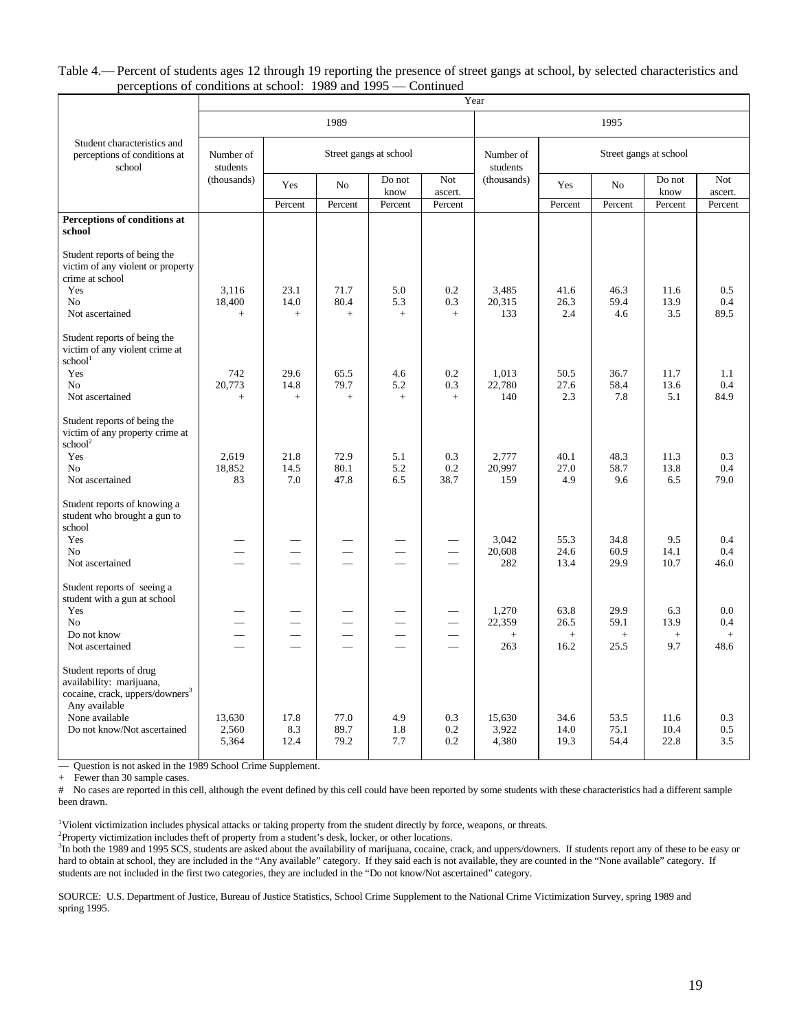Table 4.— Percent of students ages 12 through 19 reporting the presence of street gangs at school, by selected characteristics and perceptions of conditions at school: 1989 and 1995 — Continued

| Student characteristics and perceptions of conditions at school | 1989 | | | | | 1995 | | | | |
|---|---|---|---|---|---|---|---|---|---|---|
| | Number of students (thousands) | Street gangs at school | | | | Number of students (thousands) | Street gangs at school | | | |
| | | Yes | No | Do not know | Not ascert. | | Yes | No | Do not know | Not ascert. |
| | | Percent | Percent | Percent | Percent | | Percent | Percent | Percent | Percent |
| **Perceptions of conditions at school** | | | | | | | | | | |
| Student reports of being the victim of any violent or property crime at school | | | | | | | | | | |
| Yes | 3,116 | 23.1 | 71.7 | 5.0 | 0.2 | 3,485 | 41.6 | 46.3 | 11.6 | 0.5 |
| No | 18,400 | 14.0 | 80.4 | 5.3 | 0.3 | 20,315 | 26.3 | 59.4 | 13.9 | 0.4 |
| Not ascertained | + | + | + | + | + | 133 | 2.4 | 4.6 | 3.5 | 89.5 |
| Student reports of being the victim of any violent crime at school[1] | | | | | | | | | | |
| Yes | 742 | 29.6 | 65.5 | 4.6 | 0.2 | 1,013 | 50.5 | 36.7 | 11.7 | 1.1 |
| No | 20,773 | 14.8 | 79.7 | 5.2 | 0.3 | 22,780 | 27.6 | 58.4 | 13.6 | 0.4 |
| Not ascertained | + | + | + | + | + | 140 | 2.3 | 7.8 | 5.1 | 84.9 |
| Student reports of being the victim of any property crime at school[2] | | | | | | | | | | |
| Yes | 2,619 | 21.8 | 72.9 | 5.1 | 0.3 | 2,777 | 40.1 | 48.3 | 11.3 | 0.3 |
| No | 18,852 | 14.5 | 80.1 | 5.2 | 0.2 | 20,997 | 27.0 | 58.7 | 13.8 | 0.4 |
| Not ascertained | 83 | 7.0 | 47.8 | 6.5 | 38.7 | 159 | 4.9 | 9.6 | 6.5 | 79.0 |
| Student reports of knowing a student who brought a gun to school | | | | | | | | | | |
| Yes | — | — | — | — | — | 3,042 | 55.3 | 34.8 | 9.5 | 0.4 |
| No | — | — | — | — | — | 20,608 | 24.6 | 60.9 | 14.1 | 0.4 |
| Not ascertained | — | — | — | — | — | 282 | 13.4 | 29.9 | 10.7 | 46.0 |
| Student reports of seeing a student with a gun at school | | | | | | | | | | |
| Yes | — | — | — | — | — | 1,270 | 63.8 | 29.9 | 6.3 | 0.0 |
| No | — | — | — | — | — | 22,359 | 26.5 | 59.1 | 13.9 | 0.4 |
| Do not know | — | — | — | — | — | + | + | + | + | + |
| Not ascertained | — | — | — | — | — | 263 | 16.2 | 25.5 | 9.7 | 48.6 |
| Student reports of drug availability: marijuana, cocaine, crack, uppers/downers[3] | | | | | | | | | | |
| Any available | 13,630 | 17.8 | 77.0 | 4.9 | 0.3 | 15,630 | 34.6 | 53.5 | 11.6 | 0.3 |
| None available | 2,560 | 8.3 | 89.7 | 1.8 | 0.2 | 3,922 | 14.0 | 75.1 | 10.4 | 0.5 |
| Do not know/Not ascertained | 5,364 | 12.4 | 79.2 | 7.7 | 0.2 | 4,380 | 19.3 | 54.4 | 22.8 | 3.5 |

— Question is not asked in the 1989 School Crime Supplement.

\+ Fewer than 30 sample cases.

\# No cases are reported in this cell, although the event defined by this cell could have been reported by some students with these characteristics had a different sample been drawn.

[1]Violent victimization includes physical attacks or taking property from the student directly by force, weapons, or threats.

[2]Property victimization includes theft of property from a student's desk, locker, or other locations.

[3]In both the 1989 and 1995 SCS, students are asked about the availability of marijuana, cocaine, crack, and uppers/downers. If students report any of these to be easy or hard to obtain at school, they are included in the "Any available" category. If they said each is not available, they are counted in the "None available" category. If students are not included in the first two categories, they are included in the "Do not know/Not ascertained" category.

SOURCE: U.S. Department of Justice, Bureau of Justice Statistics, School Crime Supplement to the National Crime Victimization Survey, spring 1989 and spring 1995.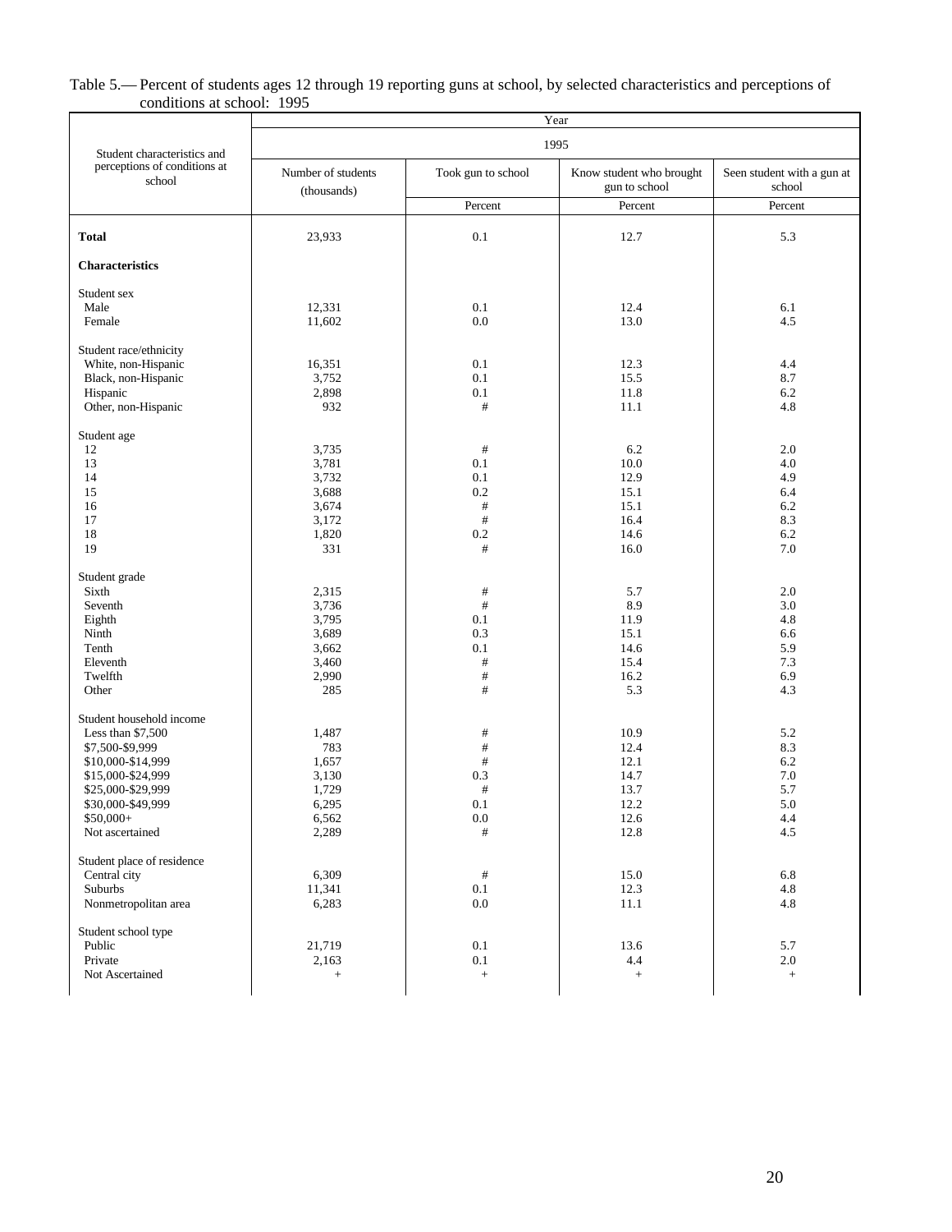Table 5.— Percent of students ages 12 through 19 reporting guns at school, by selected characteristics and perceptions of conditions at school: 1995

| Student characteristics and perceptions of conditions at school | Year | | | |
|---|---|---|---|---|
| | 1995 | | | |
| | Number of students (thousands) | Took gun to school | Know student who brought gun to school | Seen student with a gun at school |
| | | Percent | Percent | Percent |
| **Total** | 23,933 | 0.1 | 12.7 | 5.3 |
| **Characteristics** | | | | |
| Student sex | | | | |
| Male | 12,331 | 0.1 | 12.4 | 6.1 |
| Female | 11,602 | 0.0 | 13.0 | 4.5 |
| Student race/ethnicity | | | | |
| White, non-Hispanic | 16,351 | 0.1 | 12.3 | 4.4 |
| Black, non-Hispanic | 3,752 | 0.1 | 15.5 | 8.7 |
| Hispanic | 2,898 | 0.1 | 11.8 | 6.2 |
| Other, non-Hispanic | 932 | # | 11.1 | 4.8 |
| Student age | | | | |
| 12 | 3,735 | # | 6.2 | 2.0 |
| 13 | 3,781 | 0.1 | 10.0 | 4.0 |
| 14 | 3,732 | 0.1 | 12.9 | 4.9 |
| 15 | 3,688 | 0.2 | 15.1 | 6.4 |
| 16 | 3,674 | # | 15.1 | 6.2 |
| 17 | 3,172 | # | 16.4 | 8.3 |
| 18 | 1,820 | 0.2 | 14.6 | 6.2 |
| 19 | 331 | # | 16.0 | 7.0 |
| Student grade | | | | |
| Sixth | 2,315 | # | 5.7 | 2.0 |
| Seventh | 3,736 | # | 8.9 | 3.0 |
| Eighth | 3,795 | 0.1 | 11.9 | 4.8 |
| Ninth | 3,689 | 0.3 | 15.1 | 6.6 |
| Tenth | 3,662 | 0.1 | 14.6 | 5.9 |
| Eleventh | 3,460 | # | 15.4 | 7.3 |
| Twelfth | 2,990 | # | 16.2 | 6.9 |
| Other | 285 | # | 5.3 | 4.3 |
| Student household income | | | | |
| Less than $7,500 | 1,487 | # | 10.9 | 5.2 |
| $7,500-$9,999 | 783 | # | 12.4 | 8.3 |
| $10,000-$14,999 | 1,657 | # | 12.1 | 6.2 |
| $15,000-$24,999 | 3,130 | 0.3 | 14.7 | 7.0 |
| $25,000-$29,999 | 1,729 | # | 13.7 | 5.7 |
| $30,000-$49,999 | 6,295 | 0.1 | 12.2 | 5.0 |
| $50,000+ | 6,562 | 0.0 | 12.6 | 4.4 |
| Not ascertained | 2,289 | # | 12.8 | 4.5 |
| Student place of residence | | | | |
| Central city | 6,309 | # | 15.0 | 6.8 |
| Suburbs | 11,341 | 0.1 | 12.3 | 4.8 |
| Nonmetropolitan area | 6,283 | 0.0 | 11.1 | 4.8 |
| Student school type | | | | |
| Public | 21,719 | 0.1 | 13.6 | 5.7 |
| Private | 2,163 | 0.1 | 4.4 | 2.0 |
| Not Ascertained | + | + | + | + |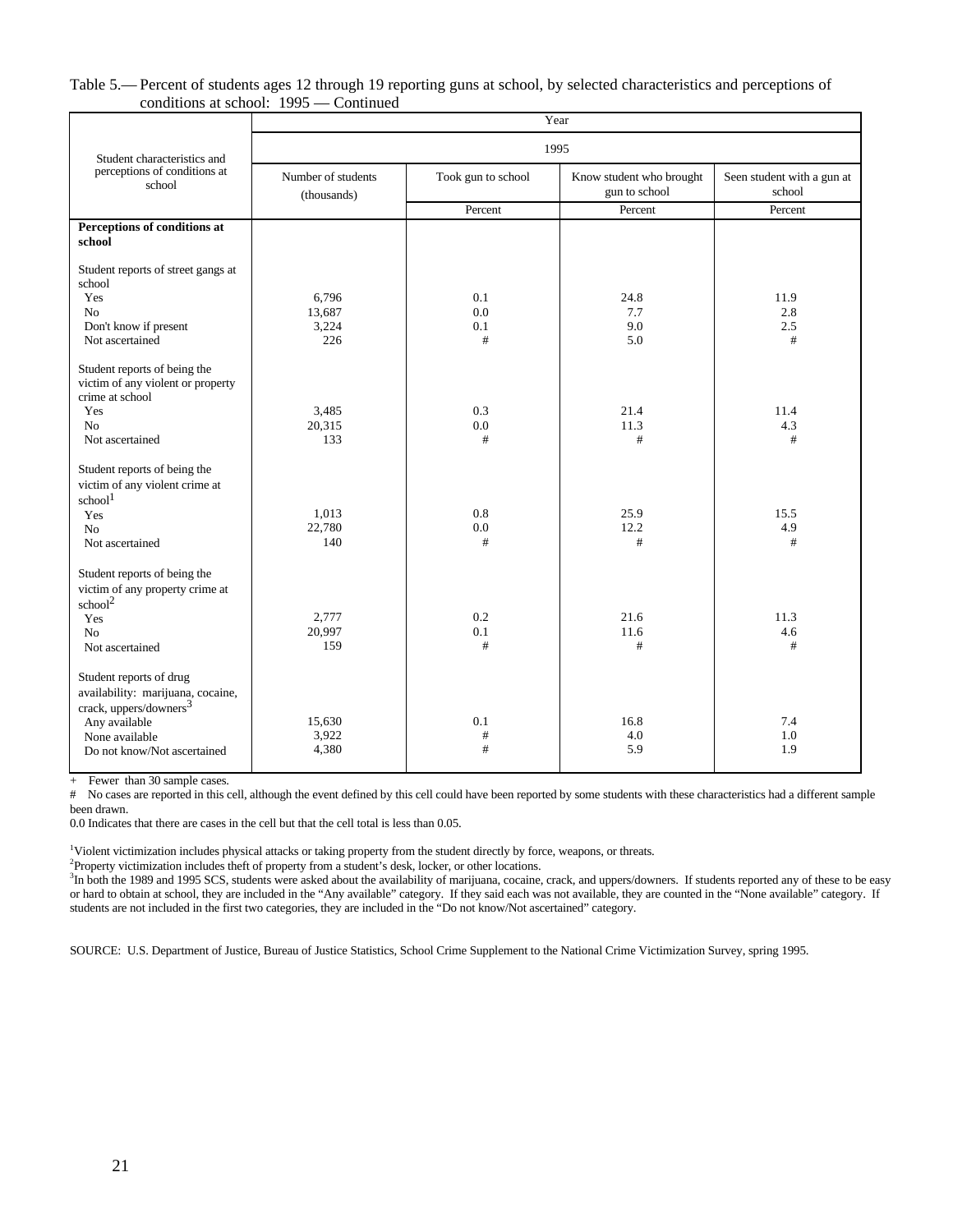Table 5.— Percent of students ages 12 through 19 reporting guns at school, by selected characteristics and perceptions of conditions at school: 1995 — Continued

| Student characteristics and perceptions of conditions at school | Year | | | |
|---|---|---|---|---|
| | 1995 | | | |
| | Number of students (thousands) | Took gun to school | Know student who brought gun to school | Seen student with a gun at school |
| | | Percent | Percent | Percent |
| **Perceptions of conditions at school** | | | | |
| Student reports of street gangs at school | | | | |
| Yes | 6,796 | 0.1 | 24.8 | 11.9 |
| No | 13,687 | 0.0 | 7.7 | 2.8 |
| Don't know if present | 3,224 | 0.1 | 9.0 | 2.5 |
| Not ascertained | 226 | # | 5.0 | # |
| Student reports of being the victim of any violent or property crime at school | | | | |
| Yes | 3,485 | 0.3 | 21.4 | 11.4 |
| No | 20,315 | 0.0 | 11.3 | 4.3 |
| Not ascertained | 133 | # | # | # |
| Student reports of being the victim of any violent crime at school[1] | | | | |
| Yes | 1,013 | 0.8 | 25.9 | 15.5 |
| No | 22,780 | 0.0 | 12.2 | 4.9 |
| Not ascertained | 140 | # | # | # |
| Student reports of being the victim of any property crime at school[2] | | | | |
| Yes | 2,777 | 0.2 | 21.6 | 11.3 |
| No | 20,997 | 0.1 | 11.6 | 4.6 |
| Not ascertained | 159 | # | # | # |
| Student reports of drug availability: marijuana, cocaine, crack, uppers/downers[3] | | | | |
| Any available | 15,630 | 0.1 | 16.8 | 7.4 |
| None available | 3,922 | # | 4.0 | 1.0 |
| Do not know/Not ascertained | 4,380 | # | 5.9 | 1.9 |

+ Fewer than 30 sample cases.

# No cases are reported in this cell, although the event defined by this cell could have been reported by some students with these characteristics had a different sample been drawn.

0.0 Indicates that there are cases in the cell but that the cell total is less than 0.05.

[1]Violent victimization includes physical attacks or taking property from the student directly by force, weapons, or threats.

[2]Property victimization includes theft of property from a student's desk, locker, or other locations.

[3]In both the 1989 and 1995 SCS, students were asked about the availability of marijuana, cocaine, crack, and uppers/downers. If students reported any of these to be easy or hard to obtain at school, they are included in the "Any available" category. If they said each was not available, they are counted in the "None available" category. If students are not included in the first two categories, they are included in the "Do not know/Not ascertained" category.

SOURCE: U.S. Department of Justice, Bureau of Justice Statistics, School Crime Supplement to the National Crime Victimization Survey, spring 1995.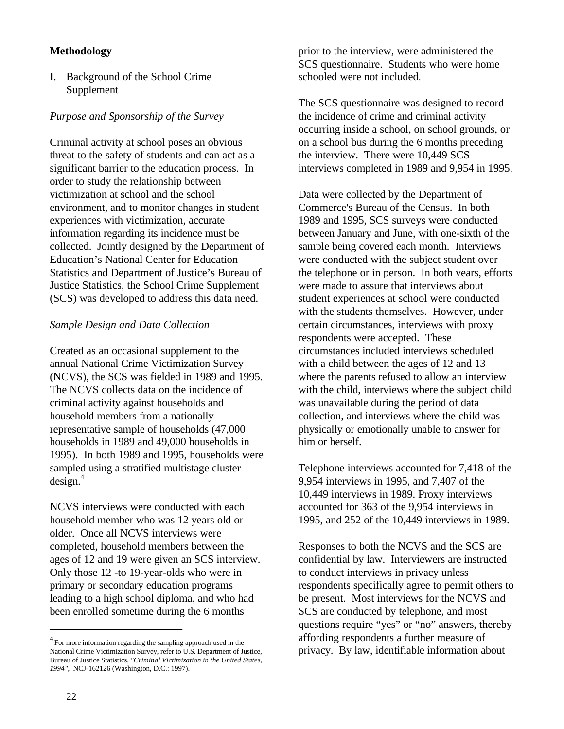## Methodology

### I. Background of the School Crime Supplement

*Purpose and Sponsorship of the Survey*

Criminal activity at school poses an obvious threat to the safety of students and can act as a significant barrier to the education process. In order to study the relationship between victimization at school and the school environment, and to monitor changes in student experiences with victimization, accurate information regarding its incidence must be collected. Jointly designed by the Department of Education's National Center for Education Statistics and Department of Justice's Bureau of Justice Statistics, the School Crime Supplement (SCS) was developed to address this data need.

*Sample Design and Data Collection*

Created as an occasional supplement to the annual National Crime Victimization Survey (NCVS), the SCS was fielded in 1989 and 1995. The NCVS collects data on the incidence of criminal activity against households and household members from a nationally representative sample of households (47,000 households in 1989 and 49,000 households in 1995). In both 1989 and 1995, households were sampled using a stratified multistage cluster design.[4]

NCVS interviews were conducted with each household member who was 12 years old or older. Once all NCVS interviews were completed, household members between the ages of 12 and 19 were given an SCS interview. Only those 12 -to 19-year-olds who were in primary or secondary education programs leading to a high school diploma, and who had been enrolled sometime during the 6 months prior to the interview, were administered the SCS questionnaire. Students who were home schooled were not included.

The SCS questionnaire was designed to record the incidence of crime and criminal activity occurring inside a school, on school grounds, or on a school bus during the 6 months preceding the interview. There were 10,449 SCS interviews completed in 1989 and 9,954 in 1995.

Data were collected by the Department of Commerce's Bureau of the Census. In both 1989 and 1995, SCS surveys were conducted between January and June, with one-sixth of the sample being covered each month. Interviews were conducted with the subject student over the telephone or in person. In both years, efforts were made to assure that interviews about student experiences at school were conducted with the students themselves. However, under certain circumstances, interviews with proxy respondents were accepted. These circumstances included interviews scheduled with a child between the ages of 12 and 13 where the parents refused to allow an interview with the child, interviews where the subject child was unavailable during the period of data collection, and interviews where the child was physically or emotionally unable to answer for him or herself.

Telephone interviews accounted for 7,418 of the 9,954 interviews in 1995, and 7,407 of the 10,449 interviews in 1989. Proxy interviews accounted for 363 of the 9,954 interviews in 1995, and 252 of the 10,449 interviews in 1989.

Responses to both the NCVS and the SCS are confidential by law. Interviewers are instructed to conduct interviews in privacy unless respondents specifically agree to permit others to be present. Most interviews for the NCVS and SCS are conducted by telephone, and most questions require "yes" or "no" answers, thereby affording respondents a further measure of privacy. By law, identifiable information about

---

[4] For more information regarding the sampling approach used in the National Crime Victimization Survey, refer to U.S. Department of Justice, Bureau of Justice Statistics, *"Criminal Victimization in the United States, 1994"*, NCJ-162126 (Washington, D.C.: 1997).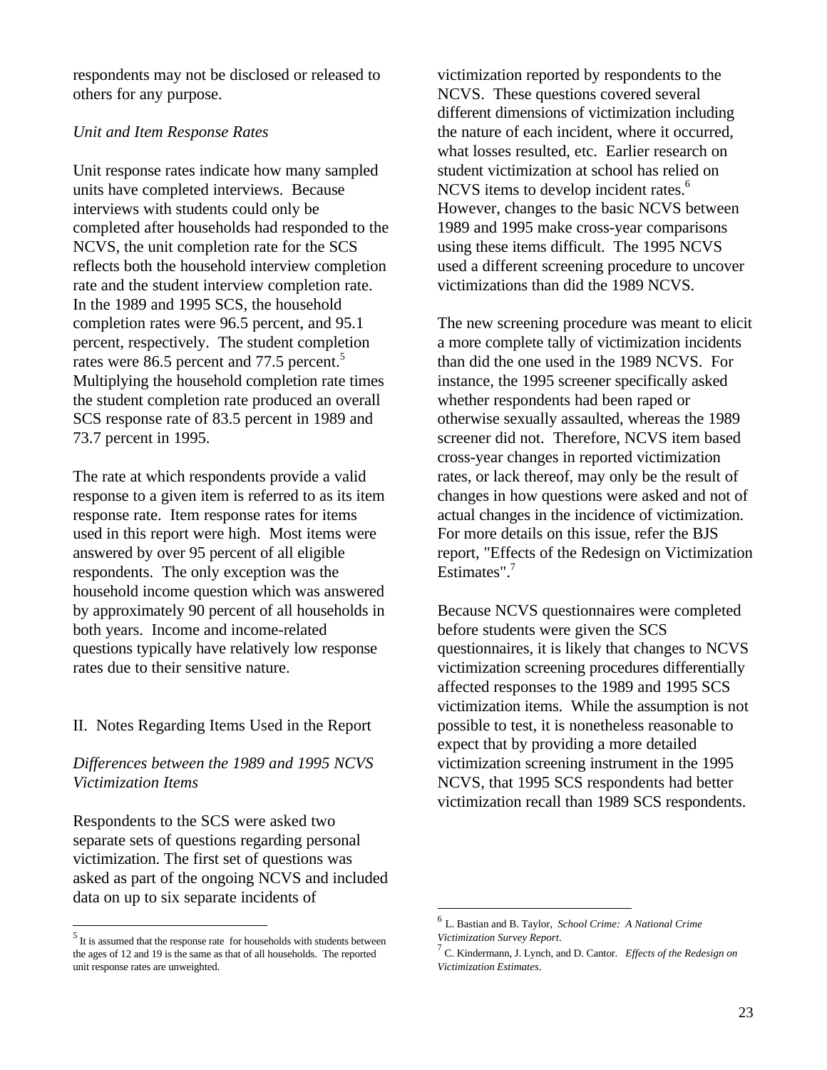respondents may not be disclosed or released to others for any purpose.

*Unit and Item Response Rates*

Unit response rates indicate how many sampled units have completed interviews. Because interviews with students could only be completed after households had responded to the NCVS, the unit completion rate for the SCS reflects both the household interview completion rate and the student interview completion rate. In the 1989 and 1995 SCS, the household completion rates were 96.5 percent, and 95.1 percent, respectively. The student completion rates were 86.5 percent and 77.5 percent.[5] Multiplying the household completion rate times the student completion rate produced an overall SCS response rate of 83.5 percent in 1989 and 73.7 percent in 1995.

The rate at which respondents provide a valid response to a given item is referred to as its item response rate. Item response rates for items used in this report were high. Most items were answered by over 95 percent of all eligible respondents. The only exception was the household income question which was answered by approximately 90 percent of all households in both years. Income and income-related questions typically have relatively low response rates due to their sensitive nature.

## II. Notes Regarding Items Used in the Report

*Differences between the 1989 and 1995 NCVS Victimization Items*

Respondents to the SCS were asked two separate sets of questions regarding personal victimization. The first set of questions was asked as part of the ongoing NCVS and included data on up to six separate incidents of victimization reported by respondents to the NCVS. These questions covered several different dimensions of victimization including the nature of each incident, where it occurred, what losses resulted, etc. Earlier research on student victimization at school has relied on NCVS items to develop incident rates.[6] However, changes to the basic NCVS between 1989 and 1995 make cross-year comparisons using these items difficult. The 1995 NCVS used a different screening procedure to uncover victimizations than did the 1989 NCVS.

The new screening procedure was meant to elicit a more complete tally of victimization incidents than did the one used in the 1989 NCVS. For instance, the 1995 screener specifically asked whether respondents had been raped or otherwise sexually assaulted, whereas the 1989 screener did not. Therefore, NCVS item based cross-year changes in reported victimization rates, or lack thereof, may only be the result of changes in how questions were asked and not of actual changes in the incidence of victimization. For more details on this issue, refer the BJS report, "Effects of the Redesign on Victimization Estimates".[7]

Because NCVS questionnaires were completed before students were given the SCS questionnaires, it is likely that changes to NCVS victimization screening procedures differentially affected responses to the 1989 and 1995 SCS victimization items. While the assumption is not possible to test, it is nonetheless reasonable to expect that by providing a more detailed victimization screening instrument in the 1995 NCVS, that 1995 SCS respondents had better victimization recall than 1989 SCS respondents.

---

[5] It is assumed that the response rate for households with students between the ages of 12 and 19 is the same as that of all households. The reported unit response rates are unweighted.

[6] L. Bastian and B. Taylor, *School Crime: A National Crime Victimization Survey Report*.

[7] C. Kindermann, J. Lynch, and D. Cantor. *Effects of the Redesign on Victimization Estimates*.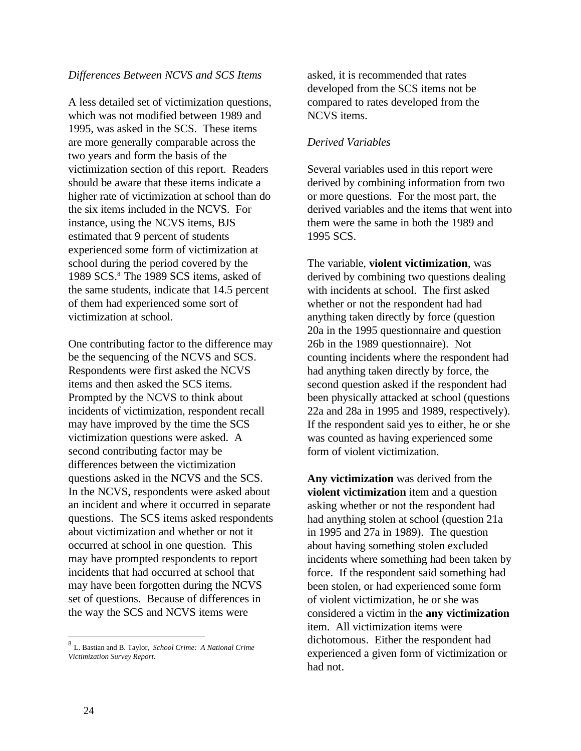*Differences Between NCVS and SCS Items*

A less detailed set of victimization questions, which was not modified between 1989 and 1995, was asked in the SCS. These items are more generally comparable across the two years and form the basis of the victimization section of this report. Readers should be aware that these items indicate a higher rate of victimization at school than do the six items included in the NCVS. For instance, using the NCVS items, BJS estimated that 9 percent of students experienced some form of victimization at school during the period covered by the 1989 SCS.[8] The 1989 SCS items, asked of the same students, indicate that 14.5 percent of them had experienced some sort of victimization at school.

One contributing factor to the difference may be the sequencing of the NCVS and SCS. Respondents were first asked the NCVS items and then asked the SCS items. Prompted by the NCVS to think about incidents of victimization, respondent recall may have improved by the time the SCS victimization questions were asked. A second contributing factor may be differences between the victimization questions asked in the NCVS and the SCS. In the NCVS, respondents were asked about an incident and where it occurred in separate questions. The SCS items asked respondents about victimization and whether or not it occurred at school in one question. This may have prompted respondents to report incidents that had occurred at school that may have been forgotten during the NCVS set of questions. Because of differences in the way the SCS and NCVS items were asked, it is recommended that rates developed from the SCS items not be compared to rates developed from the NCVS items.

*Derived Variables*

Several variables used in this report were derived by combining information from two or more questions. For the most part, the derived variables and the items that went into them were the same in both the 1989 and 1995 SCS.

The variable, **violent victimization**, was derived by combining two questions dealing with incidents at school. The first asked whether or not the respondent had had anything taken directly by force (question 20a in the 1995 questionnaire and question 26b in the 1989 questionnaire). Not counting incidents where the respondent had had anything taken directly by force, the second question asked if the respondent had been physically attacked at school (questions 22a and 28a in 1995 and 1989, respectively). If the respondent said yes to either, he or she was counted as having experienced some form of violent victimization.

**Any victimization** was derived from the **violent victimization** item and a question asking whether or not the respondent had had anything stolen at school (question 21a in 1995 and 27a in 1989). The question about having something stolen excluded incidents where something had been taken by force. If the respondent said something had been stolen, or had experienced some form of violent victimization, he or she was considered a victim in the **any victimization** item. All victimization items were dichotomous. Either the respondent had experienced a given form of victimization or had not.

---

[8] L. Bastian and B. Taylor, *School Crime: A National Crime Victimization Survey Report*.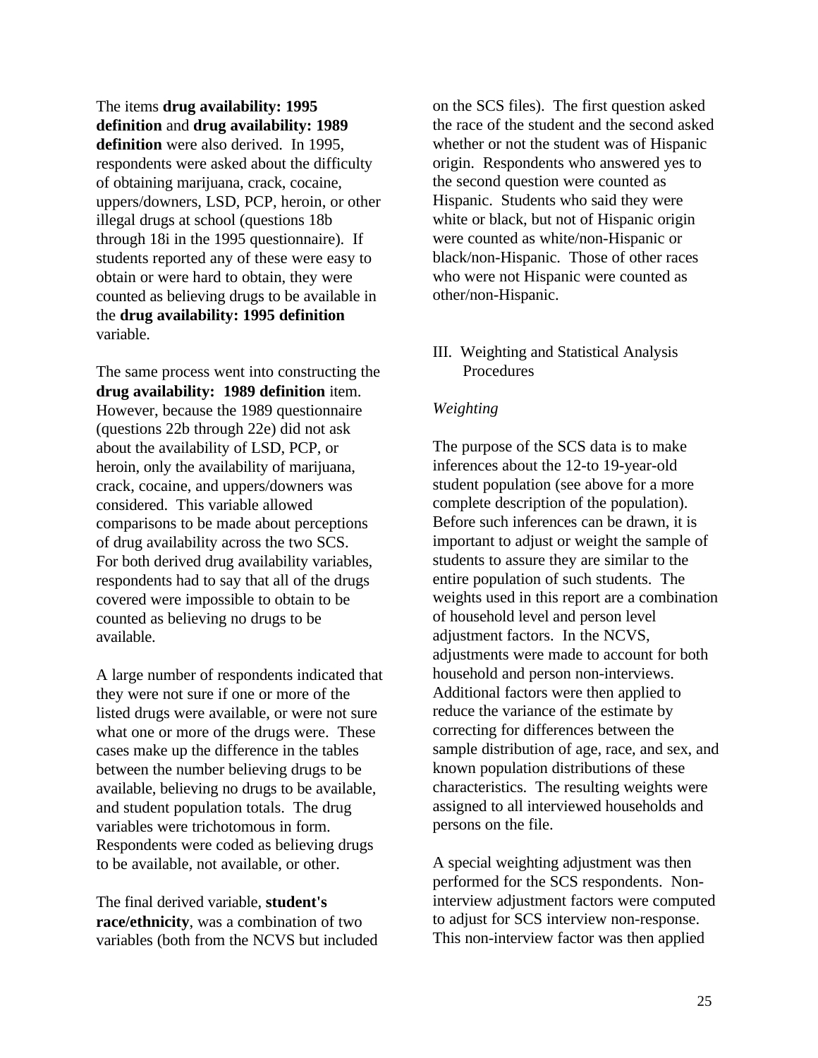The items **drug availability: 1995 definition** and **drug availability: 1989 definition** were also derived. In 1995, respondents were asked about the difficulty of obtaining marijuana, crack, cocaine, uppers/downers, LSD, PCP, heroin, or other illegal drugs at school (questions 18b through 18i in the 1995 questionnaire). If students reported any of these were easy to obtain or were hard to obtain, they were counted as believing drugs to be available in the **drug availability: 1995 definition** variable.

The same process went into constructing the **drug availability: 1989 definition** item. However, because the 1989 questionnaire (questions 22b through 22e) did not ask about the availability of LSD, PCP, or heroin, only the availability of marijuana, crack, cocaine, and uppers/downers was considered. This variable allowed comparisons to be made about perceptions of drug availability across the two SCS. For both derived drug availability variables, respondents had to say that all of the drugs covered were impossible to obtain to be counted as believing no drugs to be available.

A large number of respondents indicated that they were not sure if one or more of the listed drugs were available, or were not sure what one or more of the drugs were. These cases make up the difference in the tables between the number believing drugs to be available, believing no drugs to be available, and student population totals. The drug variables were trichotomous in form. Respondents were coded as believing drugs to be available, not available, or other.

The final derived variable, **student's race/ethnicity**, was a combination of two variables (both from the NCVS but included on the SCS files). The first question asked the race of the student and the second asked whether or not the student was of Hispanic origin. Respondents who answered yes to the second question were counted as Hispanic. Students who said they were white or black, but not of Hispanic origin were counted as white/non-Hispanic or black/non-Hispanic. Those of other races who were not Hispanic were counted as other/non-Hispanic.

## III. Weighting and Statistical Analysis Procedures

### *Weighting*

The purpose of the SCS data is to make inferences about the 12-to 19-year-old student population (see above for a more complete description of the population). Before such inferences can be drawn, it is important to adjust or weight the sample of students to assure they are similar to the entire population of such students. The weights used in this report are a combination of household level and person level adjustment factors. In the NCVS, adjustments were made to account for both household and person non-interviews. Additional factors were then applied to reduce the variance of the estimate by correcting for differences between the sample distribution of age, race, and sex, and known population distributions of these characteristics. The resulting weights were assigned to all interviewed households and persons on the file.

A special weighting adjustment was then performed for the SCS respondents. Non-interview adjustment factors were computed to adjust for SCS interview non-response. This non-interview factor was then applied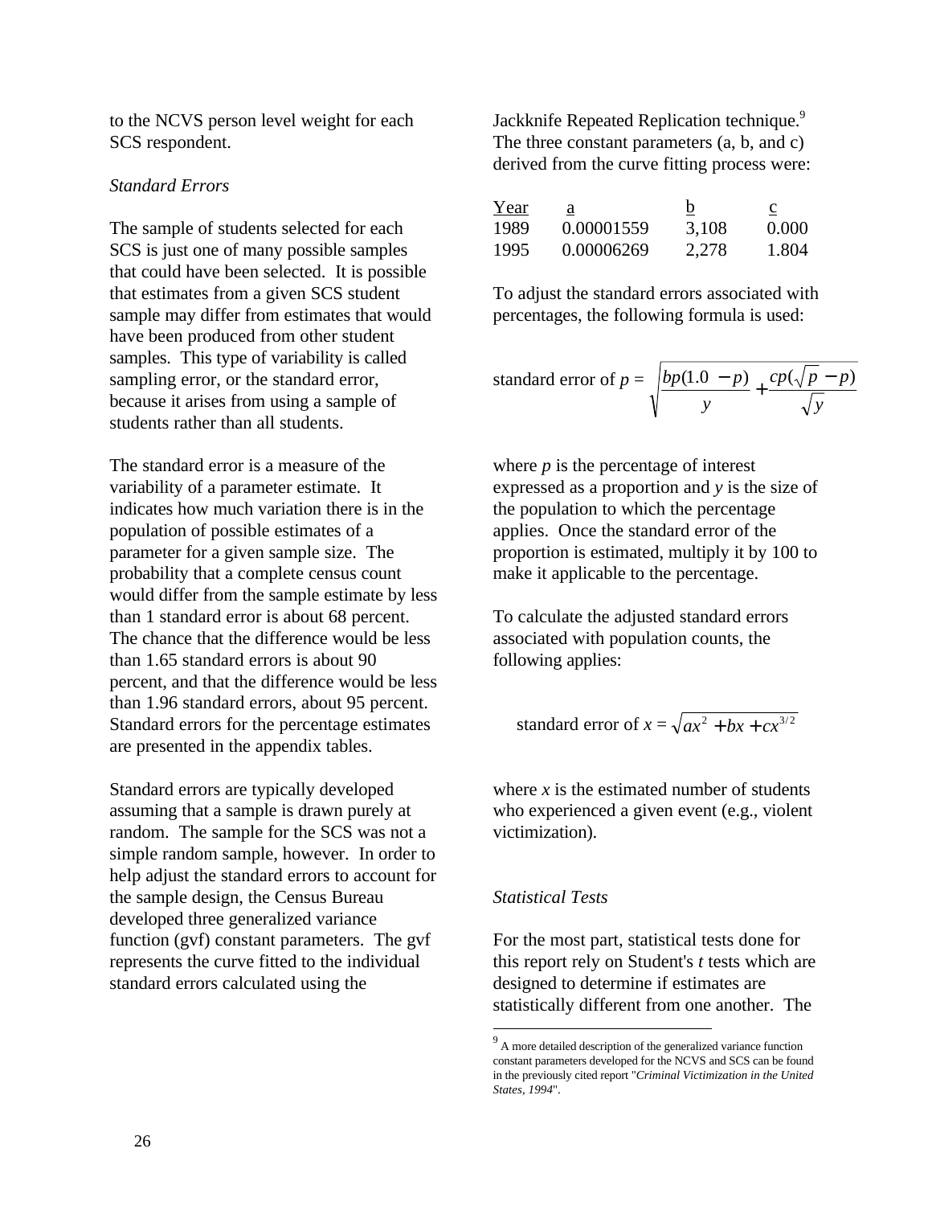to the NCVS person level weight for each SCS respondent.

*Standard Errors*

The sample of students selected for each SCS is just one of many possible samples that could have been selected. It is possible that estimates from a given SCS student sample may differ from estimates that would have been produced from other student samples. This type of variability is called sampling error, or the standard error, because it arises from using a sample of students rather than all students.

The standard error is a measure of the variability of a parameter estimate. It indicates how much variation there is in the population of possible estimates of a parameter for a given sample size. The probability that a complete census count would differ from the sample estimate by less than 1 standard error is about 68 percent. The chance that the difference would be less than 1.65 standard errors is about 90 percent, and that the difference would be less than 1.96 standard errors, about 95 percent. Standard errors for the percentage estimates are presented in the appendix tables.

Standard errors are typically developed assuming that a sample is drawn purely at random. The sample for the SCS was not a simple random sample, however. In order to help adjust the standard errors to account for the sample design, the Census Bureau developed three generalized variance function (gvf) constant parameters. The gvf represents the curve fitted to the individual standard errors calculated using the Jackknife Repeated Replication technique.[9] The three constant parameters (a, b, and c) derived from the curve fitting process were:

| Year | a | b | c |
|---|---|---|---|
| 1989 | 0.00001559 | 3,108 | 0.000 |
| 1995 | 0.00006269 | 2,278 | 1.804 |

To adjust the standard errors associated with percentages, the following formula is used:

$$\text{standard error of } p = \sqrt{\frac{bp(1.0-p)}{y} + \frac{cp(\sqrt{p}-p)}{\sqrt{y}}}$$

where $p$ is the percentage of interest expressed as a proportion and $y$ is the size of the population to which the percentage applies. Once the standard error of the proportion is estimated, multiply it by 100 to make it applicable to the percentage.

To calculate the adjusted standard errors associated with population counts, the following applies:

$$\text{standard error of } x = \sqrt{ax^2 + bx + cx^{3/2}}$$

where $x$ is the estimated number of students who experienced a given event (e.g., violent victimization).

*Statistical Tests*

For the most part, statistical tests done for this report rely on Student's *t* tests which are designed to determine if estimates are statistically different from one another. The

[9] A more detailed description of the generalized variance function constant parameters developed for the NCVS and SCS can be found in the previously cited report "*Criminal Victimization in the United States, 1994*".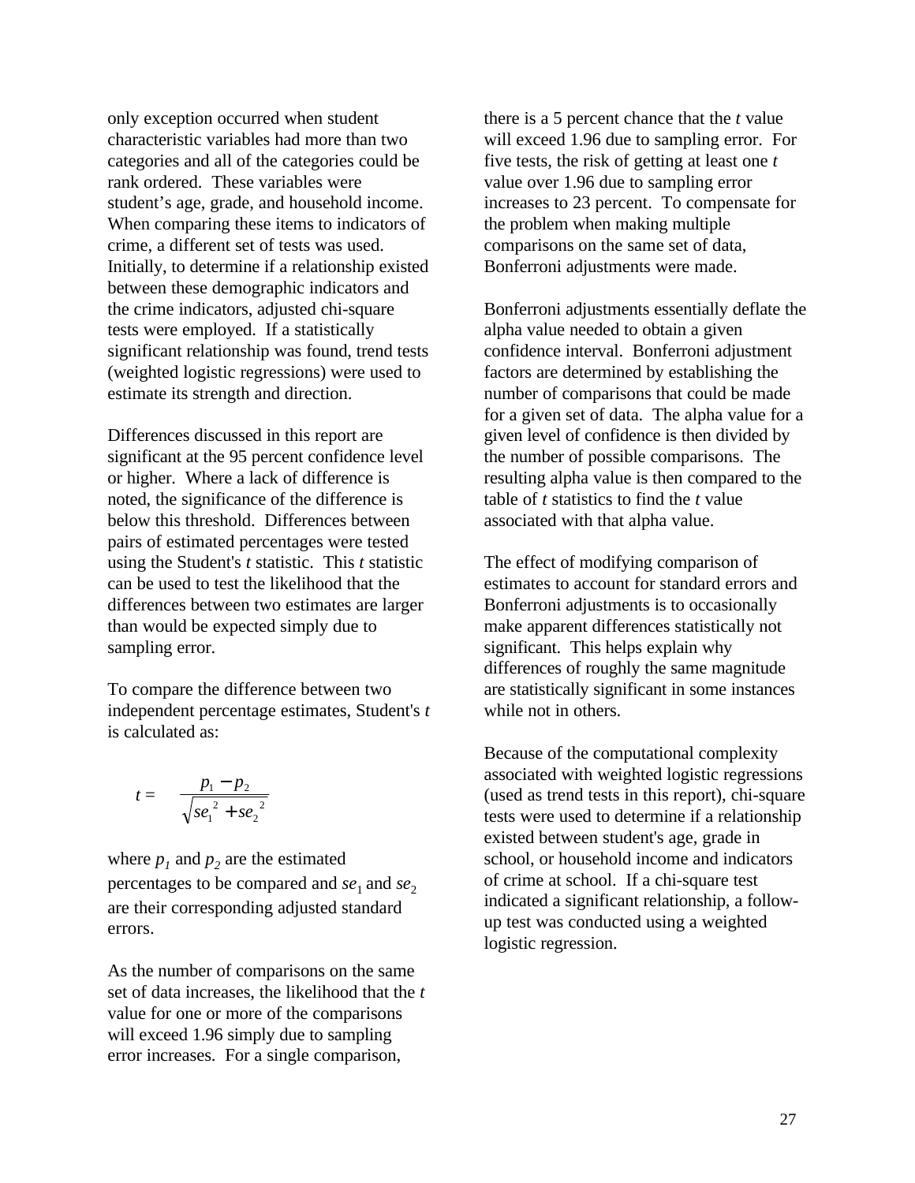only exception occurred when student characteristic variables had more than two categories and all of the categories could be rank ordered. These variables were student's age, grade, and household income. When comparing these items to indicators of crime, a different set of tests was used. Initially, to determine if a relationship existed between these demographic indicators and the crime indicators, adjusted chi-square tests were employed. If a statistically significant relationship was found, trend tests (weighted logistic regressions) were used to estimate its strength and direction.

Differences discussed in this report are significant at the 95 percent confidence level or higher. Where a lack of difference is noted, the significance of the difference is below this threshold. Differences between pairs of estimated percentages were tested using the Student's *t* statistic. This *t* statistic can be used to test the likelihood that the differences between two estimates are larger than would be expected simply due to sampling error.

To compare the difference between two independent percentage estimates, Student's *t* is calculated as:

$$t = \frac{p_1 - p_2}{\sqrt{se_1^{\ 2} + se_2^{\ 2}}}$$

where $p_1$ and $p_2$ are the estimated percentages to be compared and $se_1$ and $se_2$ are their corresponding adjusted standard errors.

As the number of comparisons on the same set of data increases, the likelihood that the *t* value for one or more of the comparisons will exceed 1.96 simply due to sampling error increases. For a single comparison, there is a 5 percent chance that the *t* value will exceed 1.96 due to sampling error. For five tests, the risk of getting at least one *t* value over 1.96 due to sampling error increases to 23 percent. To compensate for the problem when making multiple comparisons on the same set of data, Bonferroni adjustments were made.

Bonferroni adjustments essentially deflate the alpha value needed to obtain a given confidence interval. Bonferroni adjustment factors are determined by establishing the number of comparisons that could be made for a given set of data. The alpha value for a given level of confidence is then divided by the number of possible comparisons. The resulting alpha value is then compared to the table of *t* statistics to find the *t* value associated with that alpha value.

The effect of modifying comparison of estimates to account for standard errors and Bonferroni adjustments is to occasionally make apparent differences statistically not significant. This helps explain why differences of roughly the same magnitude are statistically significant in some instances while not in others.

Because of the computational complexity associated with weighted logistic regressions (used as trend tests in this report), chi-square tests were used to determine if a relationship existed between student's age, grade in school, or household income and indicators of crime at school. If a chi-square test indicated a significant relationship, a follow-up test was conducted using a weighted logistic regression.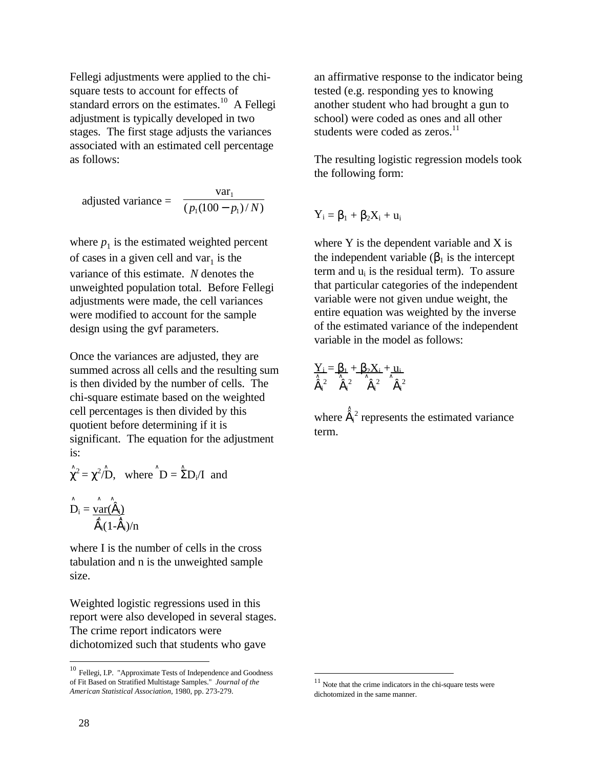Fellegi adjustments were applied to the chi-square tests to account for effects of standard errors on the estimates.[10] A Fellegi adjustment is typically developed in two stages. The first stage adjusts the variances associated with an estimated cell percentage as follows:

$$\text{adjusted variance} = \frac{\text{var}_1}{(p_1(100 - p_1)/N)}$$

where $p_1$ is the estimated weighted percent of cases in a given cell and $\text{var}_1$ is the variance of this estimate. *N* denotes the unweighted population total. Before Fellegi adjustments were made, the cell variances were modified to account for the sample design using the gvf parameters.

Once the variances are adjusted, they are summed across all cells and the resulting sum is then divided by the number of cells. The chi-square estimate based on the weighted cell percentages is then divided by this quotient before determining if it is significant. The equation for the adjustment is:

$$\hat{\chi}^2 = \chi^2/\hat{D}, \quad \text{where } \hat{D} = \hat{\Sigma} D_i/I \text{ and}$$

$$\hat{D}_i = \frac{\hat{\text{var}}(\hat{A}_i)}{\hat{A}_i(1-\hat{A}_i)/n}$$

where I is the number of cells in the cross tabulation and n is the unweighted sample size.

Weighted logistic regressions used in this report were also developed in several stages. The crime report indicators were dichotomized such that students who gave an affirmative response to the indicator being tested (e.g. responding yes to knowing another student who had brought a gun to school) were coded as ones and all other students were coded as zeros.[11]

The resulting logistic regression models took the following form:

$$Y_i = \beta_1 + \beta_2 X_i + u_i$$

where Y is the dependent variable and X is the independent variable ($\beta_1$ is the intercept term and $u_i$ is the residual term). To assure that particular categories of the independent variable were not given undue weight, the entire equation was weighted by the inverse of the estimated variance of the independent variable in the model as follows:

$$\frac{Y_i}{\hat{A}_i^2} = \frac{\beta_1}{\hat{A}_i^2} + \frac{\beta_2 X_i}{\hat{A}_i^2} + \frac{u_i}{\hat{A}_i^2}$$

where $\hat{A}_i^2$ represents the estimated variance term.

---

[10] Fellegi, I.P. "Approximate Tests of Independence and Goodness of Fit Based on Stratified Multistage Samples." *Journal of the American Statistical Association*, 1980, pp. 273-279.

[11] Note that the crime indicators in the chi-square tests were dichotomized in the same manner.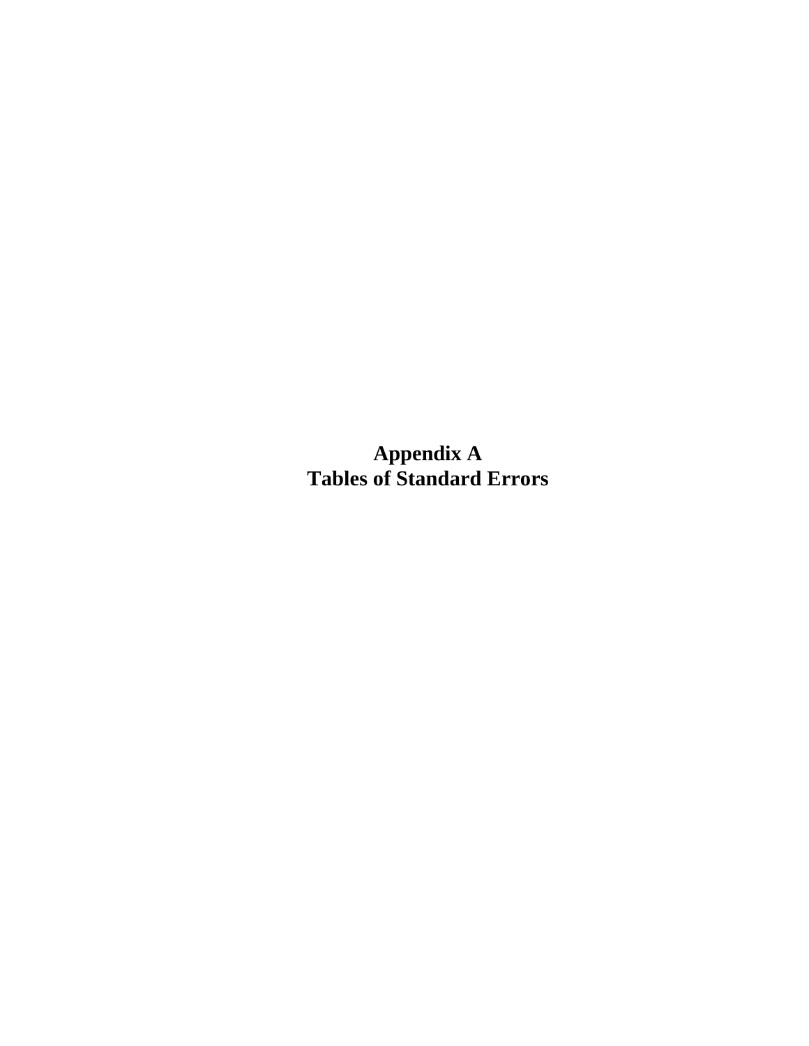# Appendix A
# Tables of Standard Errors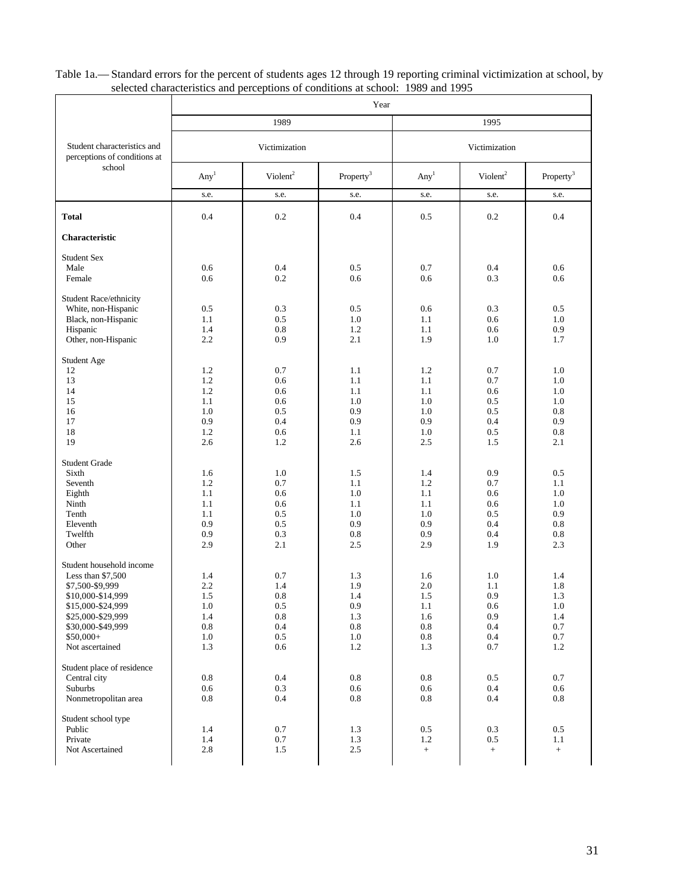Table 1a.— Standard errors for the percent of students ages 12 through 19 reporting criminal victimization at school, by selected characteristics and perceptions of conditions at school: 1989 and 1995

| Student characteristics and perceptions of conditions at school | Year | | | | | |
|---|---|---|---|---|---|---|
| | 1989 | | | 1995 | | |
| | Victimization | | | Victimization | | |
| | Any[1] | Violent[2] | Property[3] | Any[1] | Violent[2] | Property[3] |
| | s.e. | s.e. | s.e. | s.e. | s.e. | s.e. |
| **Total** | 0.4 | 0.2 | 0.4 | 0.5 | 0.2 | 0.4 |
| **Characteristic** | | | | | | |
| Student Sex | | | | | | |
| Male | 0.6 | 0.4 | 0.5 | 0.7 | 0.4 | 0.6 |
| Female | 0.6 | 0.2 | 0.6 | 0.6 | 0.3 | 0.6 |
| Student Race/ethnicity | | | | | | |
| White, non-Hispanic | 0.5 | 0.3 | 0.5 | 0.6 | 0.3 | 0.5 |
| Black, non-Hispanic | 1.1 | 0.5 | 1.0 | 1.1 | 0.6 | 1.0 |
| Hispanic | 1.4 | 0.8 | 1.2 | 1.1 | 0.6 | 0.9 |
| Other, non-Hispanic | 2.2 | 0.9 | 2.1 | 1.9 | 1.0 | 1.7 |
| Student Age | | | | | | |
| 12 | 1.2 | 0.7 | 1.1 | 1.2 | 0.7 | 1.0 |
| 13 | 1.2 | 0.6 | 1.1 | 1.1 | 0.7 | 1.0 |
| 14 | 1.2 | 0.6 | 1.1 | 1.1 | 0.6 | 1.0 |
| 15 | 1.1 | 0.6 | 1.0 | 1.0 | 0.5 | 1.0 |
| 16 | 1.0 | 0.5 | 0.9 | 1.0 | 0.5 | 0.8 |
| 17 | 0.9 | 0.4 | 0.9 | 0.9 | 0.4 | 0.9 |
| 18 | 1.2 | 0.6 | 1.1 | 1.0 | 0.5 | 0.8 |
| 19 | 2.6 | 1.2 | 2.6 | 2.5 | 1.5 | 2.1 |
| Student Grade | | | | | | |
| Sixth | 1.6 | 1.0 | 1.5 | 1.4 | 0.9 | 0.5 |
| Seventh | 1.2 | 0.7 | 1.1 | 1.2 | 0.7 | 1.1 |
| Eighth | 1.1 | 0.6 | 1.0 | 1.1 | 0.6 | 1.0 |
| Ninth | 1.1 | 0.6 | 1.1 | 1.1 | 0.6 | 1.0 |
| Tenth | 1.1 | 0.5 | 1.0 | 1.0 | 0.5 | 0.9 |
| Eleventh | 0.9 | 0.5 | 0.9 | 0.9 | 0.4 | 0.8 |
| Twelfth | 0.9 | 0.3 | 0.8 | 0.9 | 0.4 | 0.8 |
| Other | 2.9 | 2.1 | 2.5 | 2.9 | 1.9 | 2.3 |
| Student household income | | | | | | |
| Less than $7,500 | 1.4 | 0.7 | 1.3 | 1.6 | 1.0 | 1.4 |
| $7,500-$9,999 | 2.2 | 1.4 | 1.9 | 2.0 | 1.1 | 1.8 |
| $10,000-$14,999 | 1.5 | 0.8 | 1.4 | 1.5 | 0.9 | 1.3 |
| $15,000-$24,999 | 1.0 | 0.5 | 0.9 | 1.1 | 0.6 | 1.0 |
| $25,000-$29,999 | 1.4 | 0.8 | 1.3 | 1.6 | 0.9 | 1.4 |
| $30,000-$49,999 | 0.8 | 0.4 | 0.8 | 0.8 | 0.4 | 0.7 |
| $50,000+ | 1.0 | 0.5 | 1.0 | 0.8 | 0.4 | 0.7 |
| Not ascertained | 1.3 | 0.6 | 1.2 | 1.3 | 0.7 | 1.2 |
| Student place of residence | | | | | | |
| Central city | 0.8 | 0.4 | 0.8 | 0.8 | 0.5 | 0.7 |
| Suburbs | 0.6 | 0.3 | 0.6 | 0.6 | 0.4 | 0.6 |
| Nonmetropolitan area | 0.8 | 0.4 | 0.8 | 0.8 | 0.4 | 0.8 |
| Student school type | | | | | | |
| Public | 1.4 | 0.7 | 1.3 | 0.5 | 0.3 | 0.5 |
| Private | 1.4 | 0.7 | 1.3 | 1.2 | 0.5 | 1.1 |
| Not Ascertained | 2.8 | 1.5 | 2.5 | + | + | + |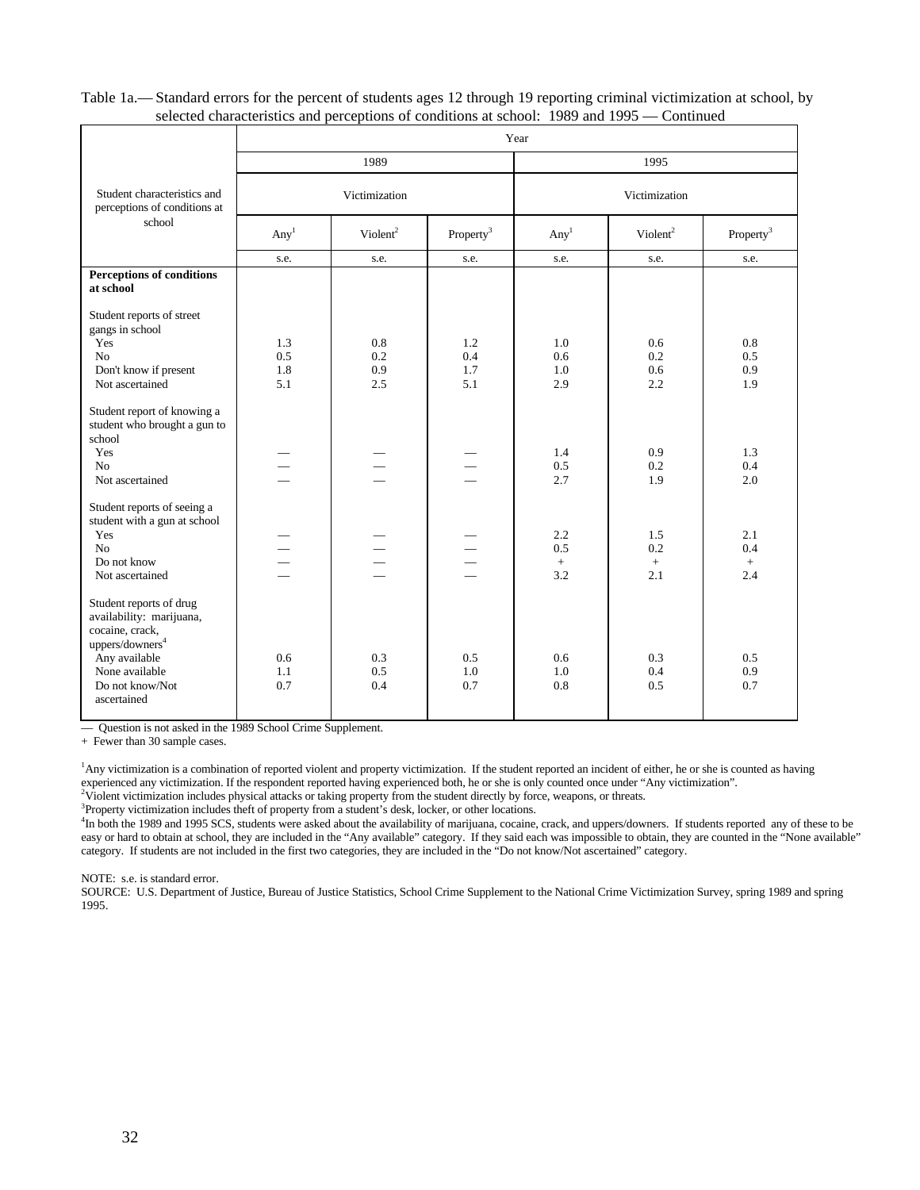Table 1a.— Standard errors for the percent of students ages 12 through 19 reporting criminal victimization at school, by selected characteristics and perceptions of conditions at school: 1989 and 1995 — Continued

| Student characteristics and perceptions of conditions at school | Year | | | | | |
|---|---|---|---|---|---|---|
| | 1989 | | | 1995 | | |
| | Victimization | | | Victimization | | |
| | Any[1] | Violent[2] | Property[3] | Any[1] | Violent[2] | Property[3] |
| | s.e. | s.e. | s.e. | s.e. | s.e. | s.e. |
| **Perceptions of conditions at school** | | | | | | |
| Student reports of street gangs in school | | | | | | |
| Yes | 1.3 | 0.8 | 1.2 | 1.0 | 0.6 | 0.8 |
| No | 0.5 | 0.2 | 0.4 | 0.6 | 0.2 | 0.5 |
| Don't know if present | 1.8 | 0.9 | 1.7 | 1.0 | 0.6 | 0.9 |
| Not ascertained | 5.1 | 2.5 | 5.1 | 2.9 | 2.2 | 1.9 |
| Student report of knowing a student who brought a gun to school | | | | | | |
| Yes | — | — | — | 1.4 | 0.9 | 1.3 |
| No | — | — | — | 0.5 | 0.2 | 0.4 |
| Not ascertained | — | — | — | 2.7 | 1.9 | 2.0 |
| Student reports of seeing a student with a gun at school | | | | | | |
| Yes | — | — | — | 2.2 | 1.5 | 2.1 |
| No | — | — | — | 0.5 | 0.2 | 0.4 |
| Do not know | — | — | — | + | + | + |
| Not ascertained | — | — | — | 3.2 | 2.1 | 2.4 |
| Student reports of drug availability: marijuana, cocaine, crack, uppers/downers[4] | | | | | | |
| Any available | 0.6 | 0.3 | 0.5 | 0.6 | 0.3 | 0.5 |
| None available | 1.1 | 0.5 | 1.0 | 1.0 | 0.4 | 0.9 |
| Do not know/Not ascertained | 0.7 | 0.4 | 0.7 | 0.8 | 0.5 | 0.7 |

— Question is not asked in the 1989 School Crime Supplement.
+ Fewer than 30 sample cases.

[1]Any victimization is a combination of reported violent and property victimization. If the student reported an incident of either, he or she is counted as having experienced any victimization. If the respondent reported having experienced both, he or she is only counted once under "Any victimization".
[2]Violent victimization includes physical attacks or taking property from the student directly by force, weapons, or threats.
[3]Property victimization includes theft of property from a student's desk, locker, or other locations.
[4]In both the 1989 and 1995 SCS, students were asked about the availability of marijuana, cocaine, crack, and uppers/downers. If students reported any of these to be easy or hard to obtain at school, they are included in the "Any available" category. If they said each was impossible to obtain, they are counted in the "None available" category. If students are not included in the first two categories, they are included in the "Do not know/Not ascertained" category.

NOTE: s.e. is standard error.
SOURCE: U.S. Department of Justice, Bureau of Justice Statistics, School Crime Supplement to the National Crime Victimization Survey, spring 1989 and spring 1995.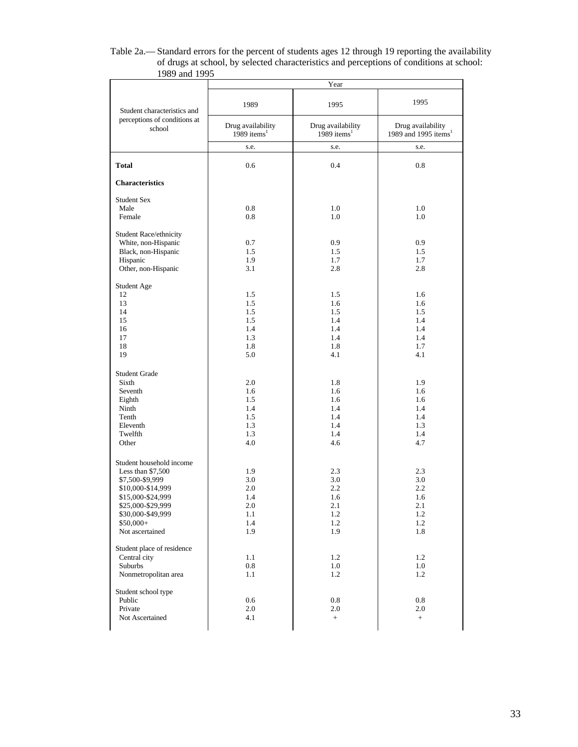Table 2a.— Standard errors for the percent of students ages 12 through 19 reporting the availability of drugs at school, by selected characteristics and perceptions of conditions at school: 1989 and 1995

| Student characteristics and perceptions of conditions at school | Year | | |
|---|---|---|---|
| | 1989 | 1995 | 1995 |
| | Drug availability 1989 items[1] | Drug availability 1989 items[1] | Drug availability 1989 and 1995 items[1] |
| | s.e. | s.e. | s.e. |
| **Total** | 0.6 | 0.4 | 0.8 |
| **Characteristics** | | | |
| Student Sex | | | |
| Male | 0.8 | 1.0 | 1.0 |
| Female | 0.8 | 1.0 | 1.0 |
| Student Race/ethnicity | | | |
| White, non-Hispanic | 0.7 | 0.9 | 0.9 |
| Black, non-Hispanic | 1.5 | 1.5 | 1.5 |
| Hispanic | 1.9 | 1.7 | 1.7 |
| Other, non-Hispanic | 3.1 | 2.8 | 2.8 |
| Student Age | | | |
| 12 | 1.5 | 1.5 | 1.6 |
| 13 | 1.5 | 1.6 | 1.6 |
| 14 | 1.5 | 1.5 | 1.5 |
| 15 | 1.5 | 1.4 | 1.4 |
| 16 | 1.4 | 1.4 | 1.4 |
| 17 | 1.3 | 1.4 | 1.4 |
| 18 | 1.8 | 1.8 | 1.7 |
| 19 | 5.0 | 4.1 | 4.1 |
| Student Grade | | | |
| Sixth | 2.0 | 1.8 | 1.9 |
| Seventh | 1.6 | 1.6 | 1.6 |
| Eighth | 1.5 | 1.6 | 1.6 |
| Ninth | 1.4 | 1.4 | 1.4 |
| Tenth | 1.5 | 1.4 | 1.4 |
| Eleventh | 1.3 | 1.4 | 1.3 |
| Twelfth | 1.3 | 1.4 | 1.4 |
| Other | 4.0 | 4.6 | 4.7 |
| Student household income | | | |
| Less than $7,500 | 1.9 | 2.3 | 2.3 |
| $7,500-$9,999 | 3.0 | 3.0 | 3.0 |
| $10,000-$14,999 | 2.0 | 2.2 | 2.2 |
| $15,000-$24,999 | 1.4 | 1.6 | 1.6 |
| $25,000-$29,999 | 2.0 | 2.1 | 2.1 |
| $30,000-$49,999 | 1.1 | 1.2 | 1.2 |
| $50,000+ | 1.4 | 1.2 | 1.2 |
| Not ascertained | 1.9 | 1.9 | 1.8 |
| Student place of residence | | | |
| Central city | 1.1 | 1.2 | 1.2 |
| Suburbs | 0.8 | 1.0 | 1.0 |
| Nonmetropolitan area | 1.1 | 1.2 | 1.2 |
| Student school type | | | |
| Public | 0.6 | 0.8 | 0.8 |
| Private | 2.0 | 2.0 | 2.0 |
| Not Ascertained | 4.1 | + | + |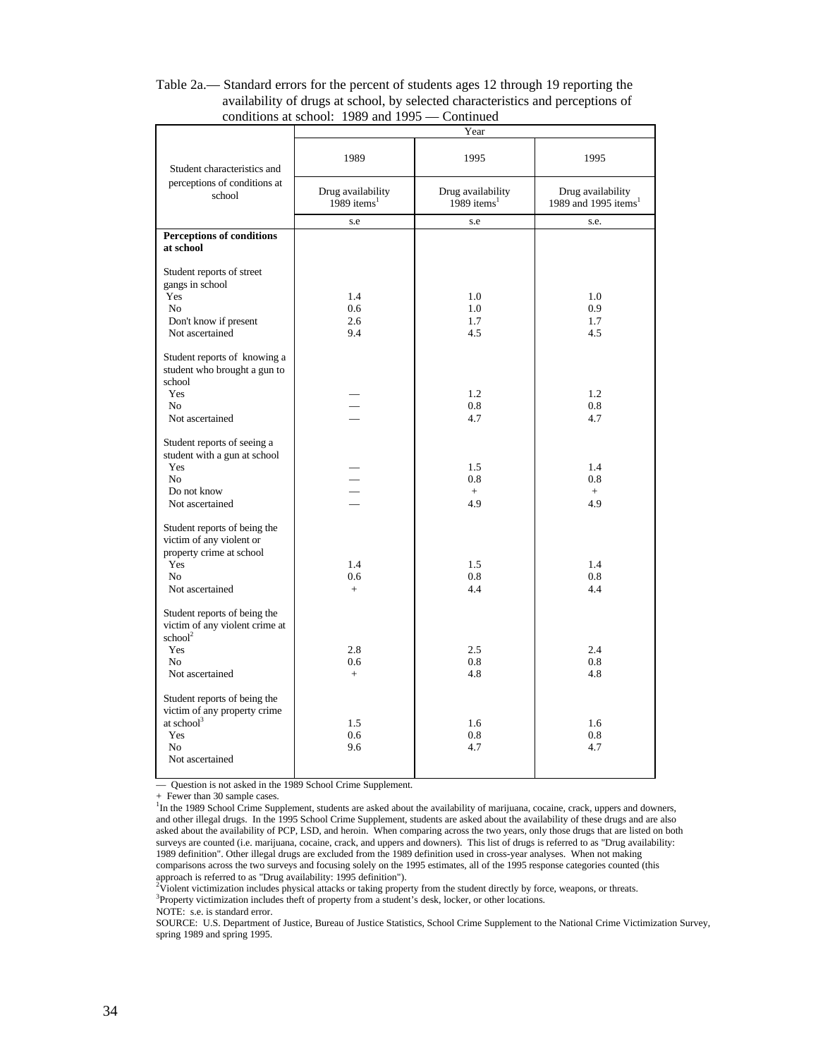Table 2a.— Standard errors for the percent of students ages 12 through 19 reporting the availability of drugs at school, by selected characteristics and perceptions of conditions at school: 1989 and 1995 — Continued

| Student characteristics and perceptions of conditions at school | Year | | |
|---|---|---|---|
| | 1989 | 1995 | 1995 |
| | Drug availability 1989 items[1] | Drug availability 1989 items[1] | Drug availability 1989 and 1995 items[1] |
| | s.e | s.e | s.e. |
| **Perceptions of conditions at school** | | | |
| Student reports of street gangs in school | | | |
| Yes | 1.4 | 1.0 | 1.0 |
| No | 0.6 | 1.0 | 0.9 |
| Don't know if present | 2.6 | 1.7 | 1.7 |
| Not ascertained | 9.4 | 4.5 | 4.5 |
| Student reports of knowing a student who brought a gun to school | | | |
| Yes | — | 1.2 | 1.2 |
| No | — | 0.8 | 0.8 |
| Not ascertained | — | 4.7 | 4.7 |
| Student reports of seeing a student with a gun at school | | | |
| Yes | — | 1.5 | 1.4 |
| No | — | 0.8 | 0.8 |
| Do not know | — | + | + |
| Not ascertained | — | 4.9 | 4.9 |
| Student reports of being the victim of any violent or property crime at school | | | |
| Yes | 1.4 | 1.5 | 1.4 |
| No | 0.6 | 0.8 | 0.8 |
| Not ascertained | + | 4.4 | 4.4 |
| Student reports of being the victim of any violent crime at school[2] | | | |
| Yes | 2.8 | 2.5 | 2.4 |
| No | 0.6 | 0.8 | 0.8 |
| Not ascertained | + | 4.8 | 4.8 |
| Student reports of being the victim of any property crime at school[3] | 1.5 | 1.6 | 1.6 |
| Yes | 0.6 | 0.8 | 0.8 |
| No | 9.6 | 4.7 | 4.7 |
| Not ascertained | | | |

— Question is not asked in the 1989 School Crime Supplement.

\+ Fewer than 30 sample cases.

[1]In the 1989 School Crime Supplement, students are asked about the availability of marijuana, cocaine, crack, uppers and downers, and other illegal drugs. In the 1995 School Crime Supplement, students are asked about the availability of these drugs and are also asked about the availability of PCP, LSD, and heroin. When comparing across the two years, only those drugs that are listed on both surveys are counted (i.e. marijuana, cocaine, crack, and uppers and downers). This list of drugs is referred to as "Drug availability: 1989 definition". Other illegal drugs are excluded from the 1989 definition used in cross-year analyses. When not making comparisons across the two surveys and focusing solely on the 1995 estimates, all of the 1995 response categories counted (this approach is referred to as "Drug availability: 1995 definition").

[2]Violent victimization includes physical attacks or taking property from the student directly by force, weapons, or threats.

[3]Property victimization includes theft of property from a student's desk, locker, or other locations.

NOTE: s.e. is standard error.

SOURCE: U.S. Department of Justice, Bureau of Justice Statistics, School Crime Supplement to the National Crime Victimization Survey, spring 1989 and spring 1995.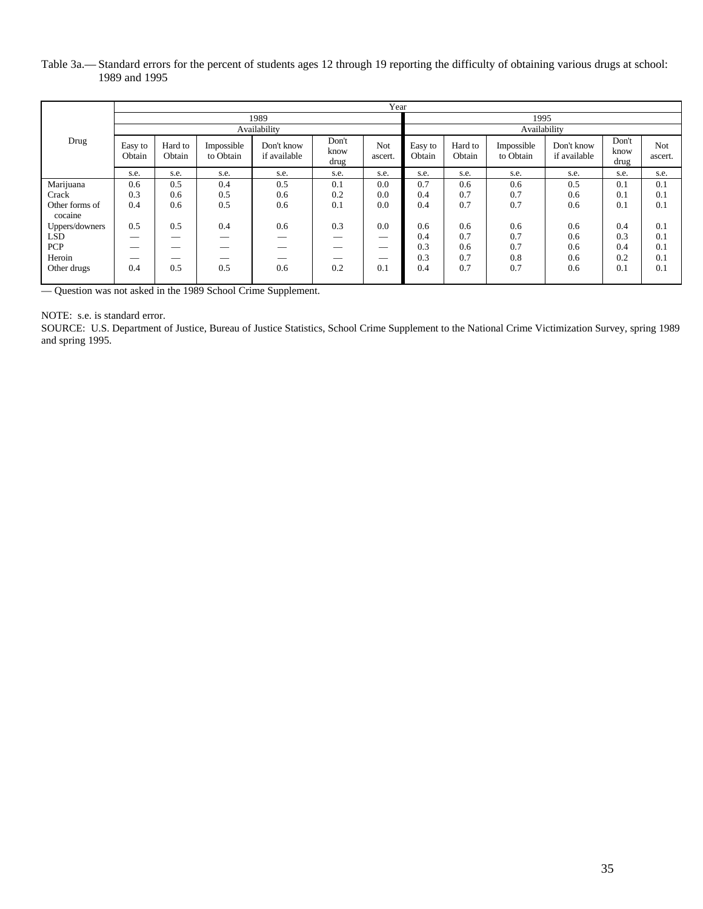Table 3a.— Standard errors for the percent of students ages 12 through 19 reporting the difficulty of obtaining various drugs at school: 1989 and 1995

| Drug | Year | | | | | | | | | | | |
|---|---|---|---|---|---|---|---|---|---|---|---|---|
| | 1989 | | | | | | 1995 | | | | | |
| | Availability | | | | | | Availability | | | | | |
| | Easy to Obtain | Hard to Obtain | Impossible to Obtain | Don't know if available | Don't know drug | Not ascert. | Easy to Obtain | Hard to Obtain | Impossible to Obtain | Don't know if available | Don't know drug | Not ascert. |
| | s.e. | s.e. | s.e. | s.e. | s.e. | s.e. | s.e. | s.e. | s.e. | s.e. | s.e. | s.e. |
| Marijuana | 0.6 | 0.5 | 0.4 | 0.5 | 0.1 | 0.0 | 0.7 | 0.6 | 0.6 | 0.5 | 0.1 | 0.1 |
| Crack | 0.3 | 0.6 | 0.5 | 0.6 | 0.2 | 0.0 | 0.4 | 0.7 | 0.7 | 0.6 | 0.1 | 0.1 |
| Other forms of cocaine | 0.4 | 0.6 | 0.5 | 0.6 | 0.1 | 0.0 | 0.4 | 0.7 | 0.7 | 0.6 | 0.1 | 0.1 |
| Uppers/downers | 0.5 | 0.5 | 0.4 | 0.6 | 0.3 | 0.0 | 0.6 | 0.6 | 0.6 | 0.6 | 0.4 | 0.1 |
| LSD | — | — | — | — | — | — | 0.4 | 0.7 | 0.7 | 0.6 | 0.3 | 0.1 |
| PCP | — | — | — | — | — | — | 0.3 | 0.6 | 0.7 | 0.6 | 0.4 | 0.1 |
| Heroin | — | — | — | — | — | — | 0.3 | 0.7 | 0.8 | 0.6 | 0.2 | 0.1 |
| Other drugs | 0.4 | 0.5 | 0.5 | 0.6 | 0.2 | 0.1 | 0.4 | 0.7 | 0.7 | 0.6 | 0.1 | 0.1 |

— Question was not asked in the 1989 School Crime Supplement.

NOTE: s.e. is standard error.

SOURCE: U.S. Department of Justice, Bureau of Justice Statistics, School Crime Supplement to the National Crime Victimization Survey, spring 1989 and spring 1995.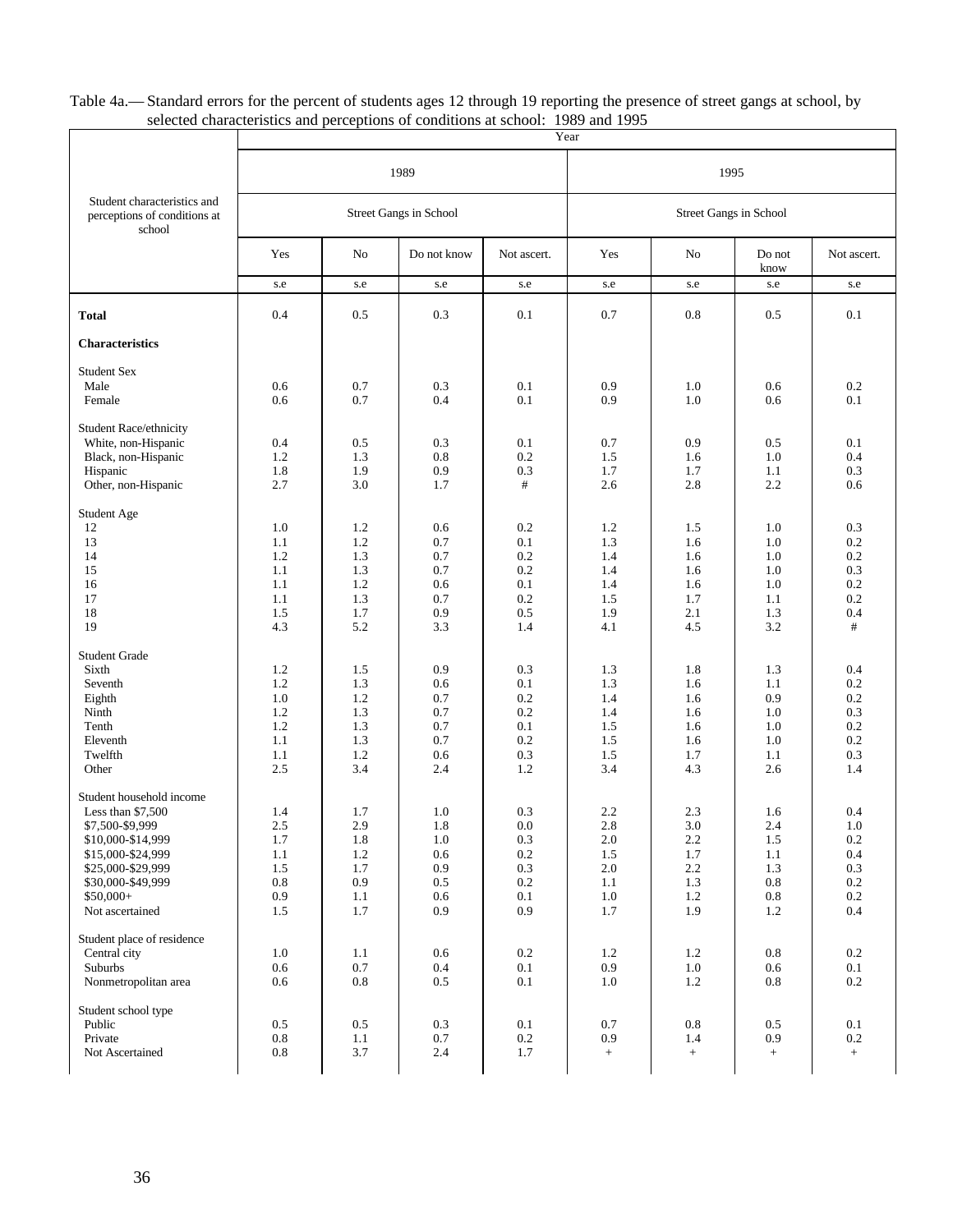Table 4a.— Standard errors for the percent of students ages 12 through 19 reporting the presence of street gangs at school, by selected characteristics and perceptions of conditions at school: 1989 and 1995

| Student characteristics and perceptions of conditions at school | Year | | | | | | | |
|---|---|---|---|---|---|---|---|---|
| | 1989 | | | | 1995 | | | |
| | Street Gangs in School | | | | Street Gangs in School | | | |
| | Yes | No | Do not know | Not ascert. | Yes | No | Do not know | Not ascert. |
| | s.e | s.e | s.e | s.e | s.e | s.e | s.e | s.e |
| **Total** | 0.4 | 0.5 | 0.3 | 0.1 | 0.7 | 0.8 | 0.5 | 0.1 |
| **Characteristics** | | | | | | | | |
| Student Sex | | | | | | | | |
| Male | 0.6 | 0.7 | 0.3 | 0.1 | 0.9 | 1.0 | 0.6 | 0.2 |
| Female | 0.6 | 0.7 | 0.4 | 0.1 | 0.9 | 1.0 | 0.6 | 0.1 |
| Student Race/ethnicity | | | | | | | | |
| White, non-Hispanic | 0.4 | 0.5 | 0.3 | 0.1 | 0.7 | 0.9 | 0.5 | 0.1 |
| Black, non-Hispanic | 1.2 | 1.3 | 0.8 | 0.2 | 1.5 | 1.6 | 1.0 | 0.4 |
| Hispanic | 1.8 | 1.9 | 0.9 | 0.3 | 1.7 | 1.7 | 1.1 | 0.3 |
| Other, non-Hispanic | 2.7 | 3.0 | 1.7 | # | 2.6 | 2.8 | 2.2 | 0.6 |
| Student Age | | | | | | | | |
| 12 | 1.0 | 1.2 | 0.6 | 0.2 | 1.2 | 1.5 | 1.0 | 0.3 |
| 13 | 1.1 | 1.2 | 0.7 | 0.1 | 1.3 | 1.6 | 1.0 | 0.2 |
| 14 | 1.2 | 1.3 | 0.7 | 0.2 | 1.4 | 1.6 | 1.0 | 0.2 |
| 15 | 1.1 | 1.3 | 0.7 | 0.2 | 1.4 | 1.6 | 1.0 | 0.3 |
| 16 | 1.1 | 1.2 | 0.6 | 0.1 | 1.4 | 1.6 | 1.0 | 0.2 |
| 17 | 1.1 | 1.3 | 0.7 | 0.2 | 1.5 | 1.7 | 1.1 | 0.2 |
| 18 | 1.5 | 1.7 | 0.9 | 0.5 | 1.9 | 2.1 | 1.3 | 0.4 |
| 19 | 4.3 | 5.2 | 3.3 | 1.4 | 4.1 | 4.5 | 3.2 | # |
| Student Grade | | | | | | | | |
| Sixth | 1.2 | 1.5 | 0.9 | 0.3 | 1.3 | 1.8 | 1.3 | 0.4 |
| Seventh | 1.2 | 1.3 | 0.6 | 0.1 | 1.3 | 1.6 | 1.1 | 0.2 |
| Eighth | 1.0 | 1.2 | 0.7 | 0.2 | 1.4 | 1.6 | 0.9 | 0.2 |
| Ninth | 1.2 | 1.3 | 0.7 | 0.2 | 1.4 | 1.6 | 1.0 | 0.3 |
| Tenth | 1.2 | 1.3 | 0.7 | 0.1 | 1.5 | 1.6 | 1.0 | 0.2 |
| Eleventh | 1.1 | 1.3 | 0.7 | 0.2 | 1.5 | 1.6 | 1.0 | 0.2 |
| Twelfth | 1.1 | 1.2 | 0.6 | 0.3 | 1.5 | 1.7 | 1.1 | 0.3 |
| Other | 2.5 | 3.4 | 2.4 | 1.2 | 3.4 | 4.3 | 2.6 | 1.4 |
| Student household income | | | | | | | | |
| Less than $7,500 | 1.4 | 1.7 | 1.0 | 0.3 | 2.2 | 2.3 | 1.6 | 0.4 |
| $7,500-$9,999 | 2.5 | 2.9 | 1.8 | 0.0 | 2.8 | 3.0 | 2.4 | 1.0 |
| $10,000-$14,999 | 1.7 | 1.8 | 1.0 | 0.3 | 2.0 | 2.2 | 1.5 | 0.2 |
| $15,000-$24,999 | 1.1 | 1.2 | 0.6 | 0.2 | 1.5 | 1.7 | 1.1 | 0.4 |
| $25,000-$29,999 | 1.5 | 1.7 | 0.9 | 0.3 | 2.0 | 2.2 | 1.3 | 0.3 |
| $30,000-$49,999 | 0.8 | 0.9 | 0.5 | 0.2 | 1.1 | 1.3 | 0.8 | 0.2 |
| $50,000+ | 0.9 | 1.1 | 0.6 | 0.1 | 1.0 | 1.2 | 0.8 | 0.2 |
| Not ascertained | 1.5 | 1.7 | 0.9 | 0.9 | 1.7 | 1.9 | 1.2 | 0.4 |
| Student place of residence | | | | | | | | |
| Central city | 1.0 | 1.1 | 0.6 | 0.2 | 1.2 | 1.2 | 0.8 | 0.2 |
| Suburbs | 0.6 | 0.7 | 0.4 | 0.1 | 0.9 | 1.0 | 0.6 | 0.1 |
| Nonmetropolitan area | 0.6 | 0.8 | 0.5 | 0.1 | 1.0 | 1.2 | 0.8 | 0.2 |
| Student school type | | | | | | | | |
| Public | 0.5 | 0.5 | 0.3 | 0.1 | 0.7 | 0.8 | 0.5 | 0.1 |
| Private | 0.8 | 1.1 | 0.7 | 0.2 | 0.9 | 1.4 | 0.9 | 0.2 |
| Not Ascertained | 0.8 | 3.7 | 2.4 | 1.7 | + | + | + | + |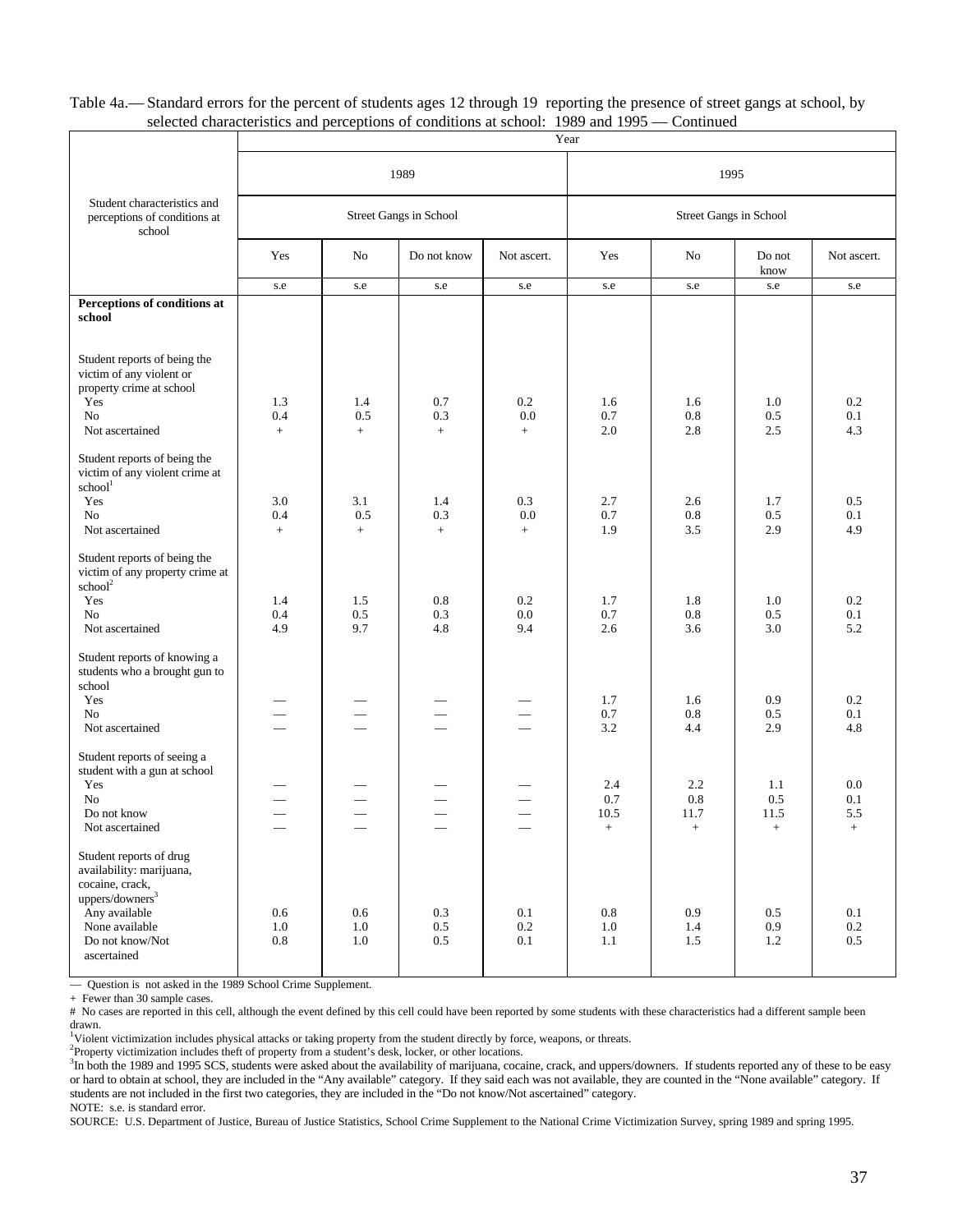Table 4a.— Standard errors for the percent of students ages 12 through 19 reporting the presence of street gangs at school, by selected characteristics and perceptions of conditions at school: 1989 and 1995 — Continued

| Student characteristics and perceptions of conditions at school | 1989 | | | | 1995 | | | |
|---|---|---|---|---|---|---|---|---|
| | Street Gangs in School | | | | Street Gangs in School | | | |
| | Yes | No | Do not know | Not ascert. | Yes | No | Do not know | Not ascert. |
| | s.e | s.e | s.e | s.e | s.e | s.e | s.e | s.e |
| **Perceptions of conditions at school** | | | | | | | | |
| Student reports of being the victim of any violent or property crime at school | | | | | | | | |
| Yes | 1.3 | 1.4 | 0.7 | 0.2 | 1.6 | 1.6 | 1.0 | 0.2 |
| No | 0.4 | 0.5 | 0.3 | 0.0 | 0.7 | 0.8 | 0.5 | 0.1 |
| Not ascertained | + | + | + | + | 2.0 | 2.8 | 2.5 | 4.3 |
| Student reports of being the victim of any violent crime at school[1] | | | | | | | | |
| Yes | 3.0 | 3.1 | 1.4 | 0.3 | 2.7 | 2.6 | 1.7 | 0.5 |
| No | 0.4 | 0.5 | 0.3 | 0.0 | 0.7 | 0.8 | 0.5 | 0.1 |
| Not ascertained | + | + | + | + | 1.9 | 3.5 | 2.9 | 4.9 |
| Student reports of being the victim of any property crime at school[2] | | | | | | | | |
| Yes | 1.4 | 1.5 | 0.8 | 0.2 | 1.7 | 1.8 | 1.0 | 0.2 |
| No | 0.4 | 0.5 | 0.3 | 0.0 | 0.7 | 0.8 | 0.5 | 0.1 |
| Not ascertained | 4.9 | 9.7 | 4.8 | 9.4 | 2.6 | 3.6 | 3.0 | 5.2 |
| Student reports of knowing a students who a brought gun to school | | | | | | | | |
| Yes | — | — | — | — | 1.7 | 1.6 | 0.9 | 0.2 |
| No | — | — | — | — | 0.7 | 0.8 | 0.5 | 0.1 |
| Not ascertained | — | — | — | — | 3.2 | 4.4 | 2.9 | 4.8 |
| Student reports of seeing a student with a gun at school | | | | | | | | |
| Yes | — | — | — | — | 2.4 | 2.2 | 1.1 | 0.0 |
| No | — | — | — | — | 0.7 | 0.8 | 0.5 | 0.1 |
| Do not know | — | — | — | — | 10.5 | 11.7 | 11.5 | 5.5 |
| Not ascertained | — | — | — | — | + | + | + | + |
| Student reports of drug availability: marijuana, cocaine, crack, uppers/downers[3] | | | | | | | | |
| Any available | 0.6 | 0.6 | 0.3 | 0.1 | 0.8 | 0.9 | 0.5 | 0.1 |
| None available | 1.0 | 1.0 | 0.5 | 0.2 | 1.0 | 1.4 | 0.9 | 0.2 |
| Do not know/Not ascertained | 0.8 | 1.0 | 0.5 | 0.1 | 1.1 | 1.5 | 1.2 | 0.5 |

— Question is not asked in the 1989 School Crime Supplement.

+ Fewer than 30 sample cases.

# No cases are reported in this cell, although the event defined by this cell could have been reported by some students with these characteristics had a different sample been drawn.

[1]Violent victimization includes physical attacks or taking property from the student directly by force, weapons, or threats.

[2]Property victimization includes theft of property from a student's desk, locker, or other locations.

[3]In both the 1989 and 1995 SCS, students were asked about the availability of marijuana, cocaine, crack, and uppers/downers. If students reported any of these to be easy or hard to obtain at school, they are included in the "Any available" category. If they said each was not available, they are counted in the "None available" category. If students are not included in the first two categories, they are included in the "Do not know/Not ascertained" category.

NOTE: s.e. is standard error.

SOURCE: U.S. Department of Justice, Bureau of Justice Statistics, School Crime Supplement to the National Crime Victimization Survey, spring 1989 and spring 1995.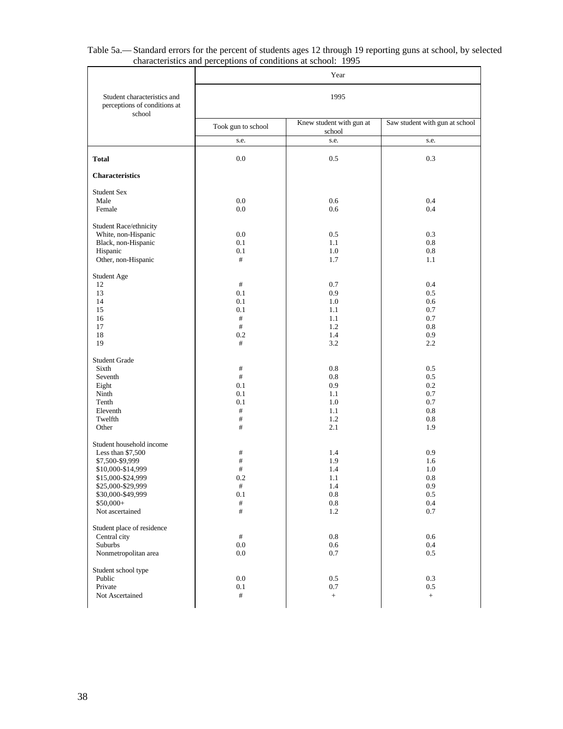Table 5a.— Standard errors for the percent of students ages 12 through 19 reporting guns at school, by selected characteristics and perceptions of conditions at school: 1995

| Student characteristics and perceptions of conditions at school | Year | | |
|---|---|---|---|
| | 1995 | | |
| | Took gun to school | Knew student with gun at school | Saw student with gun at school |
| | s.e. | s.e. | s.e. |
| **Total** | 0.0 | 0.5 | 0.3 |
| **Characteristics** | | | |
| Student Sex | | | |
| Male | 0.0 | 0.6 | 0.4 |
| Female | 0.0 | 0.6 | 0.4 |
| Student Race/ethnicity | | | |
| White, non-Hispanic | 0.0 | 0.5 | 0.3 |
| Black, non-Hispanic | 0.1 | 1.1 | 0.8 |
| Hispanic | 0.1 | 1.0 | 0.8 |
| Other, non-Hispanic | # | 1.7 | 1.1 |
| Student Age | | | |
| 12 | # | 0.7 | 0.4 |
| 13 | 0.1 | 0.9 | 0.5 |
| 14 | 0.1 | 1.0 | 0.6 |
| 15 | 0.1 | 1.1 | 0.7 |
| 16 | # | 1.1 | 0.7 |
| 17 | # | 1.2 | 0.8 |
| 18 | 0.2 | 1.4 | 0.9 |
| 19 | # | 3.2 | 2.2 |
| Student Grade | | | |
| Sixth | # | 0.8 | 0.5 |
| Seventh | # | 0.8 | 0.5 |
| Eight | 0.1 | 0.9 | 0.2 |
| Ninth | 0.1 | 1.1 | 0.7 |
| Tenth | 0.1 | 1.0 | 0.7 |
| Eleventh | # | 1.1 | 0.8 |
| Twelfth | # | 1.2 | 0.8 |
| Other | # | 2.1 | 1.9 |
| Student household income | | | |
| Less than $7,500 | # | 1.4 | 0.9 |
| $7,500-$9,999 | # | 1.9 | 1.6 |
| $10,000-$14,999 | # | 1.4 | 1.0 |
| $15,000-$24,999 | 0.2 | 1.1 | 0.8 |
| $25,000-$29,999 | # | 1.4 | 0.9 |
| $30,000-$49,999 | 0.1 | 0.8 | 0.5 |
| $50,000+ | # | 0.8 | 0.4 |
| Not ascertained | # | 1.2 | 0.7 |
| Student place of residence | | | |
| Central city | # | 0.8 | 0.6 |
| Suburbs | 0.0 | 0.6 | 0.4 |
| Nonmetropolitan area | 0.0 | 0.7 | 0.5 |
| Student school type | | | |
| Public | 0.0 | 0.5 | 0.3 |
| Private | 0.1 | 0.7 | 0.5 |
| Not Ascertained | # | + | + |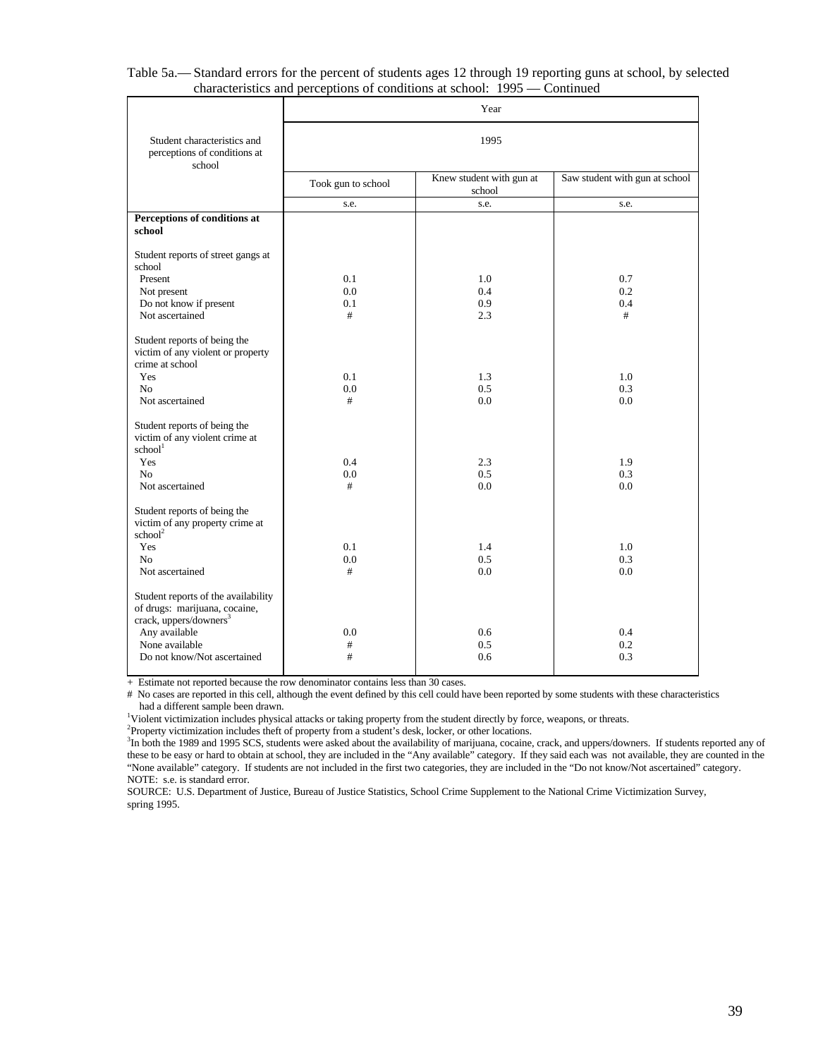Table 5a.— Standard errors for the percent of students ages 12 through 19 reporting guns at school, by selected characteristics and perceptions of conditions at school: 1995 — Continued

| Student characteristics and perceptions of conditions at school | Year | | |
|---|---|---|---|
| | 1995 | | |
| | Took gun to school | Knew student with gun at school | Saw student with gun at school |
| | s.e. | s.e. | s.e. |
| **Perceptions of conditions at school** | | | |
| Student reports of street gangs at school | | | |
| Present | 0.1 | 1.0 | 0.7 |
| Not present | 0.0 | 0.4 | 0.2 |
| Do not know if present | 0.1 | 0.9 | 0.4 |
| Not ascertained | # | 2.3 | # |
| Student reports of being the victim of any violent or property crime at school | | | |
| Yes | 0.1 | 1.3 | 1.0 |
| No | 0.0 | 0.5 | 0.3 |
| Not ascertained | # | 0.0 | 0.0 |
| Student reports of being the victim of any violent crime at school[1] | | | |
| Yes | 0.4 | 2.3 | 1.9 |
| No | 0.0 | 0.5 | 0.3 |
| Not ascertained | # | 0.0 | 0.0 |
| Student reports of being the victim of any property crime at school[2] | | | |
| Yes | 0.1 | 1.4 | 1.0 |
| No | 0.0 | 0.5 | 0.3 |
| Not ascertained | # | 0.0 | 0.0 |
| Student reports of the availability of drugs: marijuana, cocaine, crack, uppers/downers[3] | | | |
| Any available | 0.0 | 0.6 | 0.4 |
| None available | # | 0.5 | 0.2 |
| Do not know/Not ascertained | # | 0.6 | 0.3 |

+ Estimate not reported because the row denominator contains less than 30 cases.

# No cases are reported in this cell, although the event defined by this cell could have been reported by some students with these characteristics had a different sample been drawn.

[1]Violent victimization includes physical attacks or taking property from the student directly by force, weapons, or threats.

[2]Property victimization includes theft of property from a student's desk, locker, or other locations.

[3]In both the 1989 and 1995 SCS, students were asked about the availability of marijuana, cocaine, crack, and uppers/downers. If students reported any of these to be easy or hard to obtain at school, they are included in the "Any available" category. If they said each was not available, they are counted in the "None available" category. If students are not included in the first two categories, they are included in the "Do not know/Not ascertained" category.

NOTE: s.e. is standard error.

SOURCE: U.S. Department of Justice, Bureau of Justice Statistics, School Crime Supplement to the National Crime Victimization Survey, spring 1995.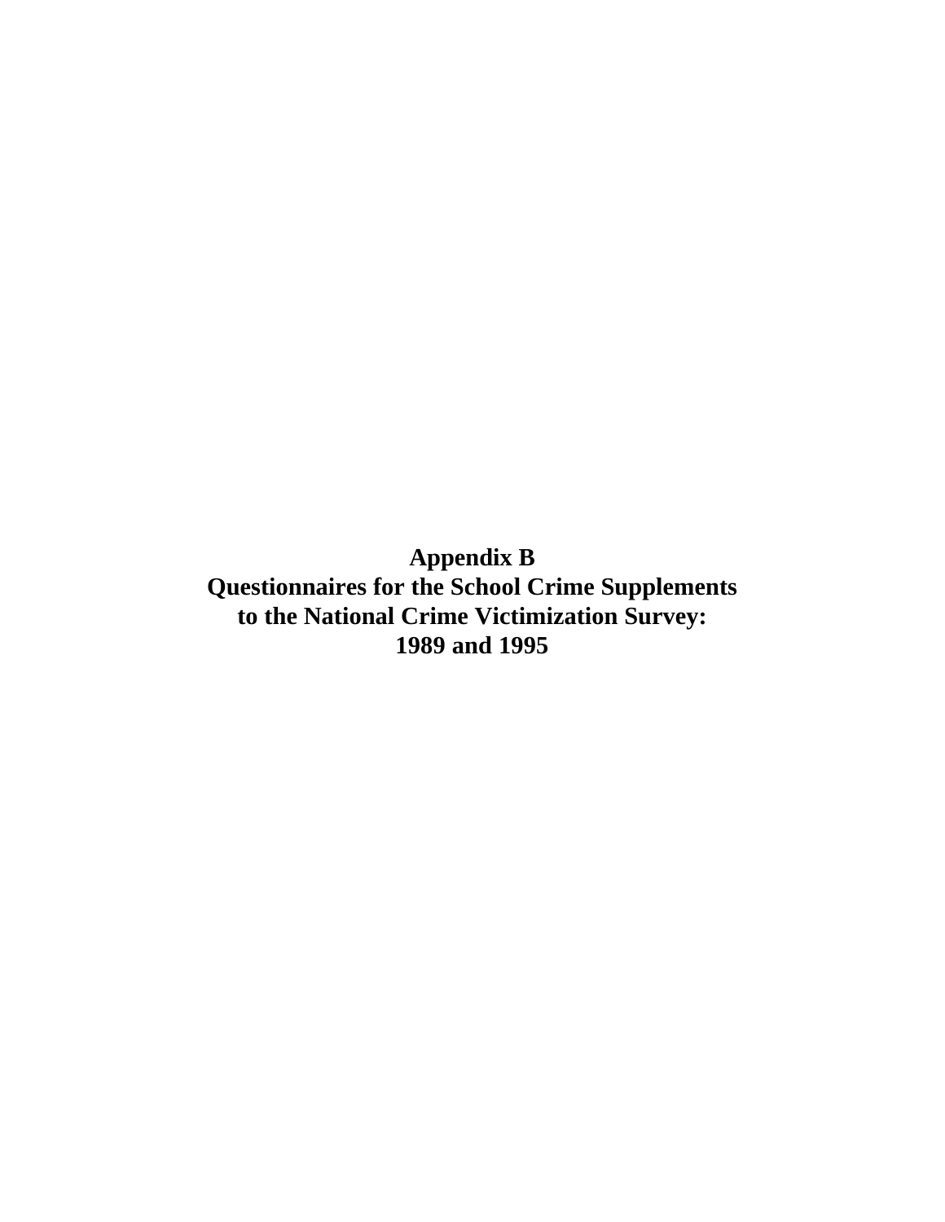# Appendix B
## Questionnaires for the School Crime Supplements to the National Crime Victimization Survey: 1989 and 1995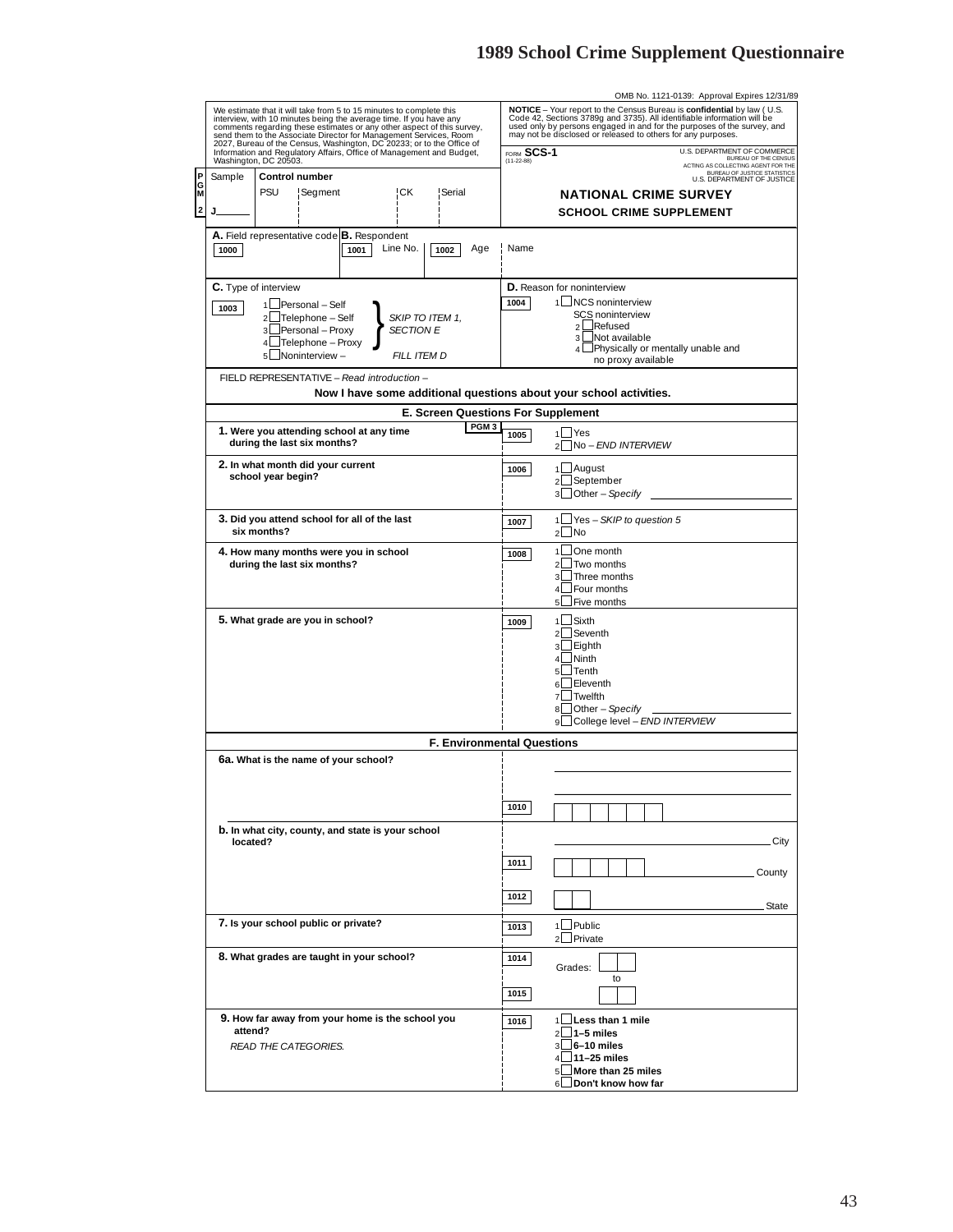# 1989 School Crime Supplement Questionnaire

OMB No. 1121-0139: Approval Expires 12/31/89

We estimate that it will take from 5 to 15 minutes to complete this interview, with 10 minutes being the average time. If you have any comments regarding these estimates or any other aspect of this survey, send them to the Associate Director for Management Services, Room 2027, Bureau of the Census, Washington, DC 20233; or to the Office of Information and Regulatory Affairs, Office of Management and Budget, Washington, DC 20503.

**NOTICE** – Your report to the Census Bureau is **confidential** by law ( U.S. Code 42, Sections 3789g and 3735). All identifiable information will be used only by persons engaged in and for the purposes of the survey, and may not be disclosed or released to others for any purposes.

FORM **SCS-1** (11-22-88)

U.S. DEPARTMENT OF COMMERCE
BUREAU OF THE CENSUS
ACTING AS COLLECTING AGENT FOR THE
BUREAU OF JUSTICE STATISTICS
U.S. DEPARTMENT OF JUSTICE

**NATIONAL CRIME SURVEY**
**SCHOOL CRIME SUPPLEMENT**

PGM 2

| Sample | Control number | | | |
|---|---|---|---|---|
| | PSU | Segment | CK | Serial |
| J______ | | | | |

**A.** Field representative code [1000]

**B.** Respondent [1001] Line No. [1002] Age | Name

**C.** Type of interview [1003]
1 ☐ Personal – Self
2 ☐ Telephone – Self
3 ☐ Personal – Proxy
4 ☐ Telephone – Proxy
} *SKIP TO ITEM 1, SECTION E*
5 ☐ Noninterview – *FILL ITEM D*

**D.** Reason for noninterview [1004]
1 ☐ NCS noninterview
SCS noninterview
2 ☐ Refused
3 ☐ Not available
4 ☐ Physically or mentally unable and no proxy available

FIELD REPRESENTATIVE – *Read introduction* –

**Now I have some additional questions about your school activities.**

## E. Screen Questions For Supplement

PGM 3

**1. Were you attending school at any time during the last six months?** [1005]
1 ☐ Yes
2 ☐ No – *END INTERVIEW*

**2. In what month did your current school year begin?** [1006]
1 ☐ August
2 ☐ September
3 ☐ Other – *Specify* ____________

**3. Did you attend school for all of the last six months?** [1007]
1 ☐ Yes – *SKIP to question 5*
2 ☐ No

**4. How many months were you in school during the last six months?** [1008]
1 ☐ One month
2 ☐ Two months
3 ☐ Three months
4 ☐ Four months
5 ☐ Five months

**5. What grade are you in school?** [1009]
1 ☐ Sixth
2 ☐ Seventh
3 ☐ Eighth
4 ☐ Ninth
5 ☐ Tenth
6 ☐ Eleventh
7 ☐ Twelfth
8 ☐ Other – *Specify* ____________
9 ☐ College level – *END INTERVIEW*

## F. Environmental Questions

**6a. What is the name of your school?** [1010]
____________

**b. In what city, county, and state is your school located?**
____________ City
[1011] ____________ County
[1012] ____________ State

**7. Is your school public or private?** [1013]
1 ☐ Public
2 ☐ Private

**8. What grades are taught in your school?**
[1014] Grades: ☐☐ to
[1015] ☐☐

**9. How far away from your home is the school you attend?** [1016]
*READ THE CATEGORIES.*
1 ☐ **Less than 1 mile**
2 ☐ **1–5 miles**
3 ☐ **6–10 miles**
4 ☐ **11–25 miles**
5 ☐ **More than 25 miles**
6 ☐ **Don't know how far**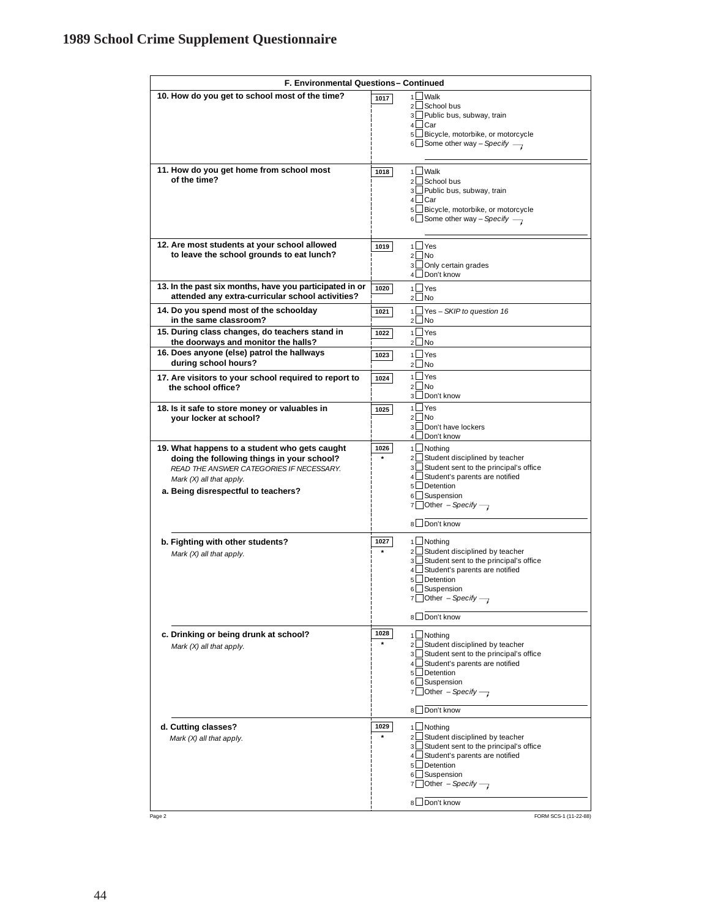# 1989 School Crime Supplement Questionnaire

| F. Environmental Questions – Continued | | |
|---|---|---|
| **10. How do you get to school most of the time?** | 1017 | 1 ☐ Walk<br>2 ☐ School bus<br>3 ☐ Public bus, subway, train<br>4 ☐ Car<br>5 ☐ Bicycle, motorbike, or motorcycle<br>6 ☐ Some other way – *Specify* |
| **11. How do you get home from school most of the time?** | 1018 | 1 ☐ Walk<br>2 ☐ School bus<br>3 ☐ Public bus, subway, train<br>4 ☐ Car<br>5 ☐ Bicycle, motorbike, or motorcycle<br>6 ☐ Some other way – *Specify* |
| **12. Are most students at your school allowed to leave the school grounds to eat lunch?** | 1019 | 1 ☐ Yes<br>2 ☐ No<br>3 ☐ Only certain grades<br>4 ☐ Don't know |
| **13. In the past six months, have you participated in or attended any extra-curricular school activities?** | 1020 | 1 ☐ Yes<br>2 ☐ No |
| **14. Do you spend most of the schoolday in the same classroom?** | 1021 | 1 ☐ Yes – *SKIP to question 16*<br>2 ☐ No |
| **15. During class changes, do teachers stand in the doorways and monitor the halls?** | 1022 | 1 ☐ Yes<br>2 ☐ No |
| **16. Does anyone (else) patrol the hallways during school hours?** | 1023 | 1 ☐ Yes<br>2 ☐ No |
| **17. Are visitors to your school required to report to the school office?** | 1024 | 1 ☐ Yes<br>2 ☐ No<br>3 ☐ Don't know |
| **18. Is it safe to store money or valuables in your locker at school?** | 1025 | 1 ☐ Yes<br>2 ☐ No<br>3 ☐ Don't have lockers<br>4 ☐ Don't know |
| **19. What happens to a student who gets caught doing the following things in your school?**<br>*READ THE ANSWER CATEGORIES IF NECESSARY.*<br>*Mark (X) all that apply.*<br>**a. Being disrespectful to teachers?** | 1026<br>* | 1 ☐ Nothing<br>2 ☐ Student disciplined by teacher<br>3 ☐ Student sent to the principal's office<br>4 ☐ Student's parents are notified<br>5 ☐ Detention<br>6 ☐ Suspension<br>7 ☐ Other – *Specify*<br>8 ☐ Don't know |
| **b. Fighting with other students?**<br>*Mark (X) all that apply.* | 1027<br>* | 1 ☐ Nothing<br>2 ☐ Student disciplined by teacher<br>3 ☐ Student sent to the principal's office<br>4 ☐ Student's parents are notified<br>5 ☐ Detention<br>6 ☐ Suspension<br>7 ☐ Other – *Specify*<br>8 ☐ Don't know |
| **c. Drinking or being drunk at school?**<br>*Mark (X) all that apply.* | 1028<br>* | 1 ☐ Nothing<br>2 ☐ Student disciplined by teacher<br>3 ☐ Student sent to the principal's office<br>4 ☐ Student's parents are notified<br>5 ☐ Detention<br>6 ☐ Suspension<br>7 ☐ Other – *Specify*<br>8 ☐ Don't know |
| **d. Cutting classes?**<br>*Mark (X) all that apply.* | 1029<br>* | 1 ☐ Nothing<br>2 ☐ Student disciplined by teacher<br>3 ☐ Student sent to the principal's office<br>4 ☐ Student's parents are notified<br>5 ☐ Detention<br>6 ☐ Suspension<br>7 ☐ Other – *Specify*<br>8 ☐ Don't know |

FORM SCS-1 (11-22-88)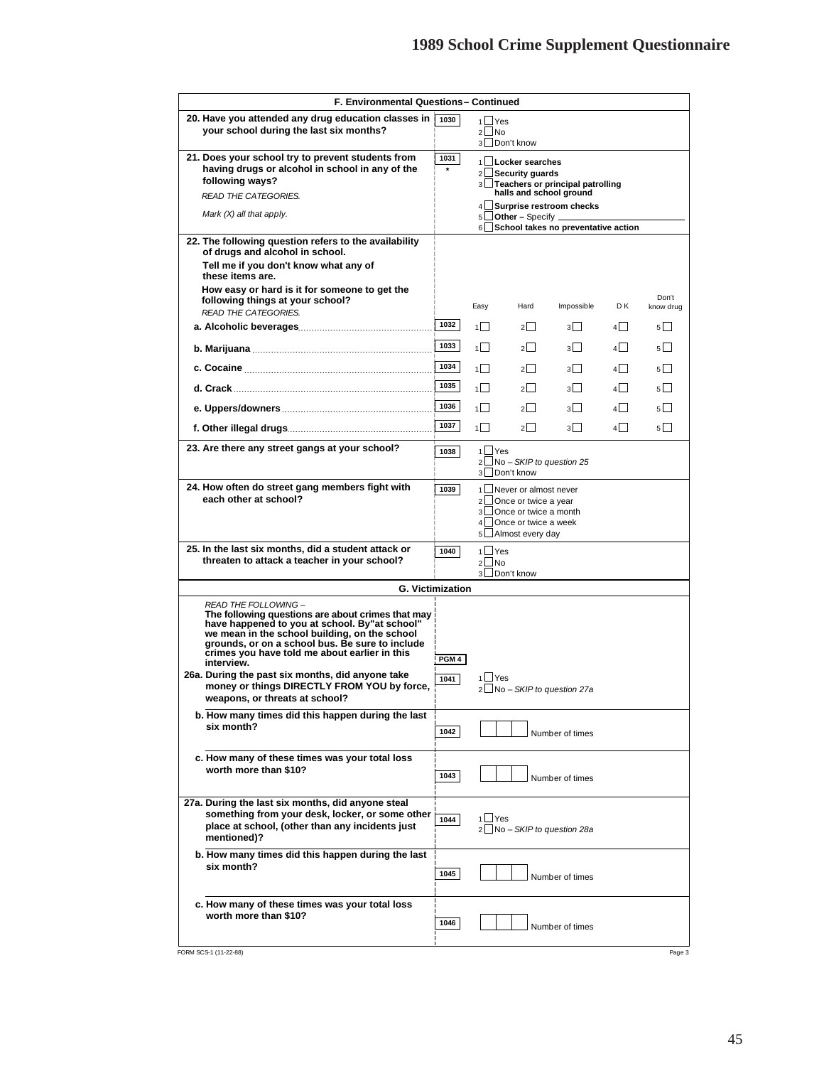# 1989 School Crime Supplement Questionnaire

## F. Environmental Questions – Continued

**20. Have you attended any drug education classes in your school during the last six months?**

1030
- 1 ☐ Yes
- 2 ☐ No
- 3 ☐ Don't know

**21. Does your school try to prevent students from having drugs or alcohol in school in any of the following ways?**

*READ THE CATEGORIES.*

*Mark (X) all that apply.*

1031 *
- 1 ☐ **Locker searches**
- 2 ☐ **Security guards**
- 3 ☐ **Teachers or principal patrolling halls and school ground**
- 4 ☐ **Surprise restroom checks**
- 5 ☐ **Other –** Specify ____________
- 6 ☐ **School takes no preventative action**

**22. The following question refers to the availability of drugs and alcohol in school.**

**Tell me if you don't know what any of these items are.**

**How easy or hard is it for someone to get the following things at your school?**

*READ THE CATEGORIES.*

| | | Easy | Hard | Impossible | D K | Don't know drug |
|---|---|---|---|---|---|---|
| **a. Alcoholic beverages** | 1032 | 1 ☐ | 2 ☐ | 3 ☐ | 4 ☐ | 5 ☐ |
| **b. Marijuana** | 1033 | 1 ☐ | 2 ☐ | 3 ☐ | 4 ☐ | 5 ☐ |
| **c. Cocaine** | 1034 | 1 ☐ | 2 ☐ | 3 ☐ | 4 ☐ | 5 ☐ |
| **d. Crack** | 1035 | 1 ☐ | 2 ☐ | 3 ☐ | 4 ☐ | 5 ☐ |
| **e. Uppers/downers** | 1036 | 1 ☐ | 2 ☐ | 3 ☐ | 4 ☐ | 5 ☐ |
| **f. Other illegal drugs** | 1037 | 1 ☐ | 2 ☐ | 3 ☐ | 4 ☐ | 5 ☐ |

**23. Are there any street gangs at your school?**

1038
- 1 ☐ Yes
- 2 ☐ No – *SKIP to question 25*
- 3 ☐ Don't know

**24. How often do street gang members fight with each other at school?**

1039
- 1 ☐ Never or almost never
- 2 ☐ Once or twice a year
- 3 ☐ Once or twice a month
- 4 ☐ Once or twice a week
- 5 ☐ Almost every day

**25. In the last six months, did a student attack or threaten to attack a teacher in your school?**

1040
- 1 ☐ Yes
- 2 ☐ No
- 3 ☐ Don't know

## G. Victimization

*READ THE FOLLOWING –*
**The following questions are about crimes that may have happened to you at school. By"at school" we mean in the school building, on the school grounds, or on a school bus. Be sure to include crimes you have told me about earlier in this interview.**

PGM 4

**26a. During the past six months, did anyone take money or things DIRECTLY FROM YOU by force, weapons, or threats at school?**

1041
- 1 ☐ Yes
- 2 ☐ No – *SKIP to question 27a*

**b. How many times did this happen during the last six month?**

1042 ☐☐☐ Number of times

**c. How many of these times was your total loss worth more than $10?**

1043 ☐☐☐ Number of times

**27a. During the last six months, did anyone steal something from your desk, locker, or some other place at school, (other than any incidents just mentioned)?**

1044
- 1 ☐ Yes
- 2 ☐ No – *SKIP to question 28a*

**b. How many times did this happen during the last six month?**

1045 ☐☐☐ Number of times

**c. How many of these times was your total loss worth more than $10?**

1046 ☐☐☐ Number of times

FORM SCS-1 (11-22-88)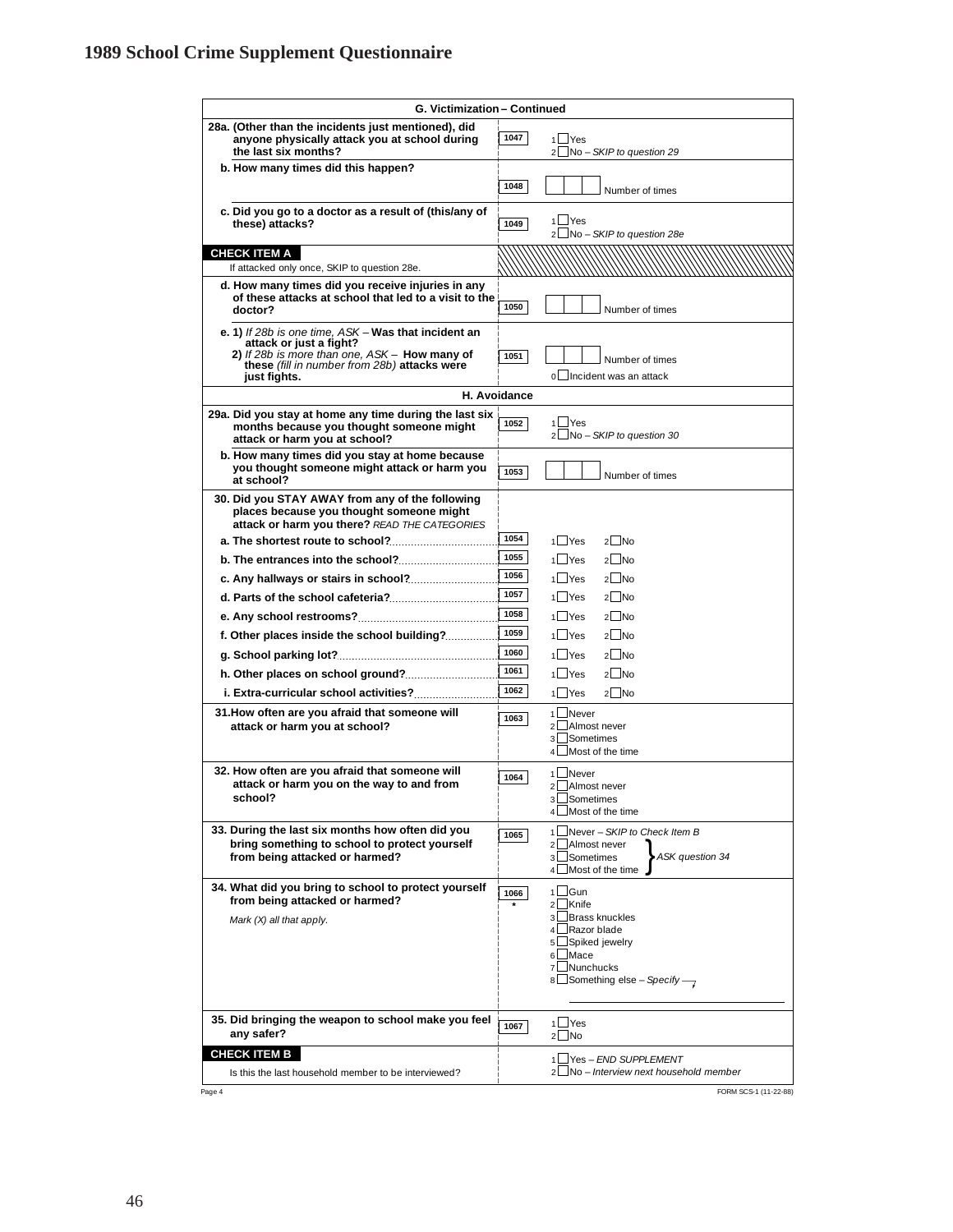# 1989 School Crime Supplement Questionnaire

## G. Victimization – Continued

| Question | Item | Response |
|---|---|---|
| **28a. (Other than the incidents just mentioned), did anyone physically attack you at school during the last six months?** | 1047 | 1 ☐ Yes<br>2 ☐ No – *SKIP to question 29* |
| **b. How many times did this happen?** | 1048 | ☐☐☐ Number of times |
| **c. Did you go to a doctor as a result of (this/any of these) attacks?** | 1049 | 1 ☐ Yes<br>2 ☐ No – *SKIP to question 28e* |
| **CHECK ITEM A**<br>If attacked only once, SKIP to question 28e. | | |
| **d. How many times did you receive injuries in any of these attacks at school that led to a visit to the doctor?** | 1050 | ☐☐☐ Number of times |
| **e. 1)** *If 28b is one time, ASK* – **Was that incident an attack or just a fight?**<br>**2)** *If 28b is more than one, ASK* – **How many of these** *(fill in number from 28b)* **attacks were just fights.** | 1051 | ☐☐☐ Number of times<br>0 ☐ Incident was an attack |

## H. Avoidance

| Question | Item | Response |
|---|---|---|
| **29a. Did you stay at home any time during the last six months because you thought someone might attack or harm you at school?** | 1052 | 1 ☐ Yes<br>2 ☐ No – *SKIP to question 30* |
| **b. How many times did you stay at home because you thought someone might attack or harm you at school?** | 1053 | ☐☐☐ Number of times |
| **30. Did you STAY AWAY from any of the following places because you thought someone might attack or harm you there?** *READ THE CATEGORIES* | | |
| **a. The shortest route to school?** | 1054 | 1 ☐ Yes 2 ☐ No |
| **b. The entrances into the school?** | 1055 | 1 ☐ Yes 2 ☐ No |
| **c. Any hallways or stairs in school?** | 1056 | 1 ☐ Yes 2 ☐ No |
| **d. Parts of the school cafeteria?** | 1057 | 1 ☐ Yes 2 ☐ No |
| **e. Any school restrooms?** | 1058 | 1 ☐ Yes 2 ☐ No |
| **f. Other places inside the school building?** | 1059 | 1 ☐ Yes 2 ☐ No |
| **g. School parking lot?** | 1060 | 1 ☐ Yes 2 ☐ No |
| **h. Other places on school ground?** | 1061 | 1 ☐ Yes 2 ☐ No |
| **i. Extra-curricular school activities?** | 1062 | 1 ☐ Yes 2 ☐ No |
| **31. How often are you afraid that someone will attack or harm you at school?** | 1063 | 1 ☐ Never<br>2 ☐ Almost never<br>3 ☐ Sometimes<br>4 ☐ Most of the time |
| **32. How often are you afraid that someone will attack or harm you on the way to and from school?** | 1064 | 1 ☐ Never<br>2 ☐ Almost never<br>3 ☐ Sometimes<br>4 ☐ Most of the time |
| **33. During the last six months how often did you bring something to school to protect yourself from being attacked or harmed?** | 1065 | 1 ☐ Never – *SKIP to Check Item B*<br>2 ☐ Almost never }<br>3 ☐ Sometimes } *ASK question 34*<br>4 ☐ Most of the time } |
| **34. What did you bring to school to protect yourself from being attacked or harmed?**<br>*Mark (X) all that apply.* | 1066 * | 1 ☐ Gun<br>2 ☐ Knife<br>3 ☐ Brass knuckles<br>4 ☐ Razor blade<br>5 ☐ Spiked jewelry<br>6 ☐ Mace<br>7 ☐ Nunchucks<br>8 ☐ Something else – *Specify* ________ |
| **35. Did bringing the weapon to school make you feel any safer?** | 1067 | 1 ☐ Yes<br>2 ☐ No |
| **CHECK ITEM B**<br>Is this the last household member to be interviewed? | | 1 ☐ Yes – *END SUPPLEMENT*<br>2 ☐ No – *Interview next household member* |

Page 4 FORM SCS-1 (11-22-88)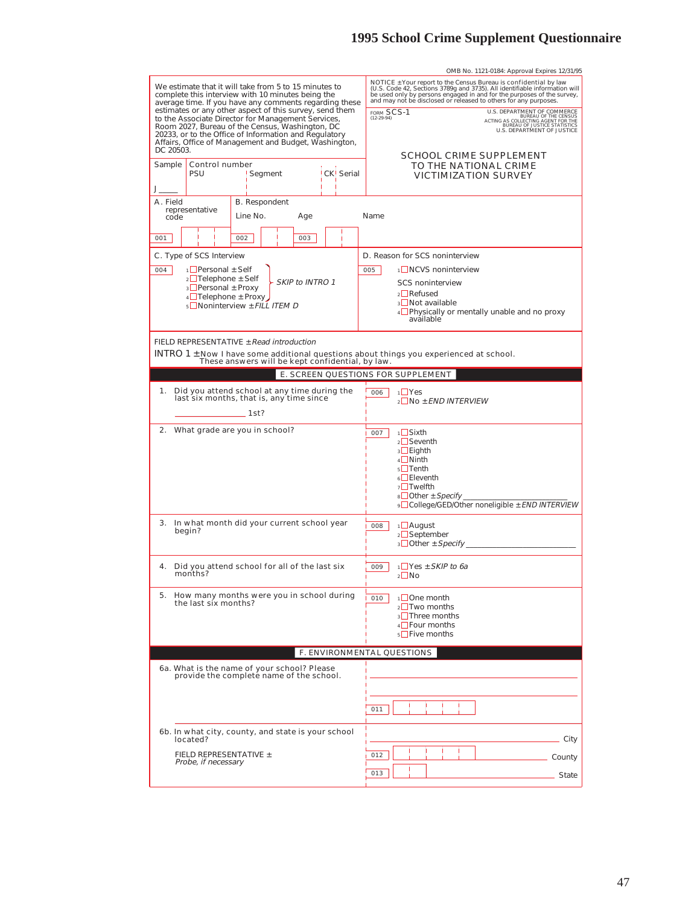# 1995 School Crime Supplement Questionnaire

OMB No. 1121-0184: Approval Expires 12/31/95

We estimate that it will take from 5 to 15 minutes to complete this interview with 10 minutes being the average time. If you have any comments regarding these estimates or any other aspect of this survey, send them to the Associate Director for Management Services, Room 2027, Bureau of the Census, Washington, DC 20233, or to the Office of Information and Regulatory Affairs, Office of Management and Budget, Washington, DC 20503.

NOTICE ±Your report to the Census Bureau is confidential by law (U.S. Code 42, Sections 3789g and 3735). All identifiable information will be used only by persons engaged in and for the purposes of the survey, and may not be disclosed or released to others for any purposes.

FORM SCS-1 (12-29-94)

U.S. DEPARTMENT OF COMMERCE
BUREAU OF THE CENSUS
ACTING AS COLLECTING AGENT FOR THE
BUREAU OF JUSTICE STATISTICS
U.S. DEPARTMENT OF JUSTICE

## SCHOOL CRIME SUPPLEMENT TO THE NATIONAL CRIME VICTIMIZATION SURVEY

Sample: J ____

Control number: PSU | Segment | CK | Serial

A. Field representative code — 001

B. Respondent — Line No. 002 — Age 003 — Name

**C. Type of SCS Interview**

004
1. ☐ Personal ±Self
2. ☐ Telephone ±Self
3. ☐ Personal ±Proxy
4. ☐ Telephone ±Proxy
   (1–4: *SKIP to INTRO 1*)
5. ☐ Noninterview ±*FILL ITEM D*

**D. Reason for SCS noninterview**

005
1. ☐ NCVS noninterview

SCS noninterview
2. ☐ Refused
3. ☐ Not available
4. ☐ Physically or mentally unable and no proxy available

FIELD REPRESENTATIVE ±*Read introduction*

INTRO 1 ±Now I have some additional questions about things you experienced at school. These answers will be kept confidential, by law.

## E. SCREEN QUESTIONS FOR SUPPLEMENT

1. Did you attend school at any time during the last six months, that is, any time since ____________ 1st?

   006
   1. ☐ Yes
   2. ☐ No ±*END INTERVIEW*

2. What grade are you in school?

   007
   1. ☐ Sixth
   2. ☐ Seventh
   3. ☐ Eighth
   4. ☐ Ninth
   5. ☐ Tenth
   6. ☐ Eleventh
   7. ☐ Twelfth
   8. ☐ Other ±*Specify* ____________
   9. ☐ College/GED/Other noneligible ±*END INTERVIEW*

3. In what month did your current school year begin?

   008
   1. ☐ August
   2. ☐ September
   3. ☐ Other ±*Specify* ____________

4. Did you attend school for all of the last six months?

   009
   1. ☐ Yes ±*SKIP to 6a*
   2. ☐ No

5. How many months were you in school during the last six months?

   010
   1. ☐ One month
   2. ☐ Two months
   3. ☐ Three months
   4. ☐ Four months
   5. ☐ Five months

## F. ENVIRONMENTAL QUESTIONS

6a. What is the name of your school? Please provide the complete name of the school.

   ____________
   ____________
   011

6b. In what city, county, and state is your school located?

   FIELD REPRESENTATIVE ± *Probe, if necessary*

   ____________ City
   012 ____________ County
   013 ____________ State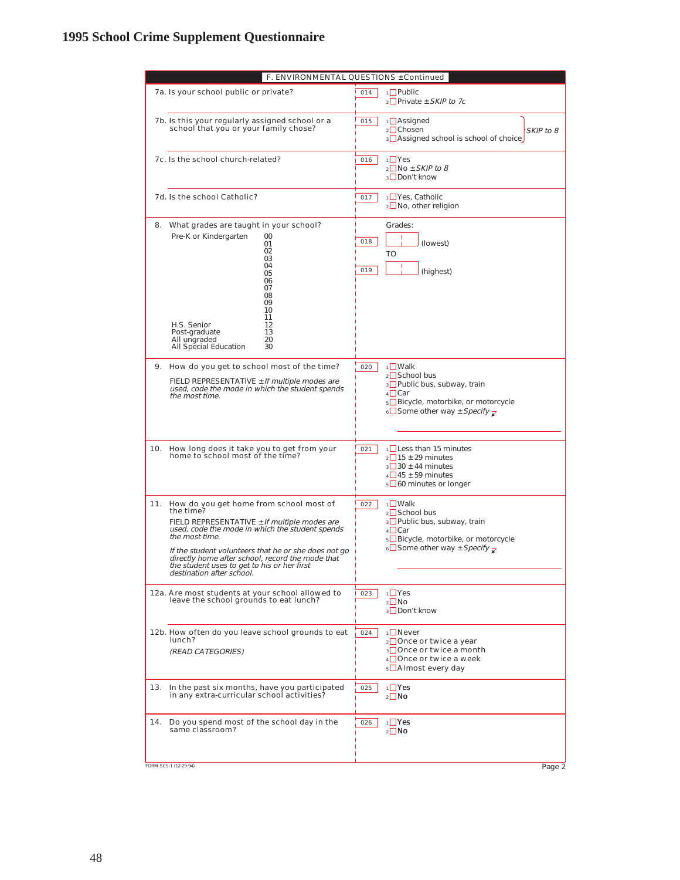# 1995 School Crime Supplement Questionnaire

## F. ENVIRONMENTAL QUESTIONS ±Continued

**7a.** Is your school public or private?

014
- 1 ☐ Public
- 2 ☐ Private ± *SKIP to 7c*

**7b.** Is this your regularly assigned school or a school that you or your family chose?

015
- 1 ☐ Assigned
- 2 ☐ Chosen
- 3 ☐ Assigned school is school of choice

} *SKIP to 8*

**7c.** Is the school church-related?

016
- 1 ☐ Yes
- 2 ☐ No ± *SKIP to 8*
- 3 ☐ Don't know

**7d.** Is the school Catholic?

017
- 1 ☐ Yes, Catholic
- 2 ☐ No, other religion

**8.** What grades are taught in your school?

| | |
|---|---|
| Pre-K or Kindergarten | 00 |
| | 01 |
| | 02 |
| | 03 |
| | 04 |
| | 05 |
| | 06 |
| | 07 |
| | 08 |
| | 09 |
| | 10 |
| | 11 |
| H.S. Senior | 12 |
| Post-graduate | 13 |
| All ungraded | 20 |
| All Special Education | 30 |

Grades:

018 ☐☐ (lowest)

TO

019 ☐☐ (highest)

**9.** How do you get to school most of the time?

FIELD REPRESENTATIVE ± *If multiple modes are used, code the mode in which the student spends the most time.*

020
- 1 ☐ Walk
- 2 ☐ School bus
- 3 ☐ Public bus, subway, train
- 4 ☐ Car
- 5 ☐ Bicycle, motorbike, or motorcycle
- 6 ☐ Some other way ± *Specify* ↙

______________________________

**10.** How long does it take you to get from your home to school most of the time?

021
- 1 ☐ Less than 15 minutes
- 2 ☐ 15 ± 29 minutes
- 3 ☐ 30 ± 44 minutes
- 4 ☐ 45 ± 59 minutes
- 5 ☐ 60 minutes or longer

**11.** How do you get home from school most of the time?

FIELD REPRESENTATIVE ± *If multiple modes are used, code the mode in which the student spends the most time.*

*If the student volunteers that he or she does not go directly home after school, record the mode that the student uses to get to his or her first destination after school.*

022
- 1 ☐ Walk
- 2 ☐ School bus
- 3 ☐ Public bus, subway, train
- 4 ☐ Car
- 5 ☐ Bicycle, motorbike, or motorcycle
- 6 ☐ Some other way ± *Specify* ↙

______________________________

**12a.** Are most students at your school allowed to leave the school grounds to eat lunch?

023
- 1 ☐ Yes
- 2 ☐ No
- 3 ☐ Don't know

**12b.** How often do you leave school grounds to eat lunch?

*(READ CATEGORIES)*

024
- 1 ☐ Never
- 2 ☐ Once or twice a year
- 3 ☐ Once or twice a month
- 4 ☐ Once or twice a week
- 5 ☐ Almost every day

**13.** In the past six months, have you participated in any extra-curricular school activities?

025
- 1 ☐ Yes
- 2 ☐ No

**14.** Do you spend most of the school day in the same classroom?

026
- 1 ☐ Yes
- 2 ☐ No

FORM SCS-1 (12-29-94)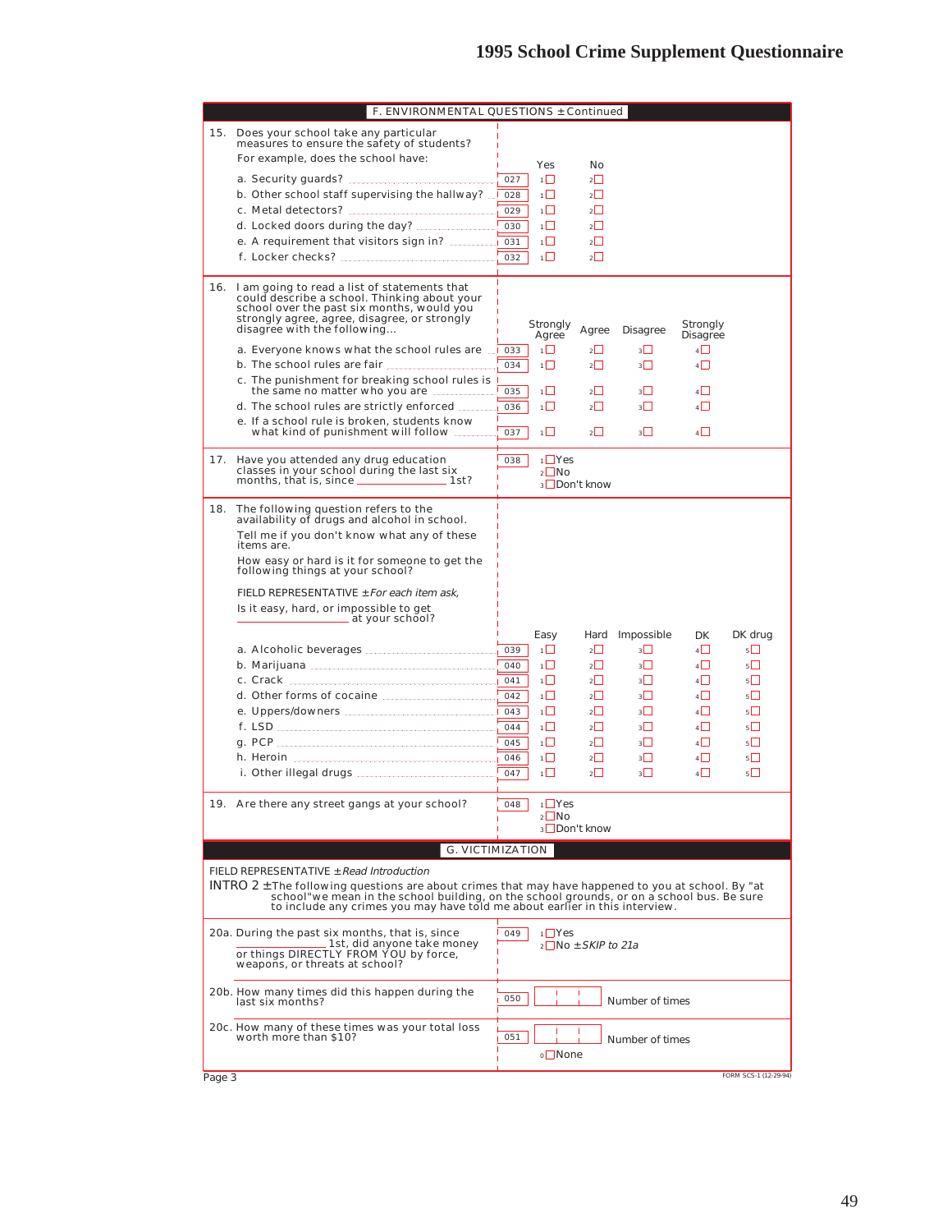# 1995 School Crime Supplement Questionnaire

## F. ENVIRONMENTAL QUESTIONS ±Continued

15. Does your school take any particular measures to ensure the safety of students?
For example, does the school have:

| | | Yes | No |
|---|---|---|---|
| a. Security guards? | 027 | 1☐ | 2☐ |
| b. Other school staff supervising the hallway? | 028 | 1☐ | 2☐ |
| c. Metal detectors? | 029 | 1☐ | 2☐ |
| d. Locked doors during the day? | 030 | 1☐ | 2☐ |
| e. A requirement that visitors sign in? | 031 | 1☐ | 2☐ |
| f. Locker checks? | 032 | 1☐ | 2☐ |

16. I am going to read a list of statements that could describe a school. Thinking about your school over the past six months, would you strongly agree, agree, disagree, or strongly disagree with the following...

| | | Strongly Agree | Agree | Disagree | Strongly Disagree |
|---|---|---|---|---|---|
| a. Everyone knows what the school rules are | 033 | 1☐ | 2☐ | 3☐ | 4☐ |
| b. The school rules are fair | 034 | 1☐ | 2☐ | 3☐ | 4☐ |
| c. The punishment for breaking school rules is the same no matter who you are | 035 | 1☐ | 2☐ | 3☐ | 4☐ |
| d. The school rules are strictly enforced | 036 | 1☐ | 2☐ | 3☐ | 4☐ |
| e. If a school rule is broken, students know what kind of punishment will follow | 037 | 1☐ | 2☐ | 3☐ | 4☐ |

17. Have you attended any drug education classes in your school during the last six months, that is, since ______________ 1st?

038
1☐ Yes
2☐ No
3☐ Don't know

18. The following question refers to the availability of drugs and alcohol in school.

Tell me if you don't know what any of these items are.

How easy or hard is it for someone to get the following things at your school?

FIELD REPRESENTATIVE ±*For each item ask,*

Is it easy, hard, or impossible to get ______________ at your school?

| | | Easy | Hard | Impossible | DK | DK drug |
|---|---|---|---|---|---|---|
| a. Alcoholic beverages | 039 | 1☐ | 2☐ | 3☐ | 4☐ | 5☐ |
| b. Marijuana | 040 | 1☐ | 2☐ | 3☐ | 4☐ | 5☐ |
| c. Crack | 041 | 1☐ | 2☐ | 3☐ | 4☐ | 5☐ |
| d. Other forms of cocaine | 042 | 1☐ | 2☐ | 3☐ | 4☐ | 5☐ |
| e. Uppers/downers | 043 | 1☐ | 2☐ | 3☐ | 4☐ | 5☐ |
| f. LSD | 044 | 1☐ | 2☐ | 3☐ | 4☐ | 5☐ |
| g. PCP | 045 | 1☐ | 2☐ | 3☐ | 4☐ | 5☐ |
| h. Heroin | 046 | 1☐ | 2☐ | 3☐ | 4☐ | 5☐ |
| i. Other illegal drugs | 047 | 1☐ | 2☐ | 3☐ | 4☐ | 5☐ |

19. Are there any street gangs at your school?

048
1☐ Yes
2☐ No
3☐ Don't know

## G. VICTIMIZATION

FIELD REPRESENTATIVE ±*Read Introduction*

INTRO 2 ±The following questions are about crimes that may have happened to you at school. By "at school" we mean in the school building, on the school grounds, or on a school bus. Be sure to include any crimes you may have told me about earlier in this interview.

20a. During the past six months, that is, since ______________ 1st, did anyone take money or things DIRECTLY FROM YOU by force, weapons, or threats at school?

049
1☐ Yes
2☐ No ±*SKIP to 21a*

20b. How many times did this happen during the last six months?

050 ☐☐☐ Number of times

20c. How many of these times was your total loss worth more than $10?

051 ☐☐☐ Number of times
0☐ None

Page 3

FORM SCS-1 (12-29-94)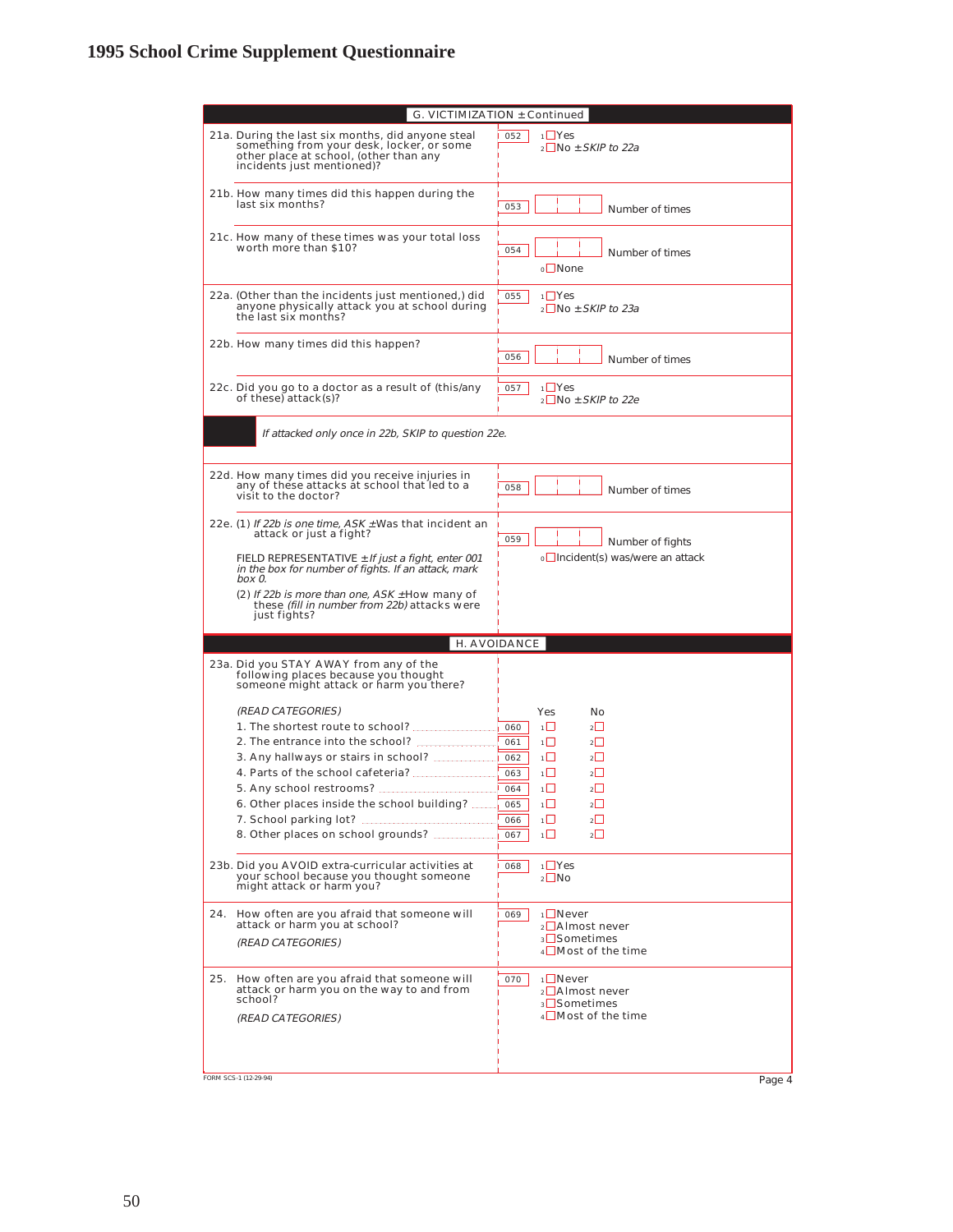# 1995 School Crime Supplement Questionnaire

## G. VICTIMIZATION ±Continued

21a. During the last six months, did anyone steal something from your desk, locker, or some other place at school, (other than any incidents just mentioned)?

052 — 1 ☐ Yes
2 ☐ No ±*SKIP to 22a*

21b. How many times did this happen during the last six months?

053 — ☐☐☐ Number of times

21c. How many of these times was your total loss worth more than $10?

054 — ☐☐☐ Number of times
0 ☐ None

22a. (Other than the incidents just mentioned,) did anyone physically attack you at school during the last six months?

055 — 1 ☐ Yes
2 ☐ No ±*SKIP to 23a*

22b. How many times did this happen?

056 — ☐☐☐ Number of times

22c. Did you go to a doctor as a result of (this/any of these) attack(s)?

057 — 1 ☐ Yes
2 ☐ No ±*SKIP to 22e*

*If attacked only once in 22b, SKIP to question 22e.*

22d. How many times did you receive injuries in any of these attacks at school that led to a visit to the doctor?

058 — ☐☐☐ Number of times

22e. (1) *If 22b is one time, ASK* ±Was that incident an attack or just a fight?

FIELD REPRESENTATIVE ±*If just a fight, enter 001 in the box for number of fights. If an attack, mark box 0.*

(2) *If 22b is more than one, ASK* ±How many of these *(fill in number from 22b)* attacks were just fights?

059 — ☐☐☐ Number of fights
0 ☐ Incident(s) was/were an attack

## H. AVOIDANCE

23a. Did you STAY AWAY from any of the following places because you thought someone might attack or harm you there?

*(READ CATEGORIES)*

| | | Yes | No |
|---|---|---|---|
| 1. The shortest route to school? | 060 | 1 ☐ | 2 ☐ |
| 2. The entrance into the school? | 061 | 1 ☐ | 2 ☐ |
| 3. Any hallways or stairs in school? | 062 | 1 ☐ | 2 ☐ |
| 4. Parts of the school cafeteria? | 063 | 1 ☐ | 2 ☐ |
| 5. Any school restrooms? | 064 | 1 ☐ | 2 ☐ |
| 6. Other places inside the school building? | 065 | 1 ☐ | 2 ☐ |
| 7. School parking lot? | 066 | 1 ☐ | 2 ☐ |
| 8. Other places on school grounds? | 067 | 1 ☐ | 2 ☐ |

23b. Did you AVOID extra-curricular activities at your school because you thought someone might attack or harm you?

068 — 1 ☐ Yes
2 ☐ No

24. How often are you afraid that someone will attack or harm you at school?

*(READ CATEGORIES)*

069 — 1 ☐ Never
2 ☐ Almost never
3 ☐ Sometimes
4 ☐ Most of the time

25. How often are you afraid that someone will attack or harm you on the way to and from school?

*(READ CATEGORIES)*

070 — 1 ☐ Never
2 ☐ Almost never
3 ☐ Sometimes
4 ☐ Most of the time

FORM SCS-1 (12-29-94)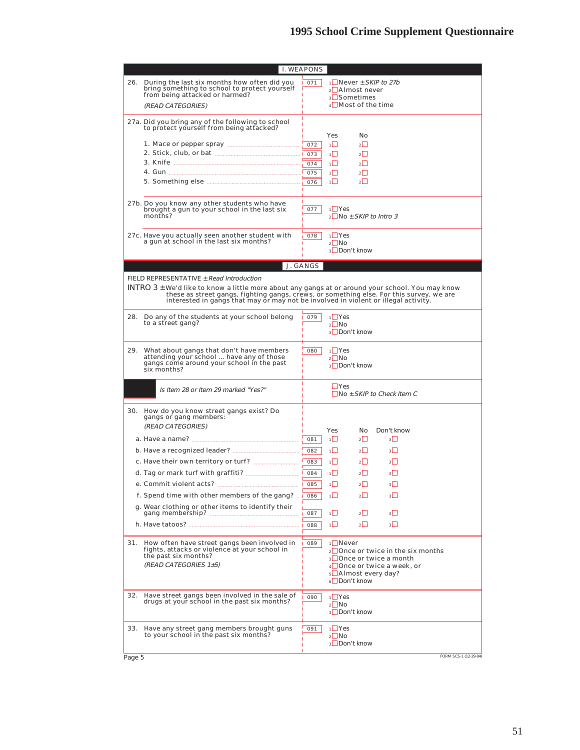## I. WEAPONS

26. During the last six months how often did you bring something to school to protect yourself from being attacked or harmed?

    *(READ CATEGORIES)*

    071
    - 1 ☐ Never ± *SKIP to 27b*
    - 2 ☐ Almost never
    - 3 ☐ Sometimes
    - 4 ☐ Most of the time

27a. Did you bring any of the following to school to protect yourself from being attacked?

| | | Yes | No |
|---|---|---|---|
| 1. Mace or pepper spray | 072 | 1 ☐ | 2 ☐ |
| 2. Stick, club, or bat | 073 | 1 ☐ | 2 ☐ |
| 3. Knife | 074 | 1 ☐ | 2 ☐ |
| 4. Gun | 075 | 1 ☐ | 2 ☐ |
| 5. Something else | 076 | 1 ☐ | 2 ☐ |

27b. Do you know any other students who have brought a gun to your school in the last six months?

    077
    - 1 ☐ Yes
    - 2 ☐ No ± *SKIP to Intro 3*

27c. Have you actually seen another student with a gun at school in the last six months?

    078
    - 1 ☐ Yes
    - 2 ☐ No
    - 3 ☐ Don't know

## J. GANGS

FIELD REPRESENTATIVE ± *Read Introduction*

INTRO 3 ± We'd like to know a little more about any gangs at or around your school. You may know these as street gangs, fighting gangs, crews, or something else. For this survey, we are interested in gangs that may or may not be involved in violent or illegal activity.

28. Do any of the students at your school belong to a street gang?

    079
    - 1 ☐ Yes
    - 2 ☐ No
    - 3 ☐ Don't know

29. What about gangs that don't have members attending your school ... have any of those gangs come around your school in the past six months?

    080
    - 1 ☐ Yes
    - 2 ☐ No
    - 3 ☐ Don't know

*Is Item 28 or Item 29 marked "Yes?"*

- ☐ Yes
- ☐ No ± *SKIP to Check Item C*

30. How do you know street gangs exist? Do gangs or gang members:

    *(READ CATEGORIES)*

| | | Yes | No | Don't know |
|---|---|---|---|---|
| a. Have a name? | 081 | 1 ☐ | 2 ☐ | 3 ☐ |
| b. Have a recognized leader? | 082 | 1 ☐ | 2 ☐ | 3 ☐ |
| c. Have their own territory or turf? | 083 | 1 ☐ | 2 ☐ | 3 ☐ |
| d. Tag or mark turf with graffiti? | 084 | 1 ☐ | 2 ☐ | 3 ☐ |
| e. Commit violent acts? | 085 | 1 ☐ | 2 ☐ | 3 ☐ |
| f. Spend time with other members of the gang? | 086 | 1 ☐ | 2 ☐ | 3 ☐ |
| g. Wear clothing or other items to identify their gang membership? | 087 | 1 ☐ | 2 ☐ | 3 ☐ |
| h. Have tatoos? | 088 | 1 ☐ | 2 ☐ | 3 ☐ |

31. How often have street gangs been involved in fights, attacks or violence at your school in the past six months?

    *(READ CATEGORIES 1±5)*

    089
    - 1 ☐ Never
    - 2 ☐ Once or twice in the six months
    - 3 ☐ Once or twice a month
    - 4 ☐ Once or twice a week, or
    - 5 ☐ Almost every day?
    - 6 ☐ Don't know

32. Have street gangs been involved in the sale of drugs at your school in the past six months?

    090
    - 1 ☐ Yes
    - 2 ☐ No
    - 3 ☐ Don't know

33. Have any street gang members brought guns to your school in the past six months?

    091
    - 1 ☐ Yes
    - 2 ☐ No
    - 3 ☐ Don't know

Page 5 FORM SCS-1 (12-29-94)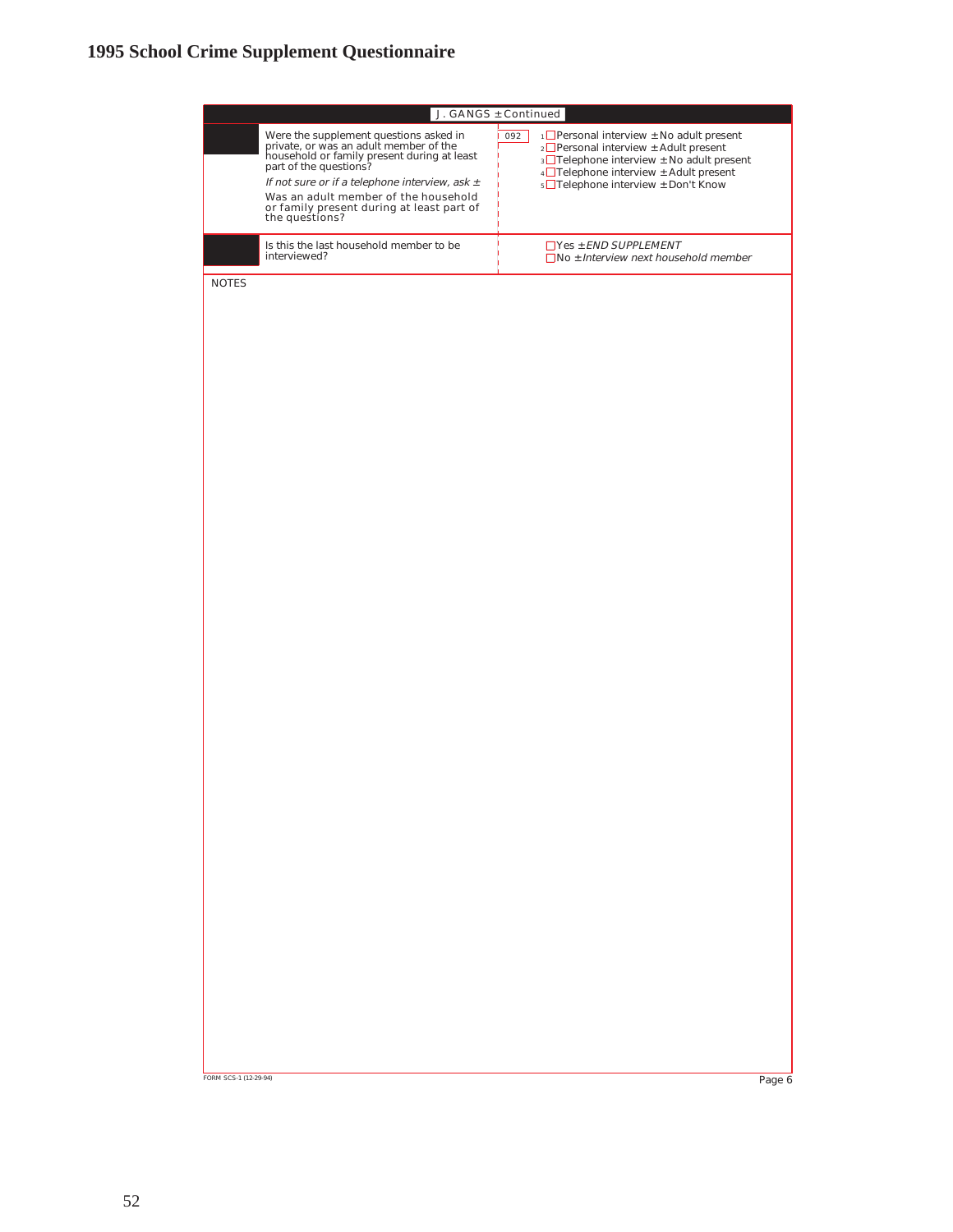# 1995 School Crime Supplement Questionnaire

## J. GANGS ± Continued

| | | |
|---|---|---|
| | Were the supplement questions asked in private, or was an adult member of the household or family present during at least part of the questions?<br>*If not sure or if a telephone interview, ask ±*<br>Was an adult member of the household or family present during at least part of the questions? | 092<br>1 ☐ Personal interview ± No adult present<br>2 ☐ Personal interview ± Adult present<br>3 ☐ Telephone interview ± No adult present<br>4 ☐ Telephone interview ± Adult present<br>5 ☐ Telephone interview ± Don't Know |
| | Is this the last household member to be interviewed? | ☐ Yes ± *END SUPPLEMENT*<br>☐ No ± *Interview next household member* |

NOTES

FORM SCS-1 (12-29-94)